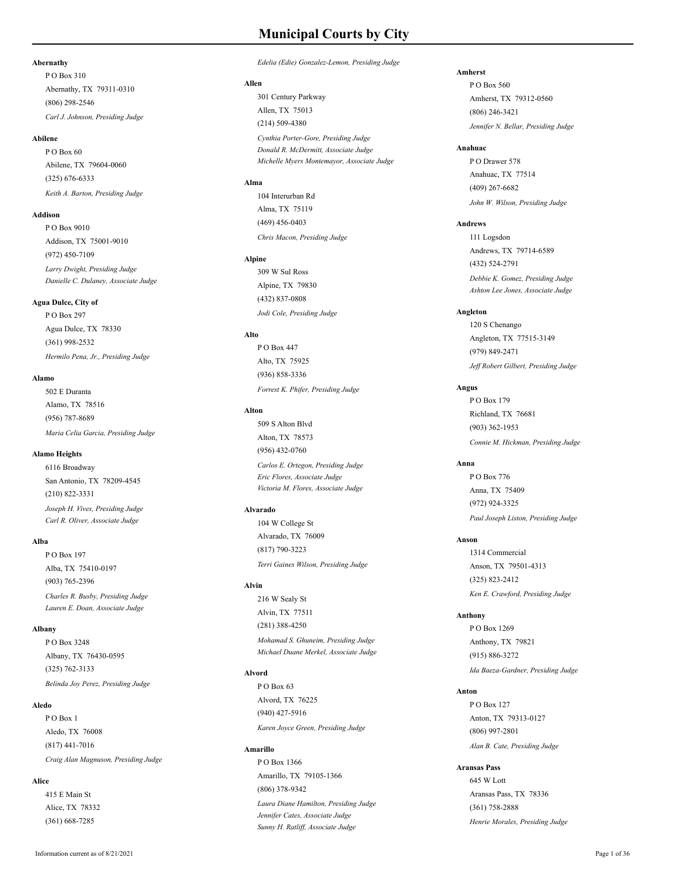# Municipal Courts by City

**Abernathy**

P O Box 310
Abernathy, TX 79311-0310
(806) 298-2546
*Carl J. Johnson, Presiding Judge*

**Abilene**

P O Box 60
Abilene, TX 79604-0060
(325) 676-6333
*Keith A. Barton, Presiding Judge*

**Addison**

P O Box 9010
Addison, TX 75001-9010
(972) 450-7109
*Larry Dwight, Presiding Judge*
*Danielle C. Dulaney, Associate Judge*

**Agua Dulce, City of**

P O Box 297
Agua Dulce, TX 78330
(361) 998-2532
*Hermilo Pena, Jr., Presiding Judge*

**Alamo**

502 E Duranta
Alamo, TX 78516
(956) 787-8689
*Maria Celia Garcia, Presiding Judge*

**Alamo Heights**

6116 Broadway
San Antonio, TX 78209-4545
(210) 822-3331
*Joseph H. Vives, Presiding Judge*
*Carl R. Oliver, Associate Judge*

**Alba**

P O Box 197
Alba, TX 75410-0197
(903) 765-2396
*Charles R. Busby, Presiding Judge*
*Lauren E. Doan, Associate Judge*

**Albany**

P O Box 3248
Albany, TX 76430-0595
(325) 762-3133
*Belinda Joy Perez, Presiding Judge*

**Aledo**

P O Box 1
Aledo, TX 76008
(817) 441-7016
*Craig Alan Magnuson, Presiding Judge*

**Alice**

415 E Main St
Alice, TX 78332
(361) 668-7285
*Edelia (Edie) Gonzalez-Lemon, Presiding Judge*

**Allen**

301 Century Parkway
Allen, TX 75013
(214) 509-4380
*Cynthia Porter-Gore, Presiding Judge*
*Donald R. McDermitt, Associate Judge*
*Michelle Myers Montemayor, Associate Judge*

**Alma**

104 Interurban Rd
Alma, TX 75119
(469) 456-0403
*Chris Macon, Presiding Judge*

**Alpine**

309 W Sul Ross
Alpine, TX 79830
(432) 837-0808
*Jodi Cole, Presiding Judge*

**Alto**

P O Box 447
Alto, TX 75925
(936) 858-3336
*Forrest K. Phifer, Presiding Judge*

**Alton**

509 S Alton Blvd
Alton, TX 78573
(956) 432-0760
*Carlos E. Ortegon, Presiding Judge*
*Eric Flores, Associate Judge*
*Victoria M. Flores, Associate Judge*

**Alvarado**

104 W College St
Alvarado, TX 76009
(817) 790-3223
*Terri Gaines Wilson, Presiding Judge*

**Alvin**

216 W Sealy St
Alvin, TX 77511
(281) 388-4250
*Mohamad S. Ghuneim, Presiding Judge*
*Michael Duane Merkel, Associate Judge*

**Alvord**

P O Box 63
Alvord, TX 76225
(940) 427-5916
*Karen Joyce Green, Presiding Judge*

**Amarillo**

P O Box 1366
Amarillo, TX 79105-1366
(806) 378-9342
*Laura Diane Hamilton, Presiding Judge*
*Jennifer Cates, Associate Judge*
*Sunny H. Ratliff, Associate Judge*

**Amherst**

P O Box 560
Amherst, TX 79312-0560
(806) 246-3421
*Jennifer N. Bellar, Presiding Judge*

**Anahuac**

P O Drawer 578
Anahuac, TX 77514
(409) 267-6682
*John W. Wilson, Presiding Judge*

**Andrews**

111 Logsdon
Andrews, TX 79714-6589
(432) 524-2791
*Debbie K. Gomez, Presiding Judge*
*Ashton Lee Jones, Associate Judge*

**Angleton**

120 S Chenango
Angleton, TX 77515-3149
(979) 849-2471
*Jeff Robert Gilbert, Presiding Judge*

**Angus**

P O Box 179
Richland, TX 76681
(903) 362-1953
*Connie M. Hickman, Presiding Judge*

**Anna**

P O Box 776
Anna, TX 75409
(972) 924-3325
*Paul Joseph Liston, Presiding Judge*

**Anson**

1314 Commercial
Anson, TX 79501-4313
(325) 823-2412
*Ken E. Crawford, Presiding Judge*

**Anthony**

P O Box 1269
Anthony, TX 79821
(915) 886-3272
*Ida Baeza-Gardner, Presiding Judge*

**Anton**

P O Box 127
Anton, TX 79313-0127
(806) 997-2801
*Alan B. Cate, Presiding Judge*

**Aransas Pass**

645 W Lott
Aransas Pass, TX 78336
(361) 758-2888
*Henrie Morales, Presiding Judge*

Information current as of 8/21/2021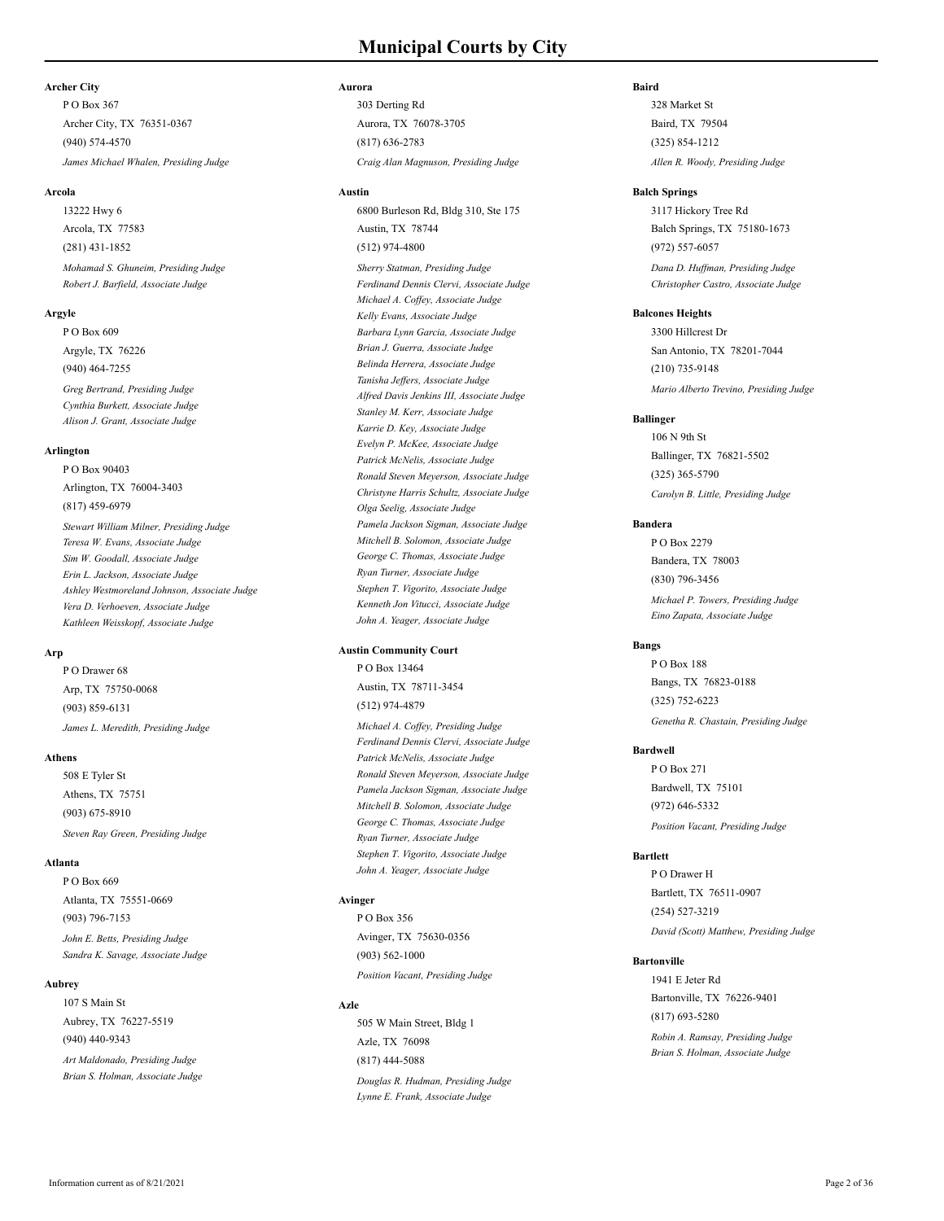# Municipal Courts by City

**Archer City**

P O Box 367
Archer City, TX 76351-0367
(940) 574-4570

*James Michael Whalen, Presiding Judge*

**Arcola**

13222 Hwy 6
Arcola, TX 77583
(281) 431-1852

*Mohamad S. Ghuneim, Presiding Judge*
*Robert J. Barfield, Associate Judge*

**Argyle**

P O Box 609
Argyle, TX 76226
(940) 464-7255

*Greg Bertrand, Presiding Judge*
*Cynthia Burkett, Associate Judge*
*Alison J. Grant, Associate Judge*

**Arlington**

P O Box 90403
Arlington, TX 76004-3403
(817) 459-6979

*Stewart William Milner, Presiding Judge*
*Teresa W. Evans, Associate Judge*
*Sim W. Goodall, Associate Judge*
*Erin L. Jackson, Associate Judge*
*Ashley Westmoreland Johnson, Associate Judge*
*Vera D. Verhoeven, Associate Judge*
*Kathleen Weisskopf, Associate Judge*

**Arp**

P O Drawer 68
Arp, TX 75750-0068
(903) 859-6131

*James L. Meredith, Presiding Judge*

**Athens**

508 E Tyler St
Athens, TX 75751
(903) 675-8910

*Steven Ray Green, Presiding Judge*

**Atlanta**

P O Box 669
Atlanta, TX 75551-0669
(903) 796-7153

*John E. Betts, Presiding Judge*
*Sandra K. Savage, Associate Judge*

**Aubrey**

107 S Main St
Aubrey, TX 76227-5519
(940) 440-9343

*Art Maldonado, Presiding Judge*
*Brian S. Holman, Associate Judge*

**Aurora**

303 Derting Rd
Aurora, TX 76078-3705
(817) 636-2783

*Craig Alan Magnuson, Presiding Judge*

**Austin**

6800 Burleson Rd, Bldg 310, Ste 175
Austin, TX 78744
(512) 974-4800

*Sherry Statman, Presiding Judge*
*Ferdinand Dennis Clervi, Associate Judge*
*Michael A. Coffey, Associate Judge*
*Kelly Evans, Associate Judge*
*Barbara Lynn Garcia, Associate Judge*
*Brian J. Guerra, Associate Judge*
*Belinda Herrera, Associate Judge*
*Tanisha Jeffers, Associate Judge*
*Alfred Davis Jenkins III, Associate Judge*
*Stanley M. Kerr, Associate Judge*
*Karrie D. Key, Associate Judge*
*Evelyn P. McKee, Associate Judge*
*Patrick McNelis, Associate Judge*
*Ronald Steven Meyerson, Associate Judge*
*Christyne Harris Schultz, Associate Judge*
*Olga Seelig, Associate Judge*
*Pamela Jackson Sigman, Associate Judge*
*Mitchell B. Solomon, Associate Judge*
*George C. Thomas, Associate Judge*
*Ryan Turner, Associate Judge*
*Stephen T. Vigorito, Associate Judge*
*Kenneth Jon Vitucci, Associate Judge*
*John A. Yeager, Associate Judge*

**Austin Community Court**

P O Box 13464
Austin, TX 78711-3454
(512) 974-4879

*Michael A. Coffey, Presiding Judge*
*Ferdinand Dennis Clervi, Associate Judge*
*Patrick McNelis, Associate Judge*
*Ronald Steven Meyerson, Associate Judge*
*Pamela Jackson Sigman, Associate Judge*
*Mitchell B. Solomon, Associate Judge*
*George C. Thomas, Associate Judge*
*Ryan Turner, Associate Judge*
*Stephen T. Vigorito, Associate Judge*
*John A. Yeager, Associate Judge*

**Avinger**

P O Box 356
Avinger, TX 75630-0356
(903) 562-1000

*Position Vacant, Presiding Judge*

**Azle**

505 W Main Street, Bldg 1
Azle, TX 76098
(817) 444-5088

*Douglas R. Hudman, Presiding Judge*
*Lynne E. Frank, Associate Judge*

**Baird**

328 Market St
Baird, TX 79504
(325) 854-1212

*Allen R. Woody, Presiding Judge*

**Balch Springs**

3117 Hickory Tree Rd
Balch Springs, TX 75180-1673
(972) 557-6057

*Dana D. Huffman, Presiding Judge*
*Christopher Castro, Associate Judge*

**Balcones Heights**

3300 Hillcrest Dr
San Antonio, TX 78201-7044
(210) 735-9148

*Mario Alberto Trevino, Presiding Judge*

**Ballinger**

106 N 9th St
Ballinger, TX 76821-5502
(325) 365-5790

*Carolyn B. Little, Presiding Judge*

**Bandera**

P O Box 2279
Bandera, TX 78003
(830) 796-3456

*Michael P. Towers, Presiding Judge*
*Eino Zapata, Associate Judge*

**Bangs**

P O Box 188
Bangs, TX 76823-0188
(325) 752-6223

*Genetha R. Chastain, Presiding Judge*

**Bardwell**

P O Box 271
Bardwell, TX 75101
(972) 646-5332

*Position Vacant, Presiding Judge*

**Bartlett**

P O Drawer H
Bartlett, TX 76511-0907
(254) 527-3219

*David (Scott) Matthew, Presiding Judge*

**Bartonville**

1941 E Jeter Rd
Bartonville, TX 76226-9401
(817) 693-5280

*Robin A. Ramsay, Presiding Judge*
*Brian S. Holman, Associate Judge*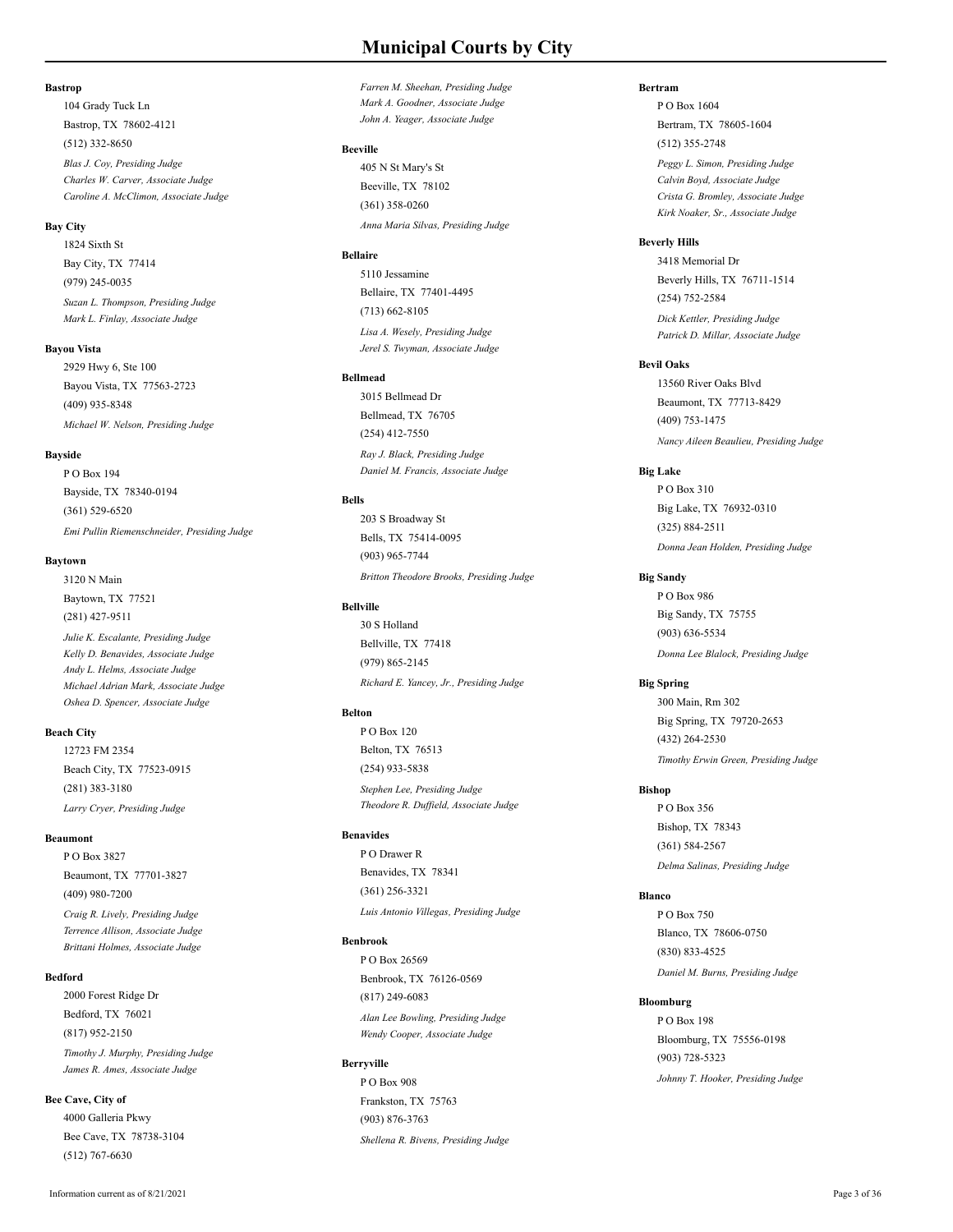# Municipal Courts by City

**Bastrop**

104 Grady Tuck Ln
Bastrop, TX 78602-4121
(512) 332-8650

*Blas J. Coy, Presiding Judge*
*Charles W. Carver, Associate Judge*
*Caroline A. McClimon, Associate Judge*

**Bay City**

1824 Sixth St
Bay City, TX 77414
(979) 245-0035

*Suzan L. Thompson, Presiding Judge*
*Mark L. Finlay, Associate Judge*

**Bayou Vista**

2929 Hwy 6, Ste 100
Bayou Vista, TX 77563-2723
(409) 935-8348

*Michael W. Nelson, Presiding Judge*

**Bayside**

P O Box 194
Bayside, TX 78340-0194
(361) 529-6520

*Emi Pullin Riemenschneider, Presiding Judge*

**Baytown**

3120 N Main
Baytown, TX 77521
(281) 427-9511

*Julie K. Escalante, Presiding Judge*
*Kelly D. Benavides, Associate Judge*
*Andy L. Helms, Associate Judge*
*Michael Adrian Mark, Associate Judge*
*Oshea D. Spencer, Associate Judge*

**Beach City**

12723 FM 2354
Beach City, TX 77523-0915
(281) 383-3180

*Larry Cryer, Presiding Judge*

**Beaumont**

P O Box 3827
Beaumont, TX 77701-3827
(409) 980-7200

*Craig R. Lively, Presiding Judge*
*Terrence Allison, Associate Judge*
*Brittani Holmes, Associate Judge*

**Bedford**

2000 Forest Ridge Dr
Bedford, TX 76021
(817) 952-2150

*Timothy J. Murphy, Presiding Judge*
*James R. Ames, Associate Judge*

**Bee Cave, City of**

4000 Galleria Pkwy
Bee Cave, TX 78738-3104
(512) 767-6630

*Farren M. Sheehan, Presiding Judge*
*Mark A. Goodner, Associate Judge*
*John A. Yeager, Associate Judge*

**Beeville**

405 N St Mary's St
Beeville, TX 78102
(361) 358-0260

*Anna Maria Silvas, Presiding Judge*

**Bellaire**

5110 Jessamine
Bellaire, TX 77401-4495
(713) 662-8105

*Lisa A. Wesely, Presiding Judge*
*Jerel S. Twyman, Associate Judge*

**Bellmead**

3015 Bellmead Dr
Bellmead, TX 76705
(254) 412-7550

*Ray J. Black, Presiding Judge*
*Daniel M. Francis, Associate Judge*

**Bells**

203 S Broadway St
Bells, TX 75414-0095
(903) 965-7744

*Britton Theodore Brooks, Presiding Judge*

**Bellville**

30 S Holland
Bellville, TX 77418
(979) 865-2145

*Richard E. Yancey, Jr., Presiding Judge*

**Belton**

P O Box 120
Belton, TX 76513
(254) 933-5838

*Stephen Lee, Presiding Judge*
*Theodore R. Duffield, Associate Judge*

**Benavides**

P O Drawer R
Benavides, TX 78341
(361) 256-3321

*Luis Antonio Villegas, Presiding Judge*

**Benbrook**

P O Box 26569
Benbrook, TX 76126-0569
(817) 249-6083

*Alan Lee Bowling, Presiding Judge*
*Wendy Cooper, Associate Judge*

**Berryville**

P O Box 908
Frankston, TX 75763
(903) 876-3763

*Shellena R. Bivens, Presiding Judge*

**Bertram**

P O Box 1604
Bertram, TX 78605-1604
(512) 355-2748

*Peggy L. Simon, Presiding Judge*
*Calvin Boyd, Associate Judge*
*Crista G. Bromley, Associate Judge*
*Kirk Noaker, Sr., Associate Judge*

**Beverly Hills**

3418 Memorial Dr
Beverly Hills, TX 76711-1514
(254) 752-2584

*Dick Kettler, Presiding Judge*
*Patrick D. Millar, Associate Judge*

**Bevil Oaks**

13560 River Oaks Blvd
Beaumont, TX 77713-8429
(409) 753-1475

*Nancy Aileen Beaulieu, Presiding Judge*

**Big Lake**

P O Box 310
Big Lake, TX 76932-0310
(325) 884-2511

*Donna Jean Holden, Presiding Judge*

**Big Sandy**

P O Box 986
Big Sandy, TX 75755
(903) 636-5534

*Donna Lee Blalock, Presiding Judge*

**Big Spring**

300 Main, Rm 302
Big Spring, TX 79720-2653
(432) 264-2530

*Timothy Erwin Green, Presiding Judge*

**Bishop**

P O Box 356
Bishop, TX 78343
(361) 584-2567

*Delma Salinas, Presiding Judge*

**Blanco**

P O Box 750
Blanco, TX 78606-0750
(830) 833-4525

*Daniel M. Burns, Presiding Judge*

**Bloomburg**

P O Box 198
Bloomburg, TX 75556-0198
(903) 728-5323

*Johnny T. Hooker, Presiding Judge*

Information current as of 8/21/2021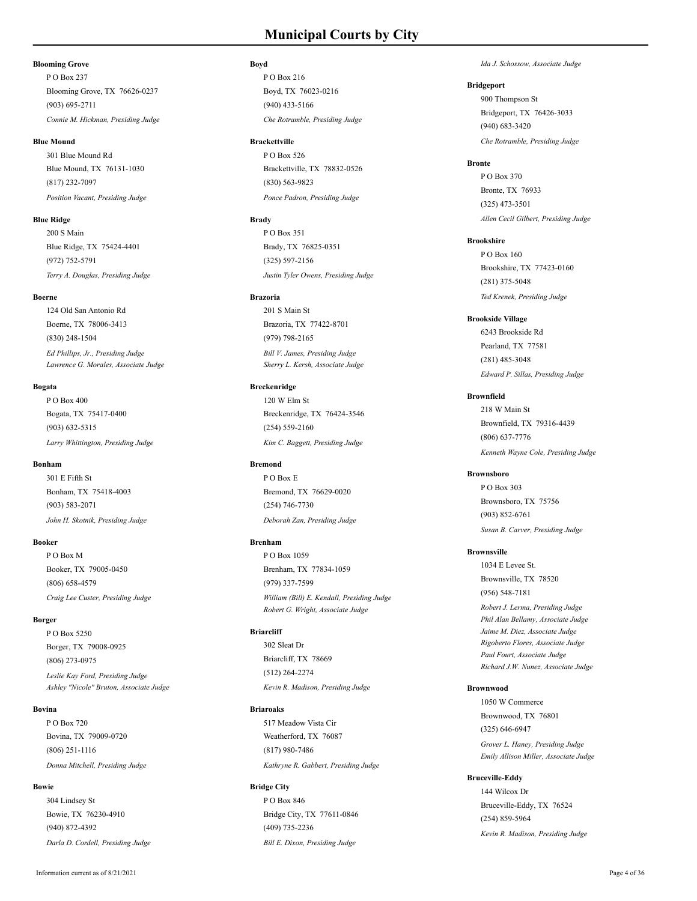# Municipal Courts by City

**Blooming Grove**
P O Box 237
Blooming Grove, TX 76626-0237
(903) 695-2711
*Connie M. Hickman, Presiding Judge*

**Blue Mound**
301 Blue Mound Rd
Blue Mound, TX 76131-1030
(817) 232-7097
*Position Vacant, Presiding Judge*

**Blue Ridge**
200 S Main
Blue Ridge, TX 75424-4401
(972) 752-5791
*Terry A. Douglas, Presiding Judge*

**Boerne**
124 Old San Antonio Rd
Boerne, TX 78006-3413
(830) 248-1504
*Ed Phillips, Jr., Presiding Judge*
*Lawrence G. Morales, Associate Judge*

**Bogata**
P O Box 400
Bogata, TX 75417-0400
(903) 632-5315
*Larry Whittington, Presiding Judge*

**Bonham**
301 E Fifth St
Bonham, TX 75418-4003
(903) 583-2071
*John H. Skotnik, Presiding Judge*

**Booker**
P O Box M
Booker, TX 79005-0450
(806) 658-4579
*Craig Lee Custer, Presiding Judge*

**Borger**
P O Box 5250
Borger, TX 79008-0925
(806) 273-0975
*Leslie Kay Ford, Presiding Judge*
*Ashley "Nicole" Bruton, Associate Judge*

**Bovina**
P O Box 720
Bovina, TX 79009-0720
(806) 251-1116
*Donna Mitchell, Presiding Judge*

**Bowie**
304 Lindsey St
Bowie, TX 76230-4910
(940) 872-4392
*Darla D. Cordell, Presiding Judge*

**Boyd**
P O Box 216
Boyd, TX 76023-0216
(940) 433-5166
*Che Rotramble, Presiding Judge*

**Brackettville**
P O Box 526
Brackettville, TX 78832-0526
(830) 563-9823
*Ponce Padron, Presiding Judge*

**Brady**
P O Box 351
Brady, TX 76825-0351
(325) 597-2156
*Justin Tyler Owens, Presiding Judge*

**Brazoria**
201 S Main St
Brazoria, TX 77422-8701
(979) 798-2165
*Bill V. James, Presiding Judge*
*Sherry L. Kersh, Associate Judge*

**Breckenridge**
120 W Elm St
Breckenridge, TX 76424-3546
(254) 559-2160
*Kim C. Baggett, Presiding Judge*

**Bremond**
P O Box E
Bremond, TX 76629-0020
(254) 746-7730
*Deborah Zan, Presiding Judge*

**Brenham**
P O Box 1059
Brenham, TX 77834-1059
(979) 337-7599
*William (Bill) E. Kendall, Presiding Judge*
*Robert G. Wright, Associate Judge*

**Briarcliff**
302 Sleat Dr
Briarcliff, TX 78669
(512) 264-2274
*Kevin R. Madison, Presiding Judge*

**Briaroaks**
517 Meadow Vista Cir
Weatherford, TX 76087
(817) 980-7486
*Kathryne R. Gabbert, Presiding Judge*

**Bridge City**
P O Box 846
Bridge City, TX 77611-0846
(409) 735-2236
*Bill E. Dixon, Presiding Judge*
*Ida J. Schossow, Associate Judge*

**Bridgeport**
900 Thompson St
Bridgeport, TX 76426-3033
(940) 683-3420
*Che Rotramble, Presiding Judge*

**Bronte**
P O Box 370
Bronte, TX 76933
(325) 473-3501
*Allen Cecil Gilbert, Presiding Judge*

**Brookshire**
P O Box 160
Brookshire, TX 77423-0160
(281) 375-5048
*Ted Krenek, Presiding Judge*

**Brookside Village**
6243 Brookside Rd
Pearland, TX 77581
(281) 485-3048
*Edward P. Sillas, Presiding Judge*

**Brownfield**
218 W Main St
Brownfield, TX 79316-4439
(806) 637-7776
*Kenneth Wayne Cole, Presiding Judge*

**Brownsboro**
P O Box 303
Brownsboro, TX 75756
(903) 852-6761
*Susan B. Carver, Presiding Judge*

**Brownsville**
1034 E Levee St.
Brownsville, TX 78520
(956) 548-7181
*Robert J. Lerma, Presiding Judge*
*Phil Alan Bellamy, Associate Judge*
*Jaime M. Diez, Associate Judge*
*Rigoberto Flores, Associate Judge*
*Paul Fourt, Associate Judge*
*Richard J.W. Nunez, Associate Judge*

**Brownwood**
1050 W Commerce
Brownwood, TX 76801
(325) 646-6947
*Grover L. Haney, Presiding Judge*
*Emily Allison Miller, Associate Judge*

**Bruceville-Eddy**
144 Wilcox Dr
Bruceville-Eddy, TX 76524
(254) 859-5964
*Kevin R. Madison, Presiding Judge*

Information current as of 8/21/2021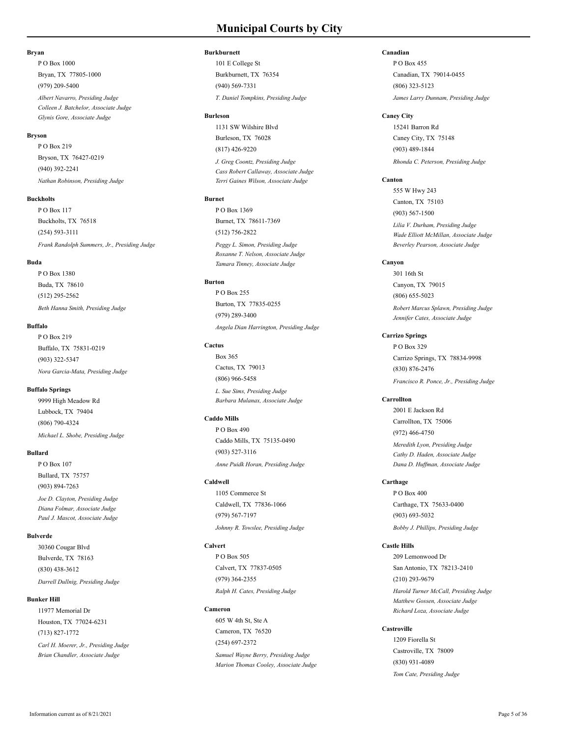# Municipal Courts by City

**Bryan**

P O Box 1000
Bryan, TX 77805-1000
(979) 209-5400

*Albert Navarro, Presiding Judge*
*Colleen J. Batchelor, Associate Judge*
*Glynis Gore, Associate Judge*

**Bryson**

P O Box 219
Bryson, TX 76427-0219
(940) 392-2241

*Nathan Robinson, Presiding Judge*

**Buckholts**

P O Box 117
Buckholts, TX 76518
(254) 593-3111

*Frank Randolph Summers, Jr., Presiding Judge*

**Buda**

P O Box 1380
Buda, TX 78610
(512) 295-2562

*Beth Hanna Smith, Presiding Judge*

**Buffalo**

P O Box 219
Buffalo, TX 75831-0219
(903) 322-5347

*Nora Garcia-Mata, Presiding Judge*

**Buffalo Springs**

9999 High Meadow Rd
Lubbock, TX 79404
(806) 790-4324

*Michael L. Shobe, Presiding Judge*

**Bullard**

P O Box 107
Bullard, TX 75757
(903) 894-7263

*Joe D. Clayton, Presiding Judge*
*Diana Folmar, Associate Judge*
*Paul J. Mascot, Associate Judge*

**Bulverde**

30360 Cougar Blvd
Bulverde, TX 78163
(830) 438-3612

*Darrell Dullnig, Presiding Judge*

**Bunker Hill**

11977 Memorial Dr
Houston, TX 77024-6231
(713) 827-1772

*Carl H. Moerer, Jr., Presiding Judge*
*Brian Chandler, Associate Judge*

**Burkburnett**

101 E College St
Burkburnett, TX 76354
(940) 569-7331

*T. Daniel Tompkins, Presiding Judge*

**Burleson**

1131 SW Wilshire Blvd
Burleson, TX 76028
(817) 426-9220

*J. Greg Coontz, Presiding Judge*
*Cass Robert Callaway, Associate Judge*
*Terri Gaines Wilson, Associate Judge*

**Burnet**

P O Box 1369
Burnet, TX 78611-7369
(512) 756-2822

*Peggy L. Simon, Presiding Judge*
*Roxanne T. Nelson, Associate Judge*
*Tamara Tinney, Associate Judge*

**Burton**

P O Box 255
Burton, TX 77835-0255
(979) 289-3400

*Angela Dian Harrington, Presiding Judge*

**Cactus**

Box 365
Cactus, TX 79013
(806) 966-5458

*L. Sue Sims, Presiding Judge*
*Barbara Mulanax, Associate Judge*

**Caddo Mills**

P O Box 490
Caddo Mills, TX 75135-0490
(903) 527-3116

*Anne Puidk Horan, Presiding Judge*

**Caldwell**

1105 Commerce St
Caldwell, TX 77836-1066
(979) 567-7197

*Johnny R. Towslee, Presiding Judge*

**Calvert**

P O Box 505
Calvert, TX 77837-0505
(979) 364-2355

*Ralph H. Cates, Presiding Judge*

**Cameron**

605 W 4th St, Ste A
Cameron, TX 76520
(254) 697-2372

*Samuel Wayne Berry, Presiding Judge*
*Marion Thomas Cooley, Associate Judge*

**Canadian**

P O Box 455
Canadian, TX 79014-0455
(806) 323-5123

*James Larry Dunnam, Presiding Judge*

**Caney City**

15241 Barron Rd
Caney City, TX 75148
(903) 489-1844

*Rhonda C. Peterson, Presiding Judge*

**Canton**

555 W Hwy 243
Canton, TX 75103
(903) 567-1500

*Lilia V. Durham, Presiding Judge*
*Wade Elliott McMillan, Associate Judge*
*Beverley Pearson, Associate Judge*

**Canyon**

301 16th St
Canyon, TX 79015
(806) 655-5023

*Robert Marcus Splawn, Presiding Judge*
*Jennifer Cates, Associate Judge*

**Carrizo Springs**

P O Box 329
Carrizo Springs, TX 78834-9998
(830) 876-2476

*Francisco R. Ponce, Jr., Presiding Judge*

**Carrollton**

2001 E Jackson Rd
Carrollton, TX 75006
(972) 466-4750

*Meredith Lyon, Presiding Judge*
*Cathy D. Haden, Associate Judge*
*Dana D. Huffman, Associate Judge*

**Carthage**

P O Box 400
Carthage, TX 75633-0400
(903) 693-5032

*Bobby J. Phillips, Presiding Judge*

**Castle Hills**

209 Lemonwood Dr
San Antonio, TX 78213-2410
(210) 293-9679

*Harold Turner McCall, Presiding Judge*
*Matthew Gossen, Associate Judge*
*Richard Loza, Associate Judge*

**Castroville**

1209 Fiorella St
Castroville, TX 78009
(830) 931-4089

*Tom Cate, Presiding Judge*

Information current as of 8/21/2021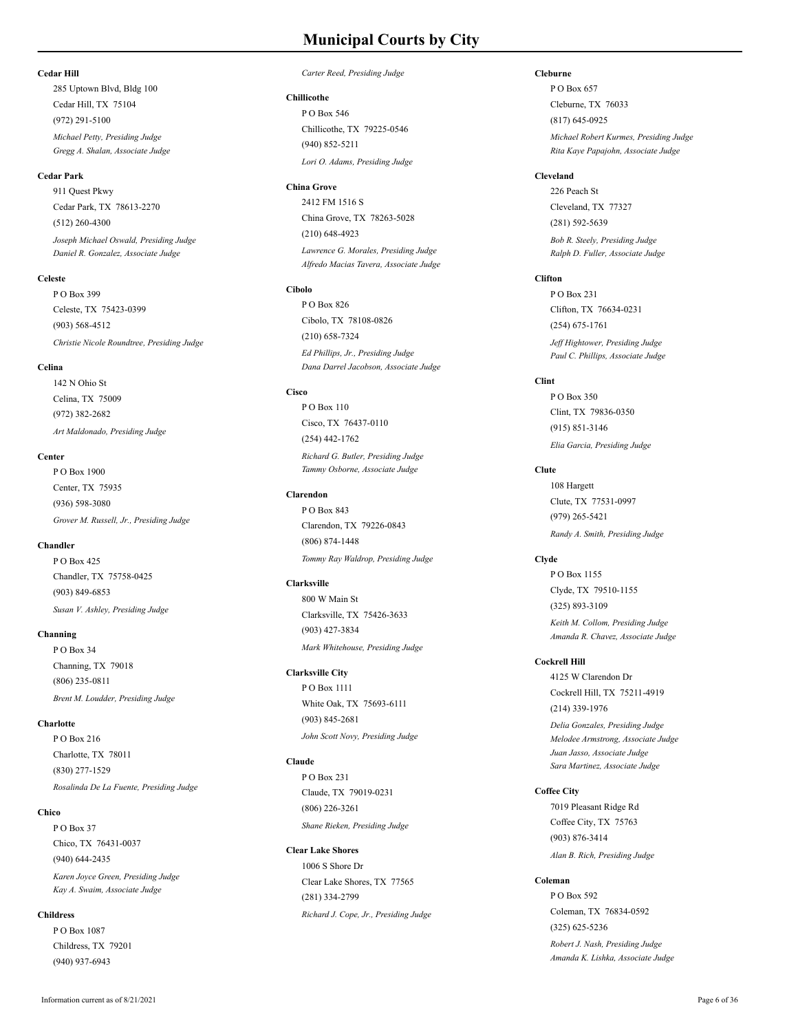# Municipal Courts by City

**Cedar Hill**
285 Uptown Blvd, Bldg 100
Cedar Hill, TX 75104
(972) 291-5100
*Michael Petty, Presiding Judge*
*Gregg A. Shalan, Associate Judge*

**Cedar Park**
911 Quest Pkwy
Cedar Park, TX 78613-2270
(512) 260-4300
*Joseph Michael Oswald, Presiding Judge*
*Daniel R. Gonzalez, Associate Judge*

**Celeste**
P O Box 399
Celeste, TX 75423-0399
(903) 568-4512
*Christie Nicole Roundtree, Presiding Judge*

**Celina**
142 N Ohio St
Celina, TX 75009
(972) 382-2682
*Art Maldonado, Presiding Judge*

**Center**
P O Box 1900
Center, TX 75935
(936) 598-3080
*Grover M. Russell, Jr., Presiding Judge*

**Chandler**
P O Box 425
Chandler, TX 75758-0425
(903) 849-6853
*Susan V. Ashley, Presiding Judge*

**Channing**
P O Box 34
Channing, TX 79018
(806) 235-0811
*Brent M. Loudder, Presiding Judge*

**Charlotte**
P O Box 216
Charlotte, TX 78011
(830) 277-1529
*Rosalinda De La Fuente, Presiding Judge*

**Chico**
P O Box 37
Chico, TX 76431-0037
(940) 644-2435
*Karen Joyce Green, Presiding Judge*
*Kay A. Swaim, Associate Judge*

**Childress**
P O Box 1087
Childress, TX 79201
(940) 937-6943
*Carter Reed, Presiding Judge*

**Chillicothe**
P O Box 546
Chillicothe, TX 79225-0546
(940) 852-5211
*Lori O. Adams, Presiding Judge*

**China Grove**
2412 FM 1516 S
China Grove, TX 78263-5028
(210) 648-4923
*Lawrence G. Morales, Presiding Judge*
*Alfredo Macias Tavera, Associate Judge*

**Cibolo**
P O Box 826
Cibolo, TX 78108-0826
(210) 658-7324
*Ed Phillips, Jr., Presiding Judge*
*Dana Darrel Jacobson, Associate Judge*

**Cisco**
P O Box 110
Cisco, TX 76437-0110
(254) 442-1762
*Richard G. Butler, Presiding Judge*
*Tammy Osborne, Associate Judge*

**Clarendon**
P O Box 843
Clarendon, TX 79226-0843
(806) 874-1448
*Tommy Ray Waldrop, Presiding Judge*

**Clarksville**
800 W Main St
Clarksville, TX 75426-3633
(903) 427-3834
*Mark Whitehouse, Presiding Judge*

**Clarksville City**
P O Box 1111
White Oak, TX 75693-6111
(903) 845-2681
*John Scott Novy, Presiding Judge*

**Claude**
P O Box 231
Claude, TX 79019-0231
(806) 226-3261
*Shane Rieken, Presiding Judge*

**Clear Lake Shores**
1006 S Shore Dr
Clear Lake Shores, TX 77565
(281) 334-2799
*Richard J. Cope, Jr., Presiding Judge*

**Cleburne**
P O Box 657
Cleburne, TX 76033
(817) 645-0925
*Michael Robert Kurmes, Presiding Judge*
*Rita Kaye Papajohn, Associate Judge*

**Cleveland**
226 Peach St
Cleveland, TX 77327
(281) 592-5639
*Bob R. Steely, Presiding Judge*
*Ralph D. Fuller, Associate Judge*

**Clifton**
P O Box 231
Clifton, TX 76634-0231
(254) 675-1761
*Jeff Hightower, Presiding Judge*
*Paul C. Phillips, Associate Judge*

**Clint**
P O Box 350
Clint, TX 79836-0350
(915) 851-3146
*Elia Garcia, Presiding Judge*

**Clute**
108 Hargett
Clute, TX 77531-0997
(979) 265-5421
*Randy A. Smith, Presiding Judge*

**Clyde**
P O Box 1155
Clyde, TX 79510-1155
(325) 893-3109
*Keith M. Collom, Presiding Judge*
*Amanda R. Chavez, Associate Judge*

**Cockrell Hill**
4125 W Clarendon Dr
Cockrell Hill, TX 75211-4919
(214) 339-1976
*Delia Gonzales, Presiding Judge*
*Melodee Armstrong, Associate Judge*
*Juan Jasso, Associate Judge*
*Sara Martinez, Associate Judge*

**Coffee City**
7019 Pleasant Ridge Rd
Coffee City, TX 75763
(903) 876-3414
*Alan B. Rich, Presiding Judge*

**Coleman**
P O Box 592
Coleman, TX 76834-0592
(325) 625-5236
*Robert J. Nash, Presiding Judge*
*Amanda K. Lishka, Associate Judge*

Information current as of 8/21/2021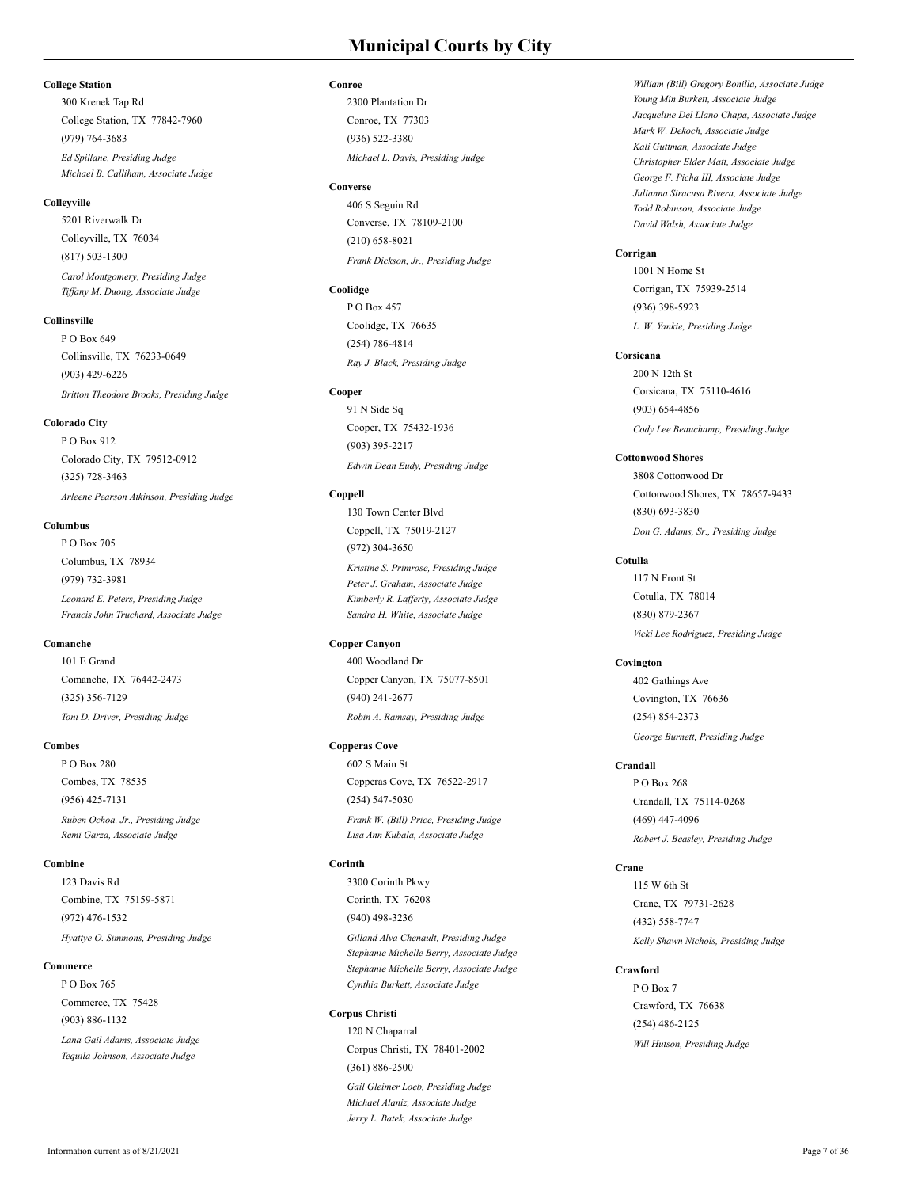# Municipal Courts by City

**College Station**

300 Krenek Tap Rd
College Station, TX 77842-7960
(979) 764-3683
*Ed Spillane, Presiding Judge*
*Michael B. Calliham, Associate Judge*

**Colleyville**

5201 Riverwalk Dr
Colleyville, TX 76034
(817) 503-1300
*Carol Montgomery, Presiding Judge*
*Tiffany M. Duong, Associate Judge*

**Collinsville**

P O Box 649
Collinsville, TX 76233-0649
(903) 429-6226
*Britton Theodore Brooks, Presiding Judge*

**Colorado City**

P O Box 912
Colorado City, TX 79512-0912
(325) 728-3463
*Arleene Pearson Atkinson, Presiding Judge*

**Columbus**

P O Box 705
Columbus, TX 78934
(979) 732-3981
*Leonard E. Peters, Presiding Judge*
*Francis John Truchard, Associate Judge*

**Comanche**

101 E Grand
Comanche, TX 76442-2473
(325) 356-7129
*Toni D. Driver, Presiding Judge*

**Combes**

P O Box 280
Combes, TX 78535
(956) 425-7131
*Ruben Ochoa, Jr., Presiding Judge*
*Remi Garza, Associate Judge*

**Combine**

123 Davis Rd
Combine, TX 75159-5871
(972) 476-1532
*Hyattye O. Simmons, Presiding Judge*

**Commerce**

P O Box 765
Commerce, TX 75428
(903) 886-1132
*Lana Gail Adams, Associate Judge*
*Tequila Johnson, Associate Judge*

**Conroe**

2300 Plantation Dr
Conroe, TX 77303
(936) 522-3380
*Michael L. Davis, Presiding Judge*

**Converse**

406 S Seguin Rd
Converse, TX 78109-2100
(210) 658-8021
*Frank Dickson, Jr., Presiding Judge*

**Coolidge**

P O Box 457
Coolidge, TX 76635
(254) 786-4814
*Ray J. Black, Presiding Judge*

**Cooper**

91 N Side Sq
Cooper, TX 75432-1936
(903) 395-2217
*Edwin Dean Eudy, Presiding Judge*

**Coppell**

130 Town Center Blvd
Coppell, TX 75019-2127
(972) 304-3650
*Kristine S. Primrose, Presiding Judge*
*Peter J. Graham, Associate Judge*
*Kimberly R. Lafferty, Associate Judge*
*Sandra H. White, Associate Judge*

**Copper Canyon**

400 Woodland Dr
Copper Canyon, TX 75077-8501
(940) 241-2677
*Robin A. Ramsay, Presiding Judge*

**Copperas Cove**

602 S Main St
Copperas Cove, TX 76522-2917
(254) 547-5030
*Frank W. (Bill) Price, Presiding Judge*
*Lisa Ann Kubala, Associate Judge*

**Corinth**

3300 Corinth Pkwy
Corinth, TX 76208
(940) 498-3236
*Gilland Alva Chenault, Presiding Judge*
*Stephanie Michelle Berry, Associate Judge*
*Stephanie Michelle Berry, Associate Judge*
*Cynthia Burkett, Associate Judge*

**Corpus Christi**

120 N Chaparral
Corpus Christi, TX 78401-2002
(361) 886-2500
*Gail Gleimer Loeb, Presiding Judge*
*Michael Alaniz, Associate Judge*
*Jerry L. Batek, Associate Judge*
*William (Bill) Gregory Bonilla, Associate Judge*
*Young Min Burkett, Associate Judge*
*Jacqueline Del Llano Chapa, Associate Judge*
*Mark W. Dekoch, Associate Judge*
*Kali Guttman, Associate Judge*
*Christopher Elder Matt, Associate Judge*
*George F. Picha III, Associate Judge*
*Julianna Siracusa Rivera, Associate Judge*
*Todd Robinson, Associate Judge*
*David Walsh, Associate Judge*

**Corrigan**

1001 N Home St
Corrigan, TX 75939-2514
(936) 398-5923
*L. W. Yankie, Presiding Judge*

**Corsicana**

200 N 12th St
Corsicana, TX 75110-4616
(903) 654-4856
*Cody Lee Beauchamp, Presiding Judge*

**Cottonwood Shores**

3808 Cottonwood Dr
Cottonwood Shores, TX 78657-9433
(830) 693-3830
*Don G. Adams, Sr., Presiding Judge*

**Cotulla**

117 N Front St
Cotulla, TX 78014
(830) 879-2367
*Vicki Lee Rodriguez, Presiding Judge*

**Covington**

402 Gathings Ave
Covington, TX 76636
(254) 854-2373
*George Burnett, Presiding Judge*

**Crandall**

P O Box 268
Crandall, TX 75114-0268
(469) 447-4096
*Robert J. Beasley, Presiding Judge*

**Crane**

115 W 6th St
Crane, TX 79731-2628
(432) 558-7747
*Kelly Shawn Nichols, Presiding Judge*

**Crawford**

P O Box 7
Crawford, TX 76638
(254) 486-2125
*Will Hutson, Presiding Judge*

Information current as of 8/21/2021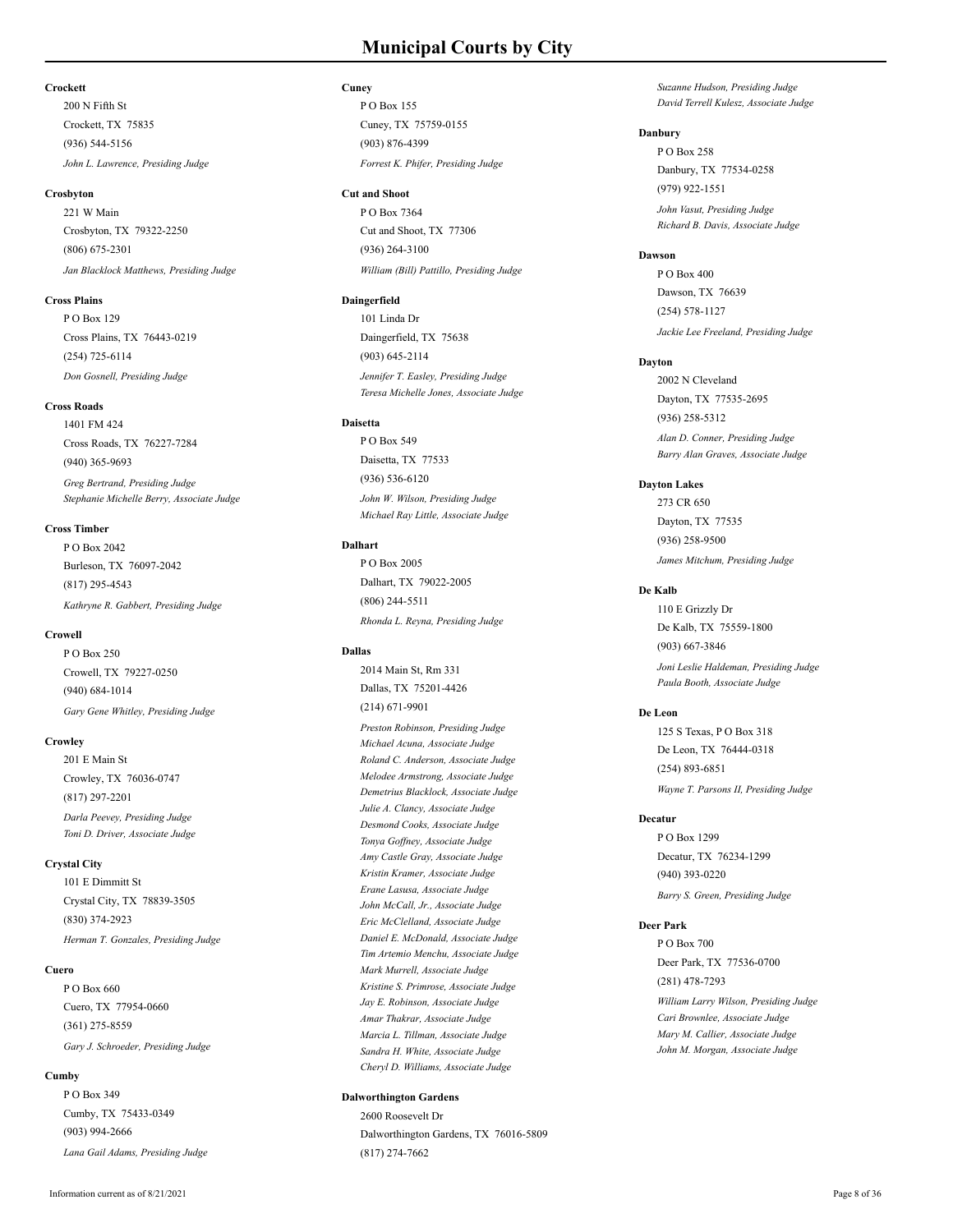# Municipal Courts by City

**Crockett**

200 N Fifth St
Crockett, TX 75835
(936) 544-5156
*John L. Lawrence, Presiding Judge*

**Crosbyton**

221 W Main
Crosbyton, TX 79322-2250
(806) 675-2301
*Jan Blacklock Matthews, Presiding Judge*

**Cross Plains**

P O Box 129
Cross Plains, TX 76443-0219
(254) 725-6114
*Don Gosnell, Presiding Judge*

**Cross Roads**

1401 FM 424
Cross Roads, TX 76227-7284
(940) 365-9693
*Greg Bertrand, Presiding Judge*
*Stephanie Michelle Berry, Associate Judge*

**Cross Timber**

P O Box 2042
Burleson, TX 76097-2042
(817) 295-4543
*Kathryne R. Gabbert, Presiding Judge*

**Crowell**

P O Box 250
Crowell, TX 79227-0250
(940) 684-1014
*Gary Gene Whitley, Presiding Judge*

**Crowley**

201 E Main St
Crowley, TX 76036-0747
(817) 297-2201
*Darla Peevey, Presiding Judge*
*Toni D. Driver, Associate Judge*

**Crystal City**

101 E Dimmitt St
Crystal City, TX 78839-3505
(830) 374-2923
*Herman T. Gonzales, Presiding Judge*

**Cuero**

P O Box 660
Cuero, TX 77954-0660
(361) 275-8559
*Gary J. Schroeder, Presiding Judge*

**Cumby**

P O Box 349
Cumby, TX 75433-0349
(903) 994-2666
*Lana Gail Adams, Presiding Judge*

**Cuney**

P O Box 155
Cuney, TX 75759-0155
(903) 876-4399
*Forrest K. Phifer, Presiding Judge*

**Cut and Shoot**

P O Box 7364
Cut and Shoot, TX 77306
(936) 264-3100
*William (Bill) Pattillo, Presiding Judge*

**Daingerfield**

101 Linda Dr
Daingerfield, TX 75638
(903) 645-2114
*Jennifer T. Easley, Presiding Judge*
*Teresa Michelle Jones, Associate Judge*

**Daisetta**

P O Box 549
Daisetta, TX 77533
(936) 536-6120
*John W. Wilson, Presiding Judge*
*Michael Ray Little, Associate Judge*

**Dalhart**

P O Box 2005
Dalhart, TX 79022-2005
(806) 244-5511
*Rhonda L. Reyna, Presiding Judge*

**Dallas**

2014 Main St, Rm 331
Dallas, TX 75201-4426
(214) 671-9901
*Preston Robinson, Presiding Judge*
*Michael Acuna, Associate Judge*
*Roland C. Anderson, Associate Judge*
*Melodee Armstrong, Associate Judge*
*Demetrius Blacklock, Associate Judge*
*Julie A. Clancy, Associate Judge*
*Desmond Cooks, Associate Judge*
*Tonya Goffney, Associate Judge*
*Amy Castle Gray, Associate Judge*
*Kristin Kramer, Associate Judge*
*Erane Lasusa, Associate Judge*
*John McCall, Jr., Associate Judge*
*Eric McClelland, Associate Judge*
*Daniel E. McDonald, Associate Judge*
*Tim Artemio Menchu, Associate Judge*
*Mark Murrell, Associate Judge*
*Kristine S. Primrose, Associate Judge*
*Jay E. Robinson, Associate Judge*
*Amar Thakrar, Associate Judge*
*Marcia L. Tillman, Associate Judge*
*Sandra H. White, Associate Judge*
*Cheryl D. Williams, Associate Judge*

**Dalworthington Gardens**

2600 Roosevelt Dr
Dalworthington Gardens, TX 76016-5809
(817) 274-7662
*Suzanne Hudson, Presiding Judge*
*David Terrell Kulesz, Associate Judge*

**Danbury**

P O Box 258
Danbury, TX 77534-0258
(979) 922-1551
*John Vasut, Presiding Judge*
*Richard B. Davis, Associate Judge*

**Dawson**

P O Box 400
Dawson, TX 76639
(254) 578-1127
*Jackie Lee Freeland, Presiding Judge*

**Dayton**

2002 N Cleveland
Dayton, TX 77535-2695
(936) 258-5312
*Alan D. Conner, Presiding Judge*
*Barry Alan Graves, Associate Judge*

**Dayton Lakes**

273 CR 650
Dayton, TX 77535
(936) 258-9500
*James Mitchum, Presiding Judge*

**De Kalb**

110 E Grizzly Dr
De Kalb, TX 75559-1800
(903) 667-3846
*Joni Leslie Haldeman, Presiding Judge*
*Paula Booth, Associate Judge*

**De Leon**

125 S Texas, P O Box 318
De Leon, TX 76444-0318
(254) 893-6851
*Wayne T. Parsons II, Presiding Judge*

**Decatur**

P O Box 1299
Decatur, TX 76234-1299
(940) 393-0220
*Barry S. Green, Presiding Judge*

**Deer Park**

P O Box 700
Deer Park, TX 77536-0700
(281) 478-7293
*William Larry Wilson, Presiding Judge*
*Cari Brownlee, Associate Judge*
*Mary M. Callier, Associate Judge*
*John M. Morgan, Associate Judge*

Information current as of 8/21/2021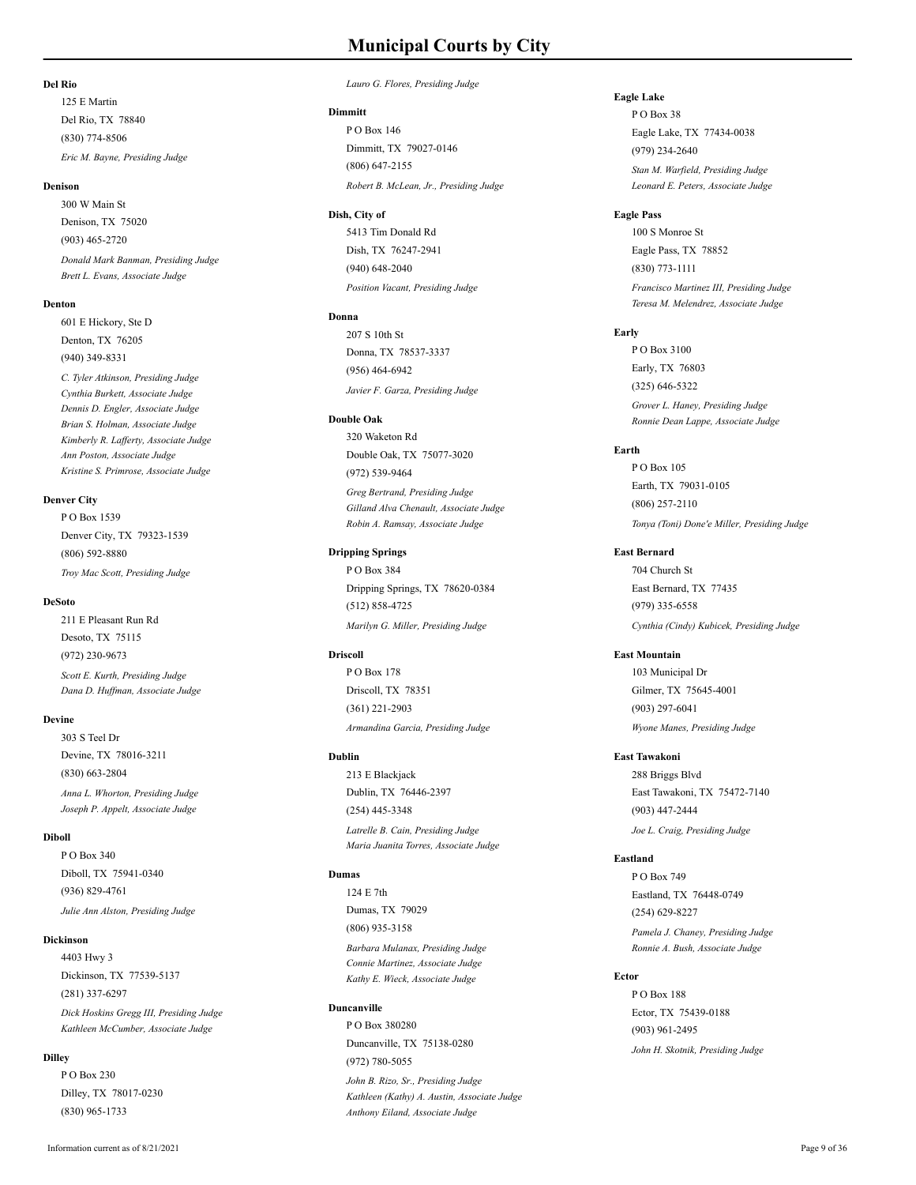# Municipal Courts by City

**Del Rio**

125 E Martin
Del Rio, TX 78840
(830) 774-8506
*Eric M. Bayne, Presiding Judge*

**Denison**

300 W Main St
Denison, TX 75020
(903) 465-2720
*Donald Mark Banman, Presiding Judge*
*Brett L. Evans, Associate Judge*

**Denton**

601 E Hickory, Ste D
Denton, TX 76205
(940) 349-8331
*C. Tyler Atkinson, Presiding Judge*
*Cynthia Burkett, Associate Judge*
*Dennis D. Engler, Associate Judge*
*Brian S. Holman, Associate Judge*
*Kimberly R. Lafferty, Associate Judge*
*Ann Poston, Associate Judge*
*Kristine S. Primrose, Associate Judge*

**Denver City**

P O Box 1539
Denver City, TX 79323-1539
(806) 592-8880
*Troy Mac Scott, Presiding Judge*

**DeSoto**

211 E Pleasant Run Rd
Desoto, TX 75115
(972) 230-9673
*Scott E. Kurth, Presiding Judge*
*Dana D. Huffman, Associate Judge*

**Devine**

303 S Teel Dr
Devine, TX 78016-3211
(830) 663-2804
*Anna L. Whorton, Presiding Judge*
*Joseph P. Appelt, Associate Judge*

**Diboll**

P O Box 340
Diboll, TX 75941-0340
(936) 829-4761
*Julie Ann Alston, Presiding Judge*

**Dickinson**

4403 Hwy 3
Dickinson, TX 77539-5137
(281) 337-6297
*Dick Hoskins Gregg III, Presiding Judge*
*Kathleen McCumber, Associate Judge*

**Dilley**

P O Box 230
Dilley, TX 78017-0230
(830) 965-1733
*Lauro G. Flores, Presiding Judge*

**Dimmitt**

P O Box 146
Dimmitt, TX 79027-0146
(806) 647-2155
*Robert B. McLean, Jr., Presiding Judge*

**Dish, City of**

5413 Tim Donald Rd
Dish, TX 76247-2941
(940) 648-2040
*Position Vacant, Presiding Judge*

**Donna**

207 S 10th St
Donna, TX 78537-3337
(956) 464-6942
*Javier F. Garza, Presiding Judge*

**Double Oak**

320 Waketon Rd
Double Oak, TX 75077-3020
(972) 539-9464
*Greg Bertrand, Presiding Judge*
*Gilland Alva Chenault, Associate Judge*
*Robin A. Ramsay, Associate Judge*

**Dripping Springs**

P O Box 384
Dripping Springs, TX 78620-0384
(512) 858-4725
*Marilyn G. Miller, Presiding Judge*

**Driscoll**

P O Box 178
Driscoll, TX 78351
(361) 221-2903
*Armandina Garcia, Presiding Judge*

**Dublin**

213 E Blackjack
Dublin, TX 76446-2397
(254) 445-3348
*Latrelle B. Cain, Presiding Judge*
*Maria Juanita Torres, Associate Judge*

**Dumas**

124 E 7th
Dumas, TX 79029
(806) 935-3158
*Barbara Mulanax, Presiding Judge*
*Connie Martinez, Associate Judge*
*Kathy E. Wieck, Associate Judge*

**Duncanville**

P O Box 380280
Duncanville, TX 75138-0280
(972) 780-5055
*John B. Rizo, Sr., Presiding Judge*
*Kathleen (Kathy) A. Austin, Associate Judge*
*Anthony Eiland, Associate Judge*

**Eagle Lake**

P O Box 38
Eagle Lake, TX 77434-0038
(979) 234-2640
*Stan M. Warfield, Presiding Judge*
*Leonard E. Peters, Associate Judge*

**Eagle Pass**

100 S Monroe St
Eagle Pass, TX 78852
(830) 773-1111
*Francisco Martinez III, Presiding Judge*
*Teresa M. Melendrez, Associate Judge*

**Early**

P O Box 3100
Early, TX 76803
(325) 646-5322
*Grover L. Haney, Presiding Judge*
*Ronnie Dean Lappe, Associate Judge*

**Earth**

P O Box 105
Earth, TX 79031-0105
(806) 257-2110
*Tonya (Toni) Done'e Miller, Presiding Judge*

**East Bernard**

704 Church St
East Bernard, TX 77435
(979) 335-6558
*Cynthia (Cindy) Kubicek, Presiding Judge*

**East Mountain**

103 Municipal Dr
Gilmer, TX 75645-4001
(903) 297-6041
*Wyone Manes, Presiding Judge*

**East Tawakoni**

288 Briggs Blvd
East Tawakoni, TX 75472-7140
(903) 447-2444
*Joe L. Craig, Presiding Judge*

**Eastland**

P O Box 749
Eastland, TX 76448-0749
(254) 629-8227
*Pamela J. Chaney, Presiding Judge*
*Ronnie A. Bush, Associate Judge*

**Ector**

P O Box 188
Ector, TX 75439-0188
(903) 961-2495
*John H. Skotnik, Presiding Judge*

Information current as of 8/21/2021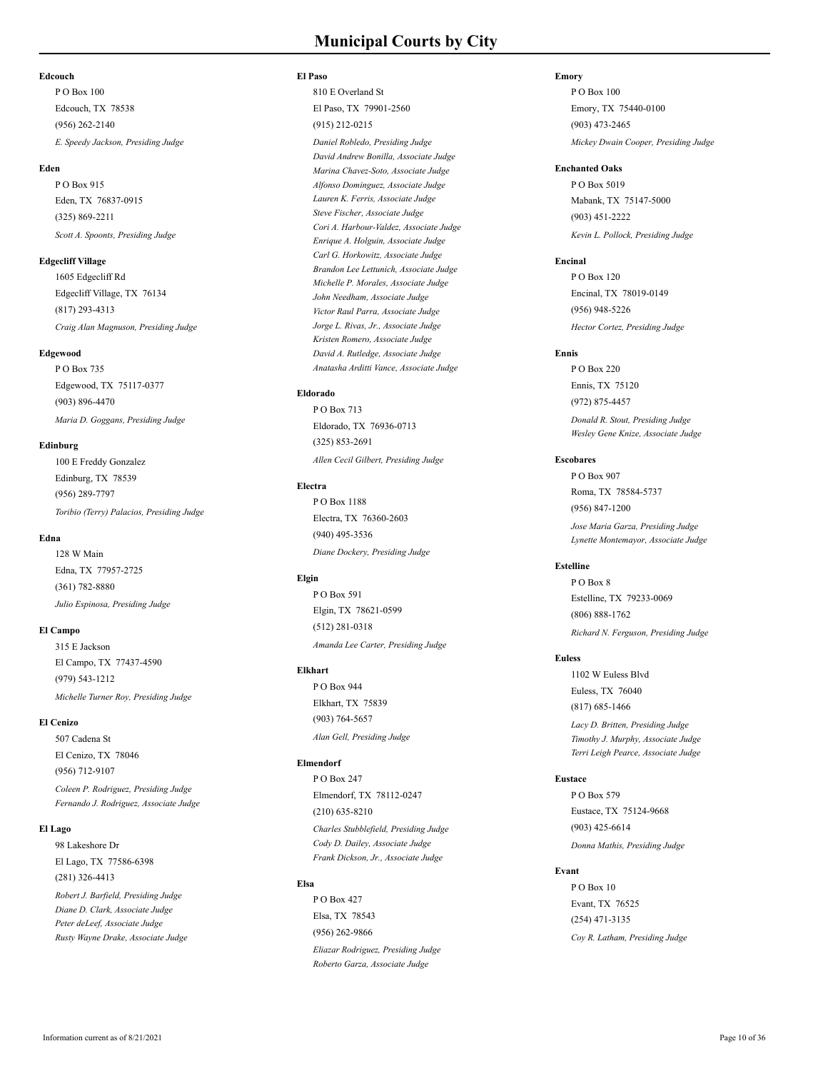# Municipal Courts by City

**Edcouch**

P O Box 100
Edcouch, TX 78538
(956) 262-2140

*E. Speedy Jackson, Presiding Judge*

**Eden**

P O Box 915
Eden, TX 76837-0915
(325) 869-2211

*Scott A. Spoonts, Presiding Judge*

**Edgecliff Village**

1605 Edgecliff Rd
Edgecliff Village, TX 76134
(817) 293-4313

*Craig Alan Magnuson, Presiding Judge*

**Edgewood**

P O Box 735
Edgewood, TX 75117-0377
(903) 896-4470

*Maria D. Goggans, Presiding Judge*

**Edinburg**

100 E Freddy Gonzalez
Edinburg, TX 78539
(956) 289-7797

*Toribio (Terry) Palacios, Presiding Judge*

**Edna**

128 W Main
Edna, TX 77957-2725
(361) 782-8880

*Julio Espinosa, Presiding Judge*

**El Campo**

315 E Jackson
El Campo, TX 77437-4590
(979) 543-1212

*Michelle Turner Roy, Presiding Judge*

**El Cenizo**

507 Cadena St
El Cenizo, TX 78046
(956) 712-9107

*Coleen P. Rodriguez, Presiding Judge*
*Fernando J. Rodriguez, Associate Judge*

**El Lago**

98 Lakeshore Dr
El Lago, TX 77586-6398
(281) 326-4413

*Robert J. Barfield, Presiding Judge*
*Diane D. Clark, Associate Judge*
*Peter deLeef, Associate Judge*
*Rusty Wayne Drake, Associate Judge*

**El Paso**

810 E Overland St
El Paso, TX 79901-2560
(915) 212-0215

*Daniel Robledo, Presiding Judge*
*David Andrew Bonilla, Associate Judge*
*Marina Chavez-Soto, Associate Judge*
*Alfonso Dominguez, Associate Judge*
*Lauren K. Ferris, Associate Judge*
*Steve Fischer, Associate Judge*
*Cori A. Harbour-Valdez, Associate Judge*
*Enrique A. Holguin, Associate Judge*
*Carl G. Horkowitz, Associate Judge*
*Brandon Lee Lettunich, Associate Judge*
*Michelle P. Morales, Associate Judge*
*John Needham, Associate Judge*
*Victor Raul Parra, Associate Judge*
*Jorge L. Rivas, Jr., Associate Judge*
*Kristen Romero, Associate Judge*
*David A. Rutledge, Associate Judge*
*Anatasha Arditti Vance, Associate Judge*

**Eldorado**

P O Box 713
Eldorado, TX 76936-0713
(325) 853-2691

*Allen Cecil Gilbert, Presiding Judge*

**Electra**

P O Box 1188
Electra, TX 76360-2603
(940) 495-3536

*Diane Dockery, Presiding Judge*

**Elgin**

P O Box 591
Elgin, TX 78621-0599
(512) 281-0318

*Amanda Lee Carter, Presiding Judge*

**Elkhart**

P O Box 944
Elkhart, TX 75839
(903) 764-5657

*Alan Gell, Presiding Judge*

**Elmendorf**

P O Box 247
Elmendorf, TX 78112-0247
(210) 635-8210

*Charles Stubblefield, Presiding Judge*
*Cody D. Dailey, Associate Judge*
*Frank Dickson, Jr., Associate Judge*

**Elsa**

P O Box 427
Elsa, TX 78543
(956) 262-9866

*Eliazar Rodriguez, Presiding Judge*
*Roberto Garza, Associate Judge*

**Emory**

P O Box 100
Emory, TX 75440-0100
(903) 473-2465

*Mickey Dwain Cooper, Presiding Judge*

**Enchanted Oaks**

P O Box 5019
Mabank, TX 75147-5000
(903) 451-2222

*Kevin L. Pollock, Presiding Judge*

**Encinal**

P O Box 120
Encinal, TX 78019-0149
(956) 948-5226

*Hector Cortez, Presiding Judge*

**Ennis**

P O Box 220
Ennis, TX 75120
(972) 875-4457

*Donald R. Stout, Presiding Judge*
*Wesley Gene Knize, Associate Judge*

**Escobares**

P O Box 907
Roma, TX 78584-5737
(956) 847-1200

*Jose Maria Garza, Presiding Judge*
*Lynette Montemayor, Associate Judge*

**Estelline**

P O Box 8
Estelline, TX 79233-0069
(806) 888-1762

*Richard N. Ferguson, Presiding Judge*

**Euless**

1102 W Euless Blvd
Euless, TX 76040
(817) 685-1466

*Lacy D. Britten, Presiding Judge*
*Timothy J. Murphy, Associate Judge*
*Terri Leigh Pearce, Associate Judge*

**Eustace**

P O Box 579
Eustace, TX 75124-9668
(903) 425-6614

*Donna Mathis, Presiding Judge*

**Evant**

P O Box 10
Evant, TX 76525
(254) 471-3135

*Coy R. Latham, Presiding Judge*

Information current as of 8/21/2021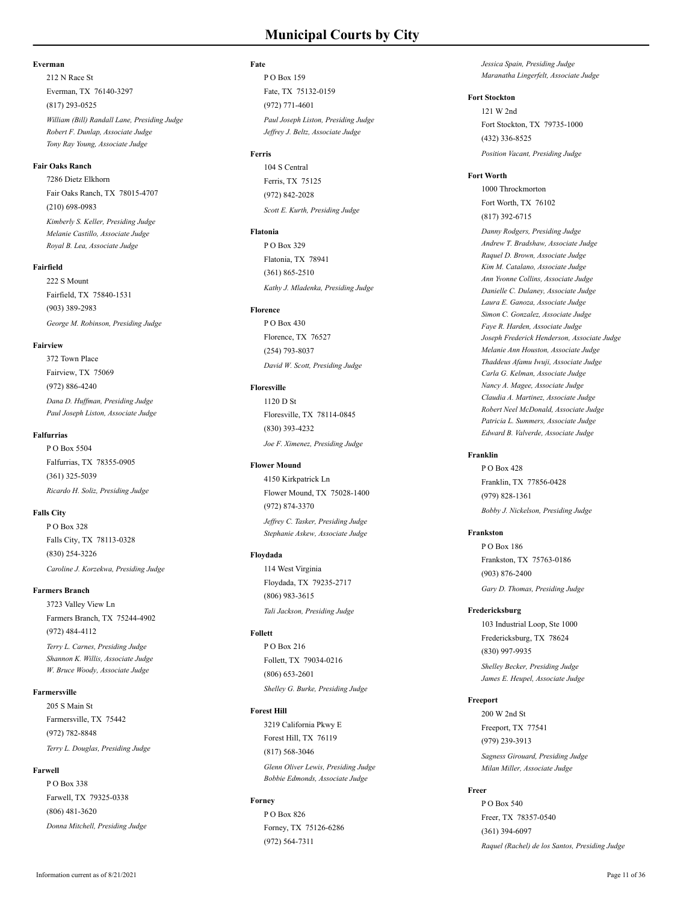# Municipal Courts by City

**Everman**

212 N Race St
Everman, TX 76140-3297
(817) 293-0525

*William (Bill) Randall Lane, Presiding Judge*
*Robert F. Dunlap, Associate Judge*
*Tony Ray Young, Associate Judge*

**Fair Oaks Ranch**

7286 Dietz Elkhorn
Fair Oaks Ranch, TX 78015-4707
(210) 698-0983

*Kimberly S. Keller, Presiding Judge*
*Melanie Castillo, Associate Judge*
*Royal B. Lea, Associate Judge*

**Fairfield**

222 S Mount
Fairfield, TX 75840-1531
(903) 389-2983

*George M. Robinson, Presiding Judge*

**Fairview**

372 Town Place
Fairview, TX 75069
(972) 886-4240

*Dana D. Huffman, Presiding Judge*
*Paul Joseph Liston, Associate Judge*

**Falfurrias**

P O Box 5504
Falfurrias, TX 78355-0905
(361) 325-5039

*Ricardo H. Soliz, Presiding Judge*

**Falls City**

P O Box 328
Falls City, TX 78113-0328
(830) 254-3226

*Caroline J. Korzekwa, Presiding Judge*

**Farmers Branch**

3723 Valley View Ln
Farmers Branch, TX 75244-4902
(972) 484-4112

*Terry L. Carnes, Presiding Judge*
*Shannon K. Willis, Associate Judge*
*W. Bruce Woody, Associate Judge*

**Farmersville**

205 S Main St
Farmersville, TX 75442
(972) 782-8848

*Terry L. Douglas, Presiding Judge*

**Farwell**

P O Box 338
Farwell, TX 79325-0338
(806) 481-3620

*Donna Mitchell, Presiding Judge*

**Fate**

P O Box 159
Fate, TX 75132-0159
(972) 771-4601

*Paul Joseph Liston, Presiding Judge*
*Jeffrey J. Beltz, Associate Judge*

**Ferris**

104 S Central
Ferris, TX 75125
(972) 842-2028

*Scott E. Kurth, Presiding Judge*

**Flatonia**

P O Box 329
Flatonia, TX 78941
(361) 865-2510

*Kathy J. Mladenka, Presiding Judge*

**Florence**

P O Box 430
Florence, TX 76527
(254) 793-8037

*David W. Scott, Presiding Judge*

**Floresville**

1120 D St
Floresville, TX 78114-0845
(830) 393-4232

*Joe F. Ximenez, Presiding Judge*

**Flower Mound**

4150 Kirkpatrick Ln
Flower Mound, TX 75028-1400
(972) 874-3370

*Jeffrey C. Tasker, Presiding Judge*
*Stephanie Askew, Associate Judge*

**Floydada**

114 West Virginia
Floydada, TX 79235-2717
(806) 983-3615

*Tali Jackson, Presiding Judge*

**Follett**

P O Box 216
Follett, TX 79034-0216
(806) 653-2601

*Shelley G. Burke, Presiding Judge*

**Forest Hill**

3219 California Pkwy E
Forest Hill, TX 76119
(817) 568-3046

*Glenn Oliver Lewis, Presiding Judge*
*Bobbie Edmonds, Associate Judge*

**Forney**

P O Box 826
Forney, TX 75126-6286
(972) 564-7311

*Jessica Spain, Presiding Judge*
*Maranatha Lingerfelt, Associate Judge*

**Fort Stockton**

121 W 2nd
Fort Stockton, TX 79735-1000
(432) 336-8525

*Position Vacant, Presiding Judge*

**Fort Worth**

1000 Throckmorton
Fort Worth, TX 76102
(817) 392-6715

*Danny Rodgers, Presiding Judge*
*Andrew T. Bradshaw, Associate Judge*
*Raquel D. Brown, Associate Judge*
*Kim M. Catalano, Associate Judge*
*Ann Yvonne Collins, Associate Judge*
*Danielle C. Dulaney, Associate Judge*
*Laura E. Ganoza, Associate Judge*
*Simon C. Gonzalez, Associate Judge*
*Faye R. Harden, Associate Judge*
*Joseph Frederick Henderson, Associate Judge*
*Melanie Ann Houston, Associate Judge*
*Thaddeus Afamu Iwuji, Associate Judge*
*Carla G. Kelman, Associate Judge*
*Nancy A. Magee, Associate Judge*
*Claudia A. Martinez, Associate Judge*
*Robert Neel McDonald, Associate Judge*
*Patricia L. Summers, Associate Judge*
*Edward B. Valverde, Associate Judge*

**Franklin**

P O Box 428
Franklin, TX 77856-0428
(979) 828-1361

*Bobby J. Nickelson, Presiding Judge*

**Frankston**

P O Box 186
Frankston, TX 75763-0186
(903) 876-2400

*Gary D. Thomas, Presiding Judge*

**Fredericksburg**

103 Industrial Loop, Ste 1000
Fredericksburg, TX 78624
(830) 997-9935

*Shelley Becker, Presiding Judge*
*James E. Heupel, Associate Judge*

**Freeport**

200 W 2nd St
Freeport, TX 77541
(979) 239-3913

*Sagness Girouard, Presiding Judge*
*Milan Miller, Associate Judge*

**Freer**

P O Box 540
Freer, TX 78357-0540
(361) 394-6097

*Raquel (Rachel) de los Santos, Presiding Judge*

Information current as of 8/21/2021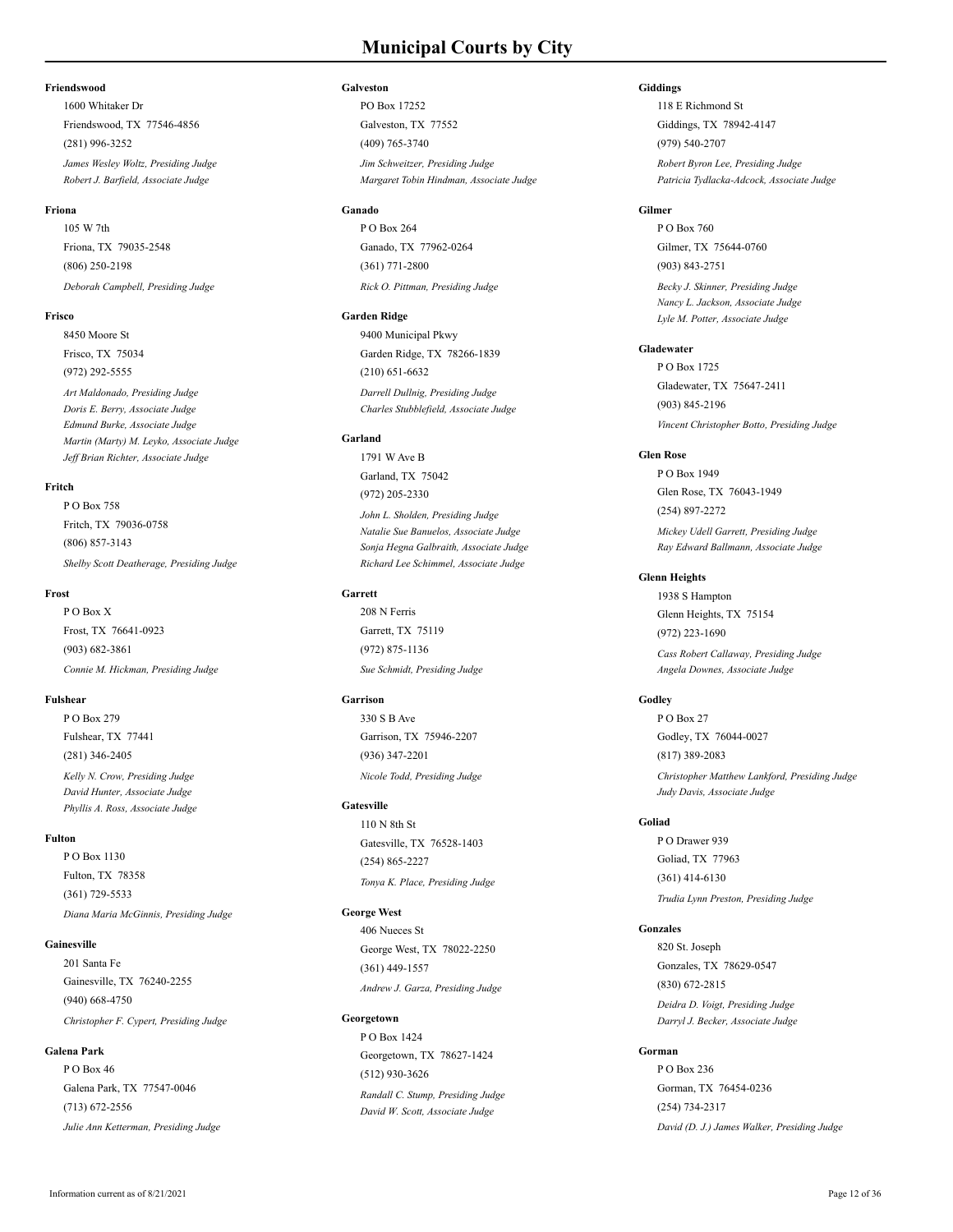# Municipal Courts by City

**Friendswood**

1600 Whitaker Dr
Friendswood, TX 77546-4856
(281) 996-3252
*James Wesley Woltz, Presiding Judge*
*Robert J. Barfield, Associate Judge*

**Friona**

105 W 7th
Friona, TX 79035-2548
(806) 250-2198
*Deborah Campbell, Presiding Judge*

**Frisco**

8450 Moore St
Frisco, TX 75034
(972) 292-5555
*Art Maldonado, Presiding Judge*
*Doris E. Berry, Associate Judge*
*Edmund Burke, Associate Judge*
*Martin (Marty) M. Leyko, Associate Judge*
*Jeff Brian Richter, Associate Judge*

**Fritch**

P O Box 758
Fritch, TX 79036-0758
(806) 857-3143
*Shelby Scott Deatherage, Presiding Judge*

**Frost**

P O Box X
Frost, TX 76641-0923
(903) 682-3861
*Connie M. Hickman, Presiding Judge*

**Fulshear**

P O Box 279
Fulshear, TX 77441
(281) 346-2405
*Kelly N. Crow, Presiding Judge*
*David Hunter, Associate Judge*
*Phyllis A. Ross, Associate Judge*

**Fulton**

P O Box 1130
Fulton, TX 78358
(361) 729-5533
*Diana Maria McGinnis, Presiding Judge*

**Gainesville**

201 Santa Fe
Gainesville, TX 76240-2255
(940) 668-4750
*Christopher F. Cypert, Presiding Judge*

**Galena Park**

P O Box 46
Galena Park, TX 77547-0046
(713) 672-2556
*Julie Ann Ketterman, Presiding Judge*

**Galveston**

PO Box 17252
Galveston, TX 77552
(409) 765-3740
*Jim Schweitzer, Presiding Judge*
*Margaret Tobin Hindman, Associate Judge*

**Ganado**

P O Box 264
Ganado, TX 77962-0264
(361) 771-2800
*Rick O. Pittman, Presiding Judge*

**Garden Ridge**

9400 Municipal Pkwy
Garden Ridge, TX 78266-1839
(210) 651-6632
*Darrell Dullnig, Presiding Judge*
*Charles Stubblefield, Associate Judge*

**Garland**

1791 W Ave B
Garland, TX 75042
(972) 205-2330
*John L. Sholden, Presiding Judge*
*Natalie Sue Banuelos, Associate Judge*
*Sonja Hegna Galbraith, Associate Judge*
*Richard Lee Schimmel, Associate Judge*

**Garrett**

208 N Ferris
Garrett, TX 75119
(972) 875-1136
*Sue Schmidt, Presiding Judge*

**Garrison**

330 S B Ave
Garrison, TX 75946-2207
(936) 347-2201
*Nicole Todd, Presiding Judge*

**Gatesville**

110 N 8th St
Gatesville, TX 76528-1403
(254) 865-2227
*Tonya K. Place, Presiding Judge*

**George West**

406 Nueces St
George West, TX 78022-2250
(361) 449-1557
*Andrew J. Garza, Presiding Judge*

**Georgetown**

P O Box 1424
Georgetown, TX 78627-1424
(512) 930-3626
*Randall C. Stump, Presiding Judge*
*David W. Scott, Associate Judge*

**Giddings**

118 E Richmond St
Giddings, TX 78942-4147
(979) 540-2707
*Robert Byron Lee, Presiding Judge*
*Patricia Tydlacka-Adcock, Associate Judge*

**Gilmer**

P O Box 760
Gilmer, TX 75644-0760
(903) 843-2751
*Becky J. Skinner, Presiding Judge*
*Nancy L. Jackson, Associate Judge*
*Lyle M. Potter, Associate Judge*

**Gladewater**

P O Box 1725
Gladewater, TX 75647-2411
(903) 845-2196
*Vincent Christopher Botto, Presiding Judge*

**Glen Rose**

P O Box 1949
Glen Rose, TX 76043-1949
(254) 897-2272
*Mickey Udell Garrett, Presiding Judge*
*Ray Edward Ballmann, Associate Judge*

**Glenn Heights**

1938 S Hampton
Glenn Heights, TX 75154
(972) 223-1690
*Cass Robert Callaway, Presiding Judge*
*Angela Downes, Associate Judge*

**Godley**

P O Box 27
Godley, TX 76044-0027
(817) 389-2083
*Christopher Matthew Lankford, Presiding Judge*
*Judy Davis, Associate Judge*

**Goliad**

P O Drawer 939
Goliad, TX 77963
(361) 414-6130
*Trudia Lynn Preston, Presiding Judge*

**Gonzales**

820 St. Joseph
Gonzales, TX 78629-0547
(830) 672-2815
*Deidra D. Voigt, Presiding Judge*
*Darryl J. Becker, Associate Judge*

**Gorman**

P O Box 236
Gorman, TX 76454-0236
(254) 734-2317
*David (D. J.) James Walker, Presiding Judge*

Information current as of 8/21/2021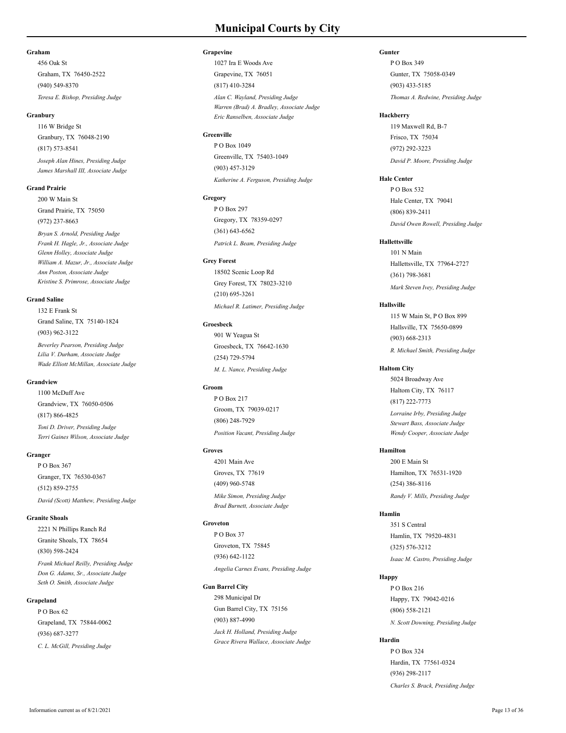# Municipal Courts by City

**Graham**

456 Oak St
Graham, TX 76450-2522
(940) 549-8370
*Teresa E. Bishop, Presiding Judge*

**Granbury**

116 W Bridge St
Granbury, TX 76048-2190
(817) 573-8541
*Joseph Alan Hines, Presiding Judge*
*James Marshall III, Associate Judge*

**Grand Prairie**

200 W Main St
Grand Prairie, TX 75050
(972) 237-8663
*Bryan S. Arnold, Presiding Judge*
*Frank H. Hagle, Jr., Associate Judge*
*Glenn Holley, Associate Judge*
*William A. Mazur, Jr., Associate Judge*
*Ann Poston, Associate Judge*
*Kristine S. Primrose, Associate Judge*

**Grand Saline**

132 E Frank St
Grand Saline, TX 75140-1824
(903) 962-3122
*Beverley Pearson, Presiding Judge*
*Lilia V. Durham, Associate Judge*
*Wade Elliott McMillan, Associate Judge*

**Grandview**

1100 McDuff Ave
Grandview, TX 76050-0506
(817) 866-4825
*Toni D. Driver, Presiding Judge*
*Terri Gaines Wilson, Associate Judge*

**Granger**

P O Box 367
Granger, TX 76530-0367
(512) 859-2755
*David (Scott) Matthew, Presiding Judge*

**Granite Shoals**

2221 N Phillips Ranch Rd
Granite Shoals, TX 78654
(830) 598-2424
*Frank Michael Reilly, Presiding Judge*
*Don G. Adams, Sr., Associate Judge*
*Seth O. Smith, Associate Judge*

**Grapeland**

P O Box 62
Grapeland, TX 75844-0062
(936) 687-3277
*C. L. McGill, Presiding Judge*

**Grapevine**

1027 Ira E Woods Ave
Grapevine, TX 76051
(817) 410-3284
*Alan C. Wayland, Presiding Judge*
*Warren (Brad) A. Bradley, Associate Judge*
*Eric Ranselben, Associate Judge*

**Greenville**

P O Box 1049
Greenville, TX 75403-1049
(903) 457-3129
*Katherine A. Ferguson, Presiding Judge*

**Gregory**

P O Box 297
Gregory, TX 78359-0297
(361) 643-6562
*Patrick L. Beam, Presiding Judge*

**Grey Forest**

18502 Scenic Loop Rd
Grey Forest, TX 78023-3210
(210) 695-3261
*Michael R. Latimer, Presiding Judge*

**Groesbeck**

901 W Yeagua St
Groesbeck, TX 76642-1630
(254) 729-5794
*M. L. Nance, Presiding Judge*

**Groom**

P O Box 217
Groom, TX 79039-0217
(806) 248-7929
*Position Vacant, Presiding Judge*

**Groves**

4201 Main Ave
Groves, TX 77619
(409) 960-5748
*Mike Simon, Presiding Judge*
*Brad Burnett, Associate Judge*

**Groveton**

P O Box 37
Groveton, TX 75845
(936) 642-1122
*Angelia Carnes Evans, Presiding Judge*

**Gun Barrel City**

298 Municipal Dr
Gun Barrel City, TX 75156
(903) 887-4990
*Jack H. Holland, Presiding Judge*
*Grace Rivera Wallace, Associate Judge*

**Gunter**

P O Box 349
Gunter, TX 75058-0349
(903) 433-5185
*Thomas A. Redwine, Presiding Judge*

**Hackberry**

119 Maxwell Rd, B-7
Frisco, TX 75034
(972) 292-3223
*David P. Moore, Presiding Judge*

**Hale Center**

P O Box 532
Hale Center, TX 79041
(806) 839-2411
*David Owen Rowell, Presiding Judge*

**Hallettsville**

101 N Main
Hallettsville, TX 77964-2727
(361) 798-3681
*Mark Steven Ivey, Presiding Judge*

**Hallsville**

115 W Main St, P O Box 899
Hallsville, TX 75650-0899
(903) 668-2313
*R. Michael Smith, Presiding Judge*

**Haltom City**

5024 Broadway Ave
Haltom City, TX 76117
(817) 222-7773
*Lorraine Irby, Presiding Judge*
*Stewart Bass, Associate Judge*
*Wendy Cooper, Associate Judge*

**Hamilton**

200 E Main St
Hamilton, TX 76531-1920
(254) 386-8116
*Randy V. Mills, Presiding Judge*

**Hamlin**

351 S Central
Hamlin, TX 79520-4831
(325) 576-3212
*Isaac M. Castro, Presiding Judge*

**Happy**

P O Box 216
Happy, TX 79042-0216
(806) 558-2121
*N. Scott Downing, Presiding Judge*

**Hardin**

P O Box 324
Hardin, TX 77561-0324
(936) 298-2117
*Charles S. Brack, Presiding Judge*

Information current as of 8/21/2021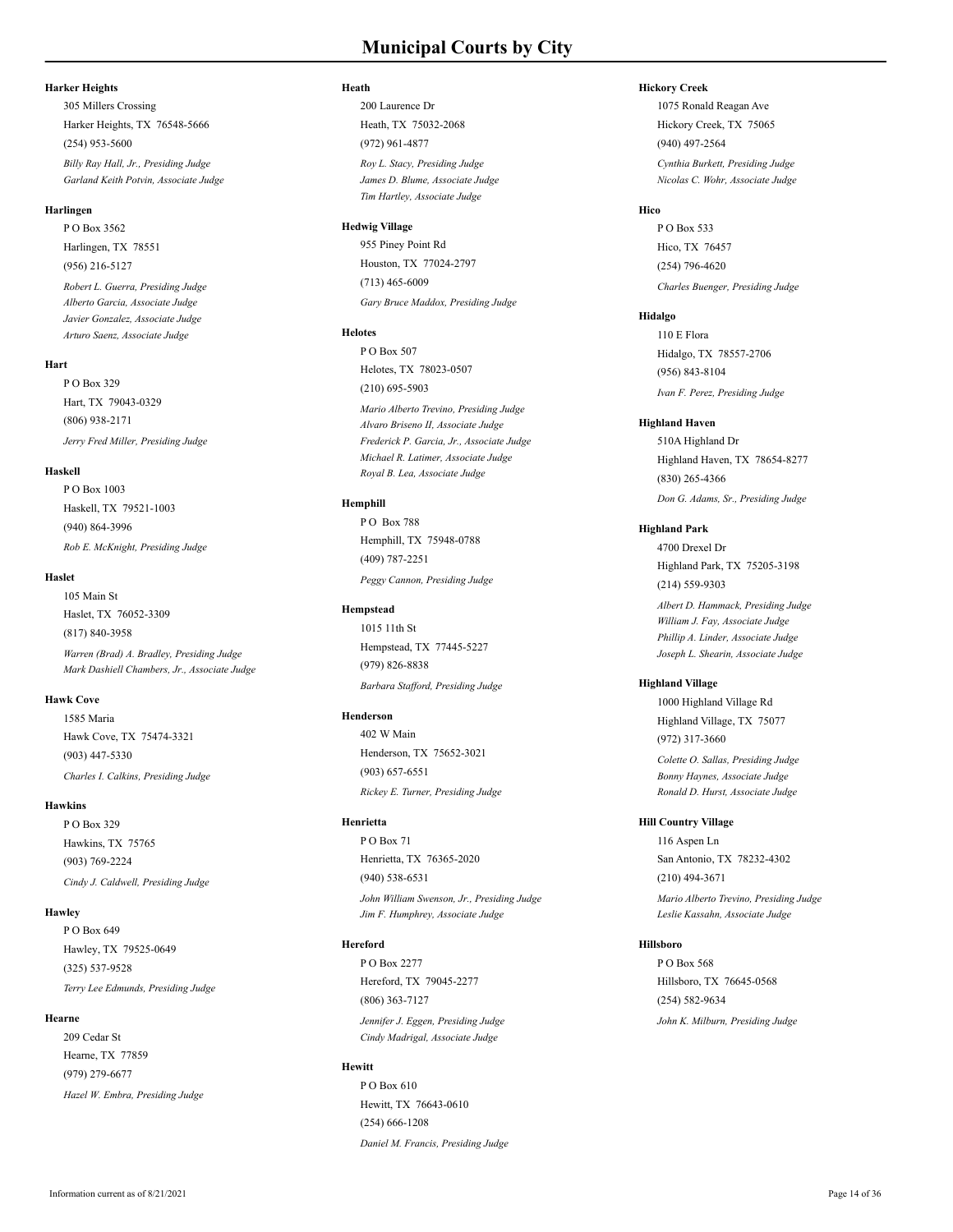# Municipal Courts by City

**Harker Heights**

305 Millers Crossing
Harker Heights, TX 76548-5666
(254) 953-5600

*Billy Ray Hall, Jr., Presiding Judge*
*Garland Keith Potvin, Associate Judge*

**Harlingen**

P O Box 3562
Harlingen, TX 78551
(956) 216-5127

*Robert L. Guerra, Presiding Judge*
*Alberto Garcia, Associate Judge*
*Javier Gonzalez, Associate Judge*
*Arturo Saenz, Associate Judge*

**Hart**

P O Box 329
Hart, TX 79043-0329
(806) 938-2171

*Jerry Fred Miller, Presiding Judge*

**Haskell**

P O Box 1003
Haskell, TX 79521-1003
(940) 864-3996

*Rob E. McKnight, Presiding Judge*

**Haslet**

105 Main St
Haslet, TX 76052-3309
(817) 840-3958

*Warren (Brad) A. Bradley, Presiding Judge*
*Mark Dashiell Chambers, Jr., Associate Judge*

**Hawk Cove**

1585 Maria
Hawk Cove, TX 75474-3321
(903) 447-5330

*Charles I. Calkins, Presiding Judge*

**Hawkins**

P O Box 329
Hawkins, TX 75765
(903) 769-2224

*Cindy J. Caldwell, Presiding Judge*

**Hawley**

P O Box 649
Hawley, TX 79525-0649
(325) 537-9528

*Terry Lee Edmunds, Presiding Judge*

**Hearne**

209 Cedar St
Hearne, TX 77859
(979) 279-6677

*Hazel W. Embra, Presiding Judge*

**Heath**

200 Laurence Dr
Heath, TX 75032-2068
(972) 961-4877

*Roy L. Stacy, Presiding Judge*
*James D. Blume, Associate Judge*
*Tim Hartley, Associate Judge*

**Hedwig Village**

955 Piney Point Rd
Houston, TX 77024-2797
(713) 465-6009

*Gary Bruce Maddox, Presiding Judge*

**Helotes**

P O Box 507
Helotes, TX 78023-0507
(210) 695-5903

*Mario Alberto Trevino, Presiding Judge*
*Alvaro Briseno II, Associate Judge*
*Frederick P. Garcia, Jr., Associate Judge*
*Michael R. Latimer, Associate Judge*
*Royal B. Lea, Associate Judge*

**Hemphill**

P O Box 788
Hemphill, TX 75948-0788
(409) 787-2251

*Peggy Cannon, Presiding Judge*

**Hempstead**

1015 11th St
Hempstead, TX 77445-5227
(979) 826-8838

*Barbara Stafford, Presiding Judge*

**Henderson**

402 W Main
Henderson, TX 75652-3021
(903) 657-6551

*Rickey E. Turner, Presiding Judge*

**Henrietta**

P O Box 71
Henrietta, TX 76365-2020
(940) 538-6531

*John William Swenson, Jr., Presiding Judge*
*Jim F. Humphrey, Associate Judge*

**Hereford**

P O Box 2277
Hereford, TX 79045-2277
(806) 363-7127

*Jennifer J. Eggen, Presiding Judge*
*Cindy Madrigal, Associate Judge*

**Hewitt**

P O Box 610
Hewitt, TX 76643-0610
(254) 666-1208

*Daniel M. Francis, Presiding Judge*

**Hickory Creek**

1075 Ronald Reagan Ave
Hickory Creek, TX 75065
(940) 497-2564

*Cynthia Burkett, Presiding Judge*
*Nicolas C. Wohr, Associate Judge*

**Hico**

P O Box 533
Hico, TX 76457
(254) 796-4620

*Charles Buenger, Presiding Judge*

**Hidalgo**

110 E Flora
Hidalgo, TX 78557-2706
(956) 843-8104

*Ivan F. Perez, Presiding Judge*

**Highland Haven**

510A Highland Dr
Highland Haven, TX 78654-8277
(830) 265-4366

*Don G. Adams, Sr., Presiding Judge*

**Highland Park**

4700 Drexel Dr
Highland Park, TX 75205-3198
(214) 559-9303

*Albert D. Hammack, Presiding Judge*
*William J. Fay, Associate Judge*
*Phillip A. Linder, Associate Judge*
*Joseph L. Shearin, Associate Judge*

**Highland Village**

1000 Highland Village Rd
Highland Village, TX 75077
(972) 317-3660

*Colette O. Sallas, Presiding Judge*
*Bonny Haynes, Associate Judge*
*Ronald D. Hurst, Associate Judge*

**Hill Country Village**

116 Aspen Ln
San Antonio, TX 78232-4302
(210) 494-3671

*Mario Alberto Trevino, Presiding Judge*
*Leslie Kassahn, Associate Judge*

**Hillsboro**

P O Box 568
Hillsboro, TX 76645-0568
(254) 582-9634

*John K. Milburn, Presiding Judge*

Information current as of 8/21/2021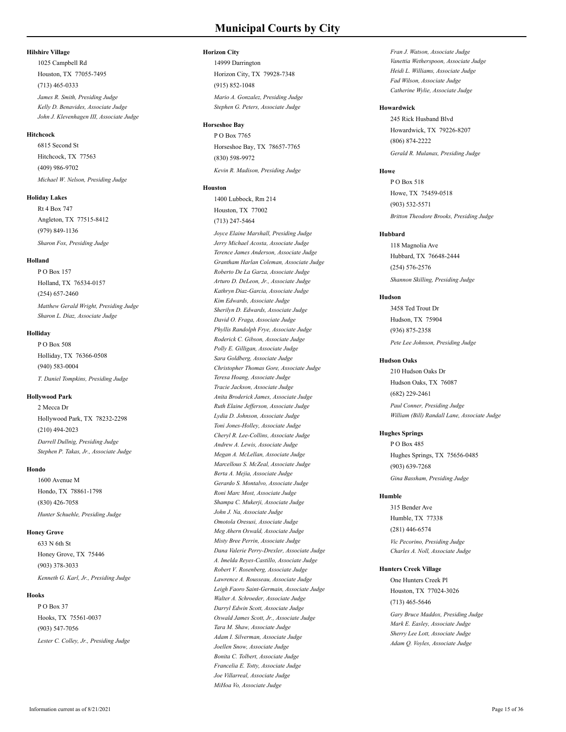# Municipal Courts by City

**Hilshire Village**

1025 Campbell Rd
Houston, TX 77055-7495
(713) 465-0333

*James R. Smith, Presiding Judge*
*Kelly D. Benavides, Associate Judge*
*John J. Klevenhagen III, Associate Judge*

**Hitchcock**

6815 Second St
Hitchcock, TX 77563
(409) 986-9702

*Michael W. Nelson, Presiding Judge*

**Holiday Lakes**

Rt 4 Box 747
Angleton, TX 77515-8412
(979) 849-1136

*Sharon Fox, Presiding Judge*

**Holland**

P O Box 157
Holland, TX 76534-0157
(254) 657-2460

*Matthew Gerald Wright, Presiding Judge*
*Sharon L. Diaz, Associate Judge*

**Holliday**

P O Box 508
Holliday, TX 76366-0508
(940) 583-0004

*T. Daniel Tompkins, Presiding Judge*

**Hollywood Park**

2 Mecca Dr
Hollywood Park, TX 78232-2298
(210) 494-2023

*Darrell Dullnig, Presiding Judge*
*Stephen P. Takas, Jr., Associate Judge*

**Hondo**

1600 Avenue M
Hondo, TX 78861-1798
(830) 426-7058

*Hunter Schuehle, Presiding Judge*

**Honey Grove**

633 N 6th St
Honey Grove, TX 75446
(903) 378-3033

*Kenneth G. Karl, Jr., Presiding Judge*

**Hooks**

P O Box 37
Hooks, TX 75561-0037
(903) 547-7056

*Lester C. Colley, Jr., Presiding Judge*

**Horizon City**

14999 Darrington
Horizon City, TX 79928-7348
(915) 852-1048

*Mario A. Gonzalez, Presiding Judge*
*Stephen G. Peters, Associate Judge*

**Horseshoe Bay**

P O Box 7765
Horseshoe Bay, TX 78657-7765
(830) 598-9972

*Kevin R. Madison, Presiding Judge*

**Houston**

1400 Lubbock, Rm 214
Houston, TX 77002
(713) 247-5464

*Joyce Elaine Marshall, Presiding Judge*
*Jerry Michael Acosta, Associate Judge*
*Terence James Anderson, Associate Judge*
*Grantham Harlan Coleman, Associate Judge*
*Roberto De La Garza, Associate Judge*
*Arturo D. DeLeon, Jr., Associate Judge*
*Kathryn Diaz-Garcia, Associate Judge*
*Kim Edwards, Associate Judge*
*Sherilyn D. Edwards, Associate Judge*
*David O. Fraga, Associate Judge*
*Phyllis Randolph Frye, Associate Judge*
*Roderick C. Gibson, Associate Judge*
*Polly E. Gilligan, Associate Judge*
*Sara Goldberg, Associate Judge*
*Christopher Thomas Gore, Associate Judge*
*Teresa Hoang, Associate Judge*
*Tracie Jackson, Associate Judge*
*Anita Broderick James, Associate Judge*
*Ruth Elaine Jefferson, Associate Judge*
*Lydia D. Johnson, Associate Judge*
*Toni Jones-Holley, Associate Judge*
*Cheryl R. Lee-Collins, Associate Judge*
*Andrew A. Lewis, Associate Judge*
*Megan A. McLellan, Associate Judge*
*Marcellous S. McZeal, Associate Judge*
*Berta A. Mejia, Associate Judge*
*Gerardo S. Montalvo, Associate Judge*
*Roni Marc Most, Associate Judge*
*Shampa C. Mukerji, Associate Judge*
*John J. Na, Associate Judge*
*Omotola Oresusi, Associate Judge*
*Meg Ahern Oswald, Associate Judge*
*Misty Bree Perrin, Associate Judge*
*Dana Valerie Perry-Drexler, Associate Judge*
*A. Imelda Reyes-Castillo, Associate Judge*
*Robert V. Rosenberg, Associate Judge*
*Lawrence A. Rousseau, Associate Judge*
*Leigh Faoro Saint-Germain, Associate Judge*
*Walter A. Schroeder, Associate Judge*
*Darryl Edwin Scott, Associate Judge*
*Oswald James Scott, Jr., Associate Judge*
*Tara M. Shaw, Associate Judge*
*Adam I. Silverman, Associate Judge*
*Joellen Snow, Associate Judge*
*Bonita C. Tolbert, Associate Judge*
*Francelia E. Totty, Associate Judge*
*Joe Villarreal, Associate Judge*
*MiHoa Vo, Associate Judge*
*Fran J. Watson, Associate Judge*
*Vanettia Wetherspoon, Associate Judge*
*Heidi L. Williams, Associate Judge*
*Fad Wilson, Associate Judge*
*Catherine Wylie, Associate Judge*

**Howardwick**

245 Rick Husband Blvd
Howardwick, TX 79226-8207
(806) 874-2222

*Gerald R. Mulanax, Presiding Judge*

**Howe**

P O Box 518
Howe, TX 75459-0518
(903) 532-5571

*Britton Theodore Brooks, Presiding Judge*

**Hubbard**

118 Magnolia Ave
Hubbard, TX 76648-2444
(254) 576-2576

*Shannon Skilling, Presiding Judge*

**Hudson**

3458 Ted Trout Dr
Hudson, TX 75904
(936) 875-2358

*Pete Lee Johnson, Presiding Judge*

**Hudson Oaks**

210 Hudson Oaks Dr
Hudson Oaks, TX 76087
(682) 229-2461

*Paul Conner, Presiding Judge*
*William (Bill) Randall Lane, Associate Judge*

**Hughes Springs**

P O Box 485
Hughes Springs, TX 75656-0485
(903) 639-7268

*Gina Bassham, Presiding Judge*

**Humble**

315 Bender Ave
Humble, TX 77338
(281) 446-6574

*Vic Pecorino, Presiding Judge*
*Charles A. Noll, Associate Judge*

**Hunters Creek Village**

One Hunters Creek Pl
Houston, TX 77024-3026
(713) 465-5646

*Gary Bruce Maddox, Presiding Judge*
*Mark E. Easley, Associate Judge*
*Sherry Lee Lott, Associate Judge*
*Adam Q. Voyles, Associate Judge*

Information current as of 8/21/2021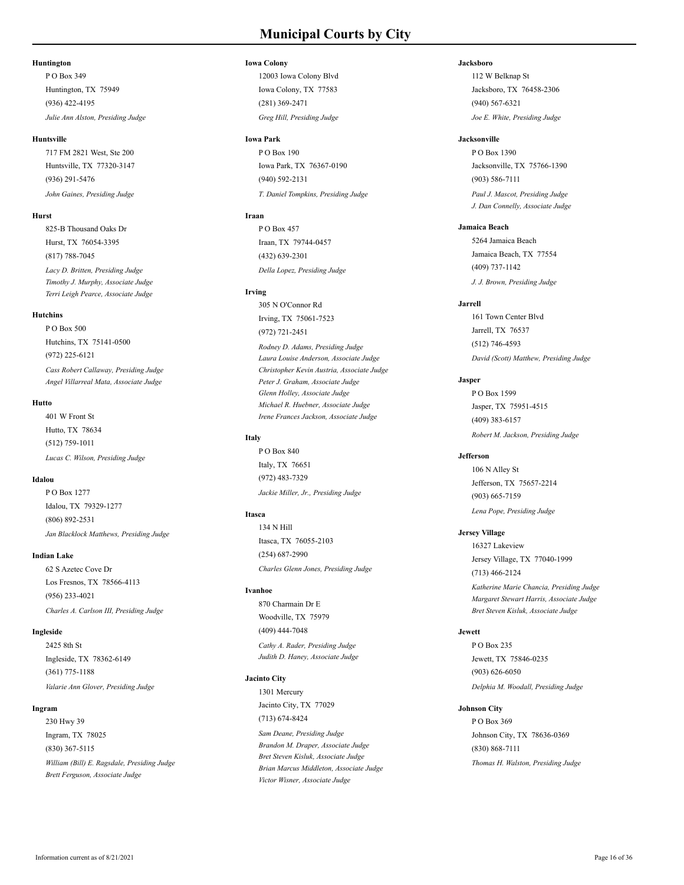# Municipal Courts by City

**Huntington**

P O Box 349
Huntington, TX 75949
(936) 422-4195
*Julie Ann Alston, Presiding Judge*

**Huntsville**

717 FM 2821 West, Ste 200
Huntsville, TX 77320-3147
(936) 291-5476
*John Gaines, Presiding Judge*

**Hurst**

825-B Thousand Oaks Dr
Hurst, TX 76054-3395
(817) 788-7045
*Lacy D. Britten, Presiding Judge*
*Timothy J. Murphy, Associate Judge*
*Terri Leigh Pearce, Associate Judge*

**Hutchins**

P O Box 500
Hutchins, TX 75141-0500
(972) 225-6121
*Cass Robert Callaway, Presiding Judge*
*Angel Villarreal Mata, Associate Judge*

**Hutto**

401 W Front St
Hutto, TX 78634
(512) 759-1011
*Lucas C. Wilson, Presiding Judge*

**Idalou**

P O Box 1277
Idalou, TX 79329-1277
(806) 892-2531
*Jan Blacklock Matthews, Presiding Judge*

**Indian Lake**

62 S Azetec Cove Dr
Los Fresnos, TX 78566-4113
(956) 233-4021
*Charles A. Carlson III, Presiding Judge*

**Ingleside**

2425 8th St
Ingleside, TX 78362-6149
(361) 775-1188
*Valarie Ann Glover, Presiding Judge*

**Ingram**

230 Hwy 39
Ingram, TX 78025
(830) 367-5115
*William (Bill) E. Ragsdale, Presiding Judge*
*Brett Ferguson, Associate Judge*

**Iowa Colony**

12003 Iowa Colony Blvd
Iowa Colony, TX 77583
(281) 369-2471
*Greg Hill, Presiding Judge*

**Iowa Park**

P O Box 190
Iowa Park, TX 76367-0190
(940) 592-2131
*T. Daniel Tompkins, Presiding Judge*

**Iraan**

P O Box 457
Iraan, TX 79744-0457
(432) 639-2301
*Della Lopez, Presiding Judge*

**Irving**

305 N O'Connor Rd
Irving, TX 75061-7523
(972) 721-2451
*Rodney D. Adams, Presiding Judge*
*Laura Louise Anderson, Associate Judge*
*Christopher Kevin Austria, Associate Judge*
*Peter J. Graham, Associate Judge*
*Glenn Holley, Associate Judge*
*Michael R. Huebner, Associate Judge*
*Irene Frances Jackson, Associate Judge*

**Italy**

P O Box 840
Italy, TX 76651
(972) 483-7329
*Jackie Miller, Jr., Presiding Judge*

**Itasca**

134 N Hill
Itasca, TX 76055-2103
(254) 687-2990
*Charles Glenn Jones, Presiding Judge*

**Ivanhoe**

870 Charmain Dr E
Woodville, TX 75979
(409) 444-7048
*Cathy A. Rader, Presiding Judge*
*Judith D. Haney, Associate Judge*

**Jacinto City**

1301 Mercury
Jacinto City, TX 77029
(713) 674-8424
*Sam Deane, Presiding Judge*
*Brandon M. Draper, Associate Judge*
*Bret Steven Kisluk, Associate Judge*
*Brian Marcus Middleton, Associate Judge*
*Victor Wisner, Associate Judge*

**Jacksboro**

112 W Belknap St
Jacksboro, TX 76458-2306
(940) 567-6321
*Joe E. White, Presiding Judge*

**Jacksonville**

P O Box 1390
Jacksonville, TX 75766-1390
(903) 586-7111
*Paul J. Mascot, Presiding Judge*
*J. Dan Connelly, Associate Judge*

**Jamaica Beach**

5264 Jamaica Beach
Jamaica Beach, TX 77554
(409) 737-1142
*J. J. Brown, Presiding Judge*

**Jarrell**

161 Town Center Blvd
Jarrell, TX 76537
(512) 746-4593
*David (Scott) Matthew, Presiding Judge*

**Jasper**

P O Box 1599
Jasper, TX 75951-4515
(409) 383-6157
*Robert M. Jackson, Presiding Judge*

**Jefferson**

106 N Alley St
Jefferson, TX 75657-2214
(903) 665-7159
*Lena Pope, Presiding Judge*

**Jersey Village**

16327 Lakeview
Jersey Village, TX 77040-1999
(713) 466-2124
*Katherine Marie Chancia, Presiding Judge*
*Margaret Stewart Harris, Associate Judge*
*Bret Steven Kisluk, Associate Judge*

**Jewett**

P O Box 235
Jewett, TX 75846-0235
(903) 626-6050
*Delphia M. Woodall, Presiding Judge*

**Johnson City**

P O Box 369
Johnson City, TX 78636-0369
(830) 868-7111
*Thomas H. Walston, Presiding Judge*

Information current as of 8/21/2021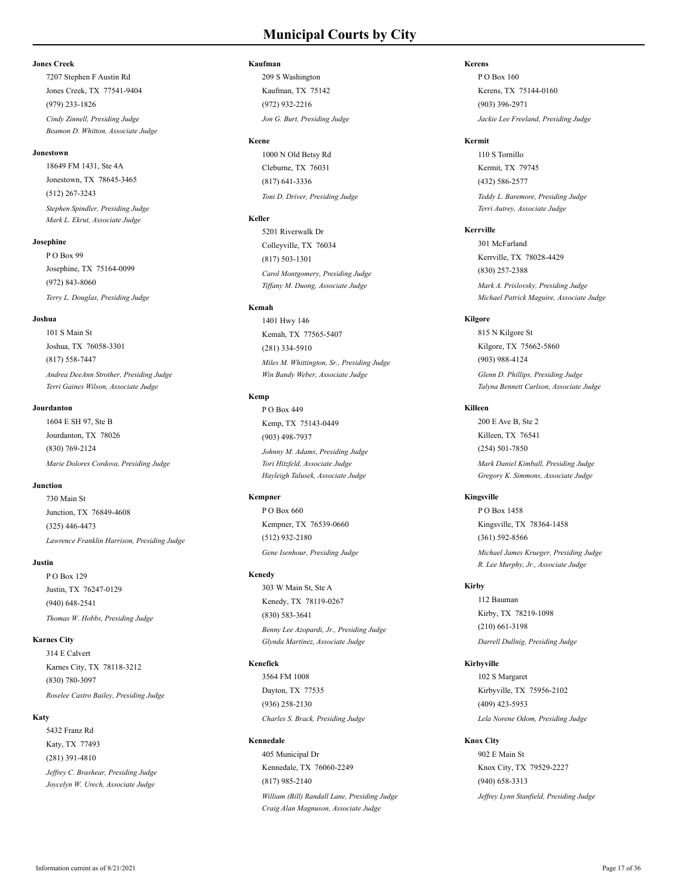# Municipal Courts by City

**Jones Creek**

7207 Stephen F Austin Rd
Jones Creek, TX 77541-9404
(979) 233-1826
*Cindy Zinnell, Presiding Judge*
*Beamon D. Whitton, Associate Judge*

**Jonestown**

18649 FM 1431, Ste 4A
Jonestown, TX 78645-3465
(512) 267-3243
*Stephen Spindler, Presiding Judge*
*Mark L. Ekrut, Associate Judge*

**Josephine**

P O Box 99
Josephine, TX 75164-0099
(972) 843-8060
*Terry L. Douglas, Presiding Judge*

**Joshua**

101 S Main St
Joshua, TX 76058-3301
(817) 558-7447
*Andrea DeeAnn Strother, Presiding Judge*
*Terri Gaines Wilson, Associate Judge*

**Jourdanton**

1604 E SH 97, Ste B
Jourdanton, TX 78026
(830) 769-2124
*Marie Dolores Cordova, Presiding Judge*

**Junction**

730 Main St
Junction, TX 76849-4608
(325) 446-4473
*Lawrence Franklin Harrison, Presiding Judge*

**Justin**

P O Box 129
Justin, TX 76247-0129
(940) 648-2541
*Thomas W. Hobbs, Presiding Judge*

**Karnes City**

314 E Calvert
Karnes City, TX 78118-3212
(830) 780-3097
*Roselee Castro Bailey, Presiding Judge*

**Katy**

5432 Franz Rd
Katy, TX 77493
(281) 391-4810
*Jeffrey C. Brashear, Presiding Judge*
*Joycelyn W. Urech, Associate Judge*

**Kaufman**

209 S Washington
Kaufman, TX 75142
(972) 932-2216
*Jon G. Burt, Presiding Judge*

**Keene**

1000 N Old Betsy Rd
Cleburne, TX 76031
(817) 641-3336
*Toni D. Driver, Presiding Judge*

**Keller**

5201 Riverwalk Dr
Colleyville, TX 76034
(817) 503-1301
*Carol Montgomery, Presiding Judge*
*Tiffany M. Duong, Associate Judge*

**Kemah**

1401 Hwy 146
Kemah, TX 77565-5407
(281) 334-5910
*Miles M. Whittington, Sr., Presiding Judge*
*Win Bandy Weber, Associate Judge*

**Kemp**

P O Box 449
Kemp, TX 75143-0449
(903) 498-7937
*Johnny M. Adams, Presiding Judge*
*Tori Hitzfeld, Associate Judge*
*Hayleigh Talusek, Associate Judge*

**Kempner**

P O Box 660
Kempner, TX 76539-0660
(512) 932-2180
*Gene Isenhour, Presiding Judge*

**Kenedy**

303 W Main St, Ste A
Kenedy, TX 78119-0267
(830) 583-3641
*Benny Lee Azopardi, Jr., Presiding Judge*
*Glynda Martinez, Associate Judge*

**Kenefick**

3564 FM 1008
Dayton, TX 77535
(936) 258-2130
*Charles S. Brack, Presiding Judge*

**Kennedale**

405 Municipal Dr
Kennedale, TX 76060-2249
(817) 985-2140
*William (Bill) Randall Lane, Presiding Judge*
*Craig Alan Magnuson, Associate Judge*

**Kerens**

P O Box 160
Kerens, TX 75144-0160
(903) 396-2971
*Jackie Lee Freeland, Presiding Judge*

**Kermit**

110 S Tornillo
Kermit, TX 79745
(432) 586-2577
*Teddy L. Baremore, Presiding Judge*
*Terri Autrey, Associate Judge*

**Kerrville**

301 McFarland
Kerrville, TX 78028-4429
(830) 257-2388
*Mark A. Prislovsky, Presiding Judge*
*Michael Patrick Maguire, Associate Judge*

**Kilgore**

815 N Kilgore St
Kilgore, TX 75662-5860
(903) 988-4124
*Glenn D. Phillips, Presiding Judge*
*Talyna Bennett Carlson, Associate Judge*

**Killeen**

200 E Ave B, Ste 2
Killeen, TX 76541
(254) 501-7850
*Mark Daniel Kimball, Presiding Judge*
*Gregory K. Simmons, Associate Judge*

**Kingsville**

P O Box 1458
Kingsville, TX 78364-1458
(361) 592-8566
*Michael James Krueger, Presiding Judge*
*R. Lee Murphy, Jr., Associate Judge*

**Kirby**

112 Bauman
Kirby, TX 78219-1098
(210) 661-3198
*Darrell Dullnig, Presiding Judge*

**Kirbyville**

102 S Margaret
Kirbyville, TX 75956-2102
(409) 423-5953
*Lela Norene Odom, Presiding Judge*

**Knox City**

902 E Main St
Knox City, TX 79529-2227
(940) 658-3313
*Jeffrey Lynn Stanfield, Presiding Judge*

Information current as of 8/21/2021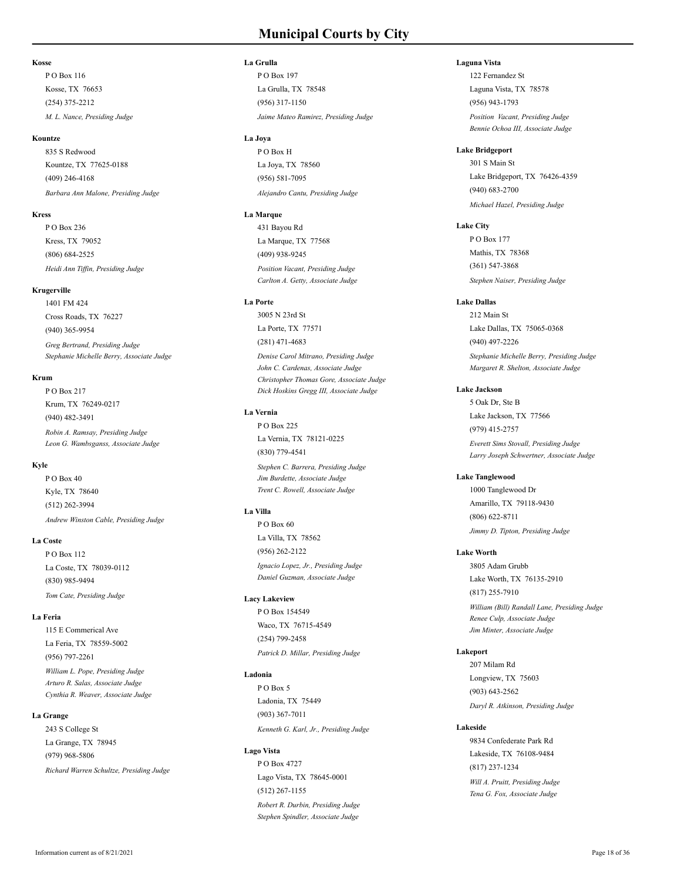# Municipal Courts by City

**Kosse**

P O Box 116
Kosse, TX 76653
(254) 375-2212
*M. L. Nance, Presiding Judge*

**Kountze**

835 S Redwood
Kountze, TX 77625-0188
(409) 246-4168
*Barbara Ann Malone, Presiding Judge*

**Kress**

P O Box 236
Kress, TX 79052
(806) 684-2525
*Heidi Ann Tiffin, Presiding Judge*

**Krugerville**

1401 FM 424
Cross Roads, TX 76227
(940) 365-9954
*Greg Bertrand, Presiding Judge*
*Stephanie Michelle Berry, Associate Judge*

**Krum**

P O Box 217
Krum, TX 76249-0217
(940) 482-3491
*Robin A. Ramsay, Presiding Judge*
*Leon G. Wambsganss, Associate Judge*

**Kyle**

P O Box 40
Kyle, TX 78640
(512) 262-3994
*Andrew Winston Cable, Presiding Judge*

**La Coste**

P O Box 112
La Coste, TX 78039-0112
(830) 985-9494
*Tom Cate, Presiding Judge*

**La Feria**

115 E Commerical Ave
La Feria, TX 78559-5002
(956) 797-2261
*William L. Pope, Presiding Judge*
*Arturo R. Salas, Associate Judge*
*Cynthia R. Weaver, Associate Judge*

**La Grange**

243 S College St
La Grange, TX 78945
(979) 968-5806
*Richard Warren Schultze, Presiding Judge*

**La Grulla**

P O Box 197
La Grulla, TX 78548
(956) 317-1150
*Jaime Mateo Ramirez, Presiding Judge*

**La Joya**

P O Box H
La Joya, TX 78560
(956) 581-7095
*Alejandro Cantu, Presiding Judge*

**La Marque**

431 Bayou Rd
La Marque, TX 77568
(409) 938-9245
*Position Vacant, Presiding Judge*
*Carlton A. Getty, Associate Judge*

**La Porte**

3005 N 23rd St
La Porte, TX 77571
(281) 471-4683
*Denise Carol Mitrano, Presiding Judge*
*John C. Cardenas, Associate Judge*
*Christopher Thomas Gore, Associate Judge*
*Dick Hoskins Gregg III, Associate Judge*

**La Vernia**

P O Box 225
La Vernia, TX 78121-0225
(830) 779-4541
*Stephen C. Barrera, Presiding Judge*
*Jim Burdette, Associate Judge*
*Trent C. Rowell, Associate Judge*

**La Villa**

P O Box 60
La Villa, TX 78562
(956) 262-2122
*Ignacio Lopez, Jr., Presiding Judge*
*Daniel Guzman, Associate Judge*

**Lacy Lakeview**

P O Box 154549
Waco, TX 76715-4549
(254) 799-2458
*Patrick D. Millar, Presiding Judge*

**Ladonia**

P O Box 5
Ladonia, TX 75449
(903) 367-7011
*Kenneth G. Karl, Jr., Presiding Judge*

**Lago Vista**

P O Box 4727
Lago Vista, TX 78645-0001
(512) 267-1155
*Robert R. Durbin, Presiding Judge*
*Stephen Spindler, Associate Judge*

**Laguna Vista**

122 Fernandez St
Laguna Vista, TX 78578
(956) 943-1793
*Position Vacant, Presiding Judge*
*Bennie Ochoa III, Associate Judge*

**Lake Bridgeport**

301 S Main St
Lake Bridgeport, TX 76426-4359
(940) 683-2700
*Michael Hazel, Presiding Judge*

**Lake City**

P O Box 177
Mathis, TX 78368
(361) 547-3868
*Stephen Naiser, Presiding Judge*

**Lake Dallas**

212 Main St
Lake Dallas, TX 75065-0368
(940) 497-2226
*Stephanie Michelle Berry, Presiding Judge*
*Margaret R. Shelton, Associate Judge*

**Lake Jackson**

5 Oak Dr, Ste B
Lake Jackson, TX 77566
(979) 415-2757
*Everett Sims Stovall, Presiding Judge*
*Larry Joseph Schwertner, Associate Judge*

**Lake Tanglewood**

1000 Tanglewood Dr
Amarillo, TX 79118-9430
(806) 622-8711
*Jimmy D. Tipton, Presiding Judge*

**Lake Worth**

3805 Adam Grubb
Lake Worth, TX 76135-2910
(817) 255-7910
*William (Bill) Randall Lane, Presiding Judge*
*Renee Culp, Associate Judge*
*Jim Minter, Associate Judge*

**Lakeport**

207 Milam Rd
Longview, TX 75603
(903) 643-2562
*Daryl R. Atkinson, Presiding Judge*

**Lakeside**

9834 Confederate Park Rd
Lakeside, TX 76108-9484
(817) 237-1234
*Will A. Pruitt, Presiding Judge*
*Tena G. Fox, Associate Judge*

Information current as of 8/21/2021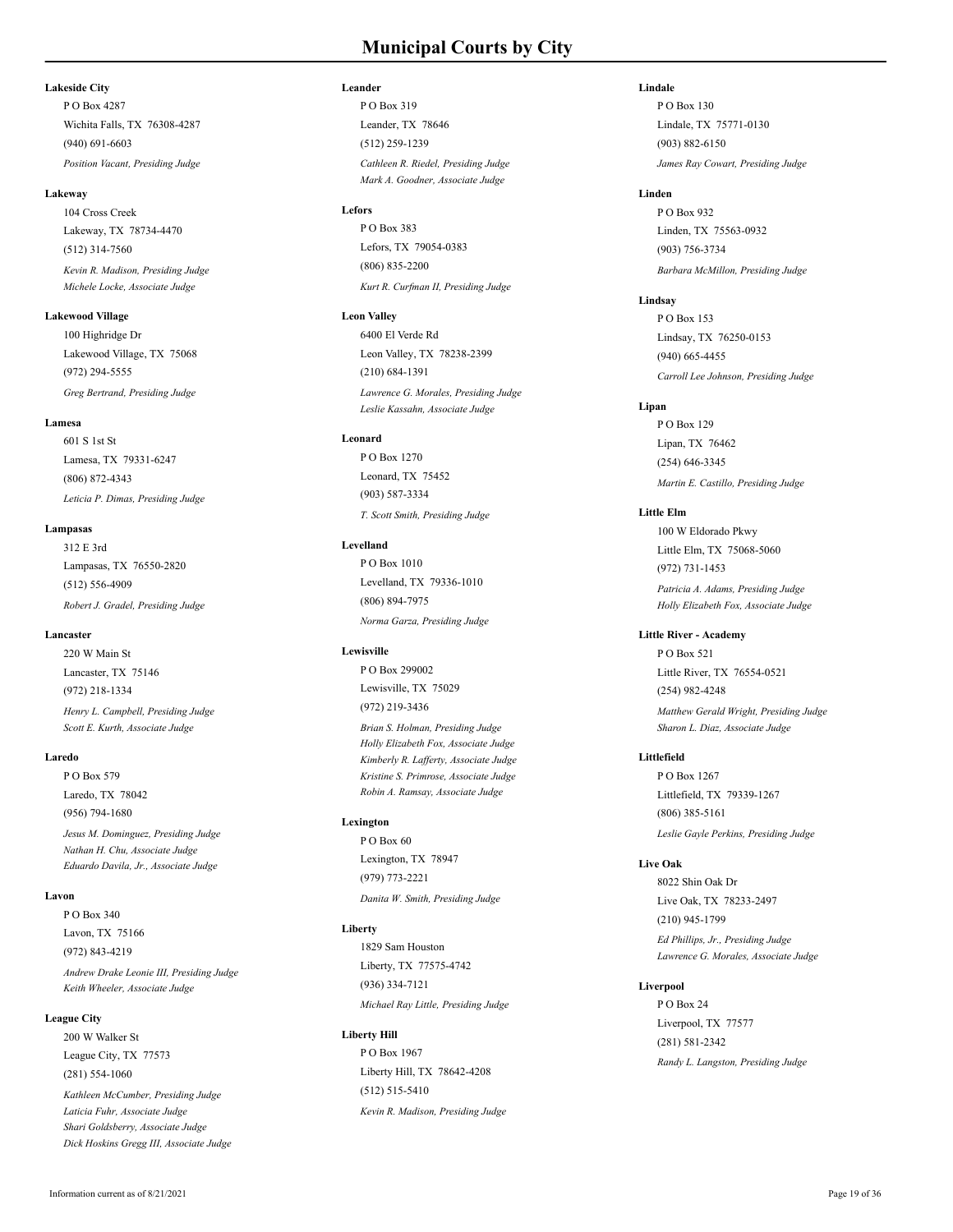# Municipal Courts by City

**Lakeside City**

P O Box 4287
Wichita Falls, TX 76308-4287
(940) 691-6603
*Position Vacant, Presiding Judge*

**Lakeway**

104 Cross Creek
Lakeway, TX 78734-4470
(512) 314-7560
*Kevin R. Madison, Presiding Judge*
*Michele Locke, Associate Judge*

**Lakewood Village**

100 Highridge Dr
Lakewood Village, TX 75068
(972) 294-5555
*Greg Bertrand, Presiding Judge*

**Lamesa**

601 S 1st St
Lamesa, TX 79331-6247
(806) 872-4343
*Leticia P. Dimas, Presiding Judge*

**Lampasas**

312 E 3rd
Lampasas, TX 76550-2820
(512) 556-4909
*Robert J. Gradel, Presiding Judge*

**Lancaster**

220 W Main St
Lancaster, TX 75146
(972) 218-1334
*Henry L. Campbell, Presiding Judge*
*Scott E. Kurth, Associate Judge*

**Laredo**

P O Box 579
Laredo, TX 78042
(956) 794-1680
*Jesus M. Dominguez, Presiding Judge*
*Nathan H. Chu, Associate Judge*
*Eduardo Davila, Jr., Associate Judge*

**Lavon**

P O Box 340
Lavon, TX 75166
(972) 843-4219
*Andrew Drake Leonie III, Presiding Judge*
*Keith Wheeler, Associate Judge*

**League City**

200 W Walker St
League City, TX 77573
(281) 554-1060
*Kathleen McCumber, Presiding Judge*
*Laticia Fuhr, Associate Judge*
*Shari Goldsberry, Associate Judge*
*Dick Hoskins Gregg III, Associate Judge*

**Leander**

P O Box 319
Leander, TX 78646
(512) 259-1239
*Cathleen R. Riedel, Presiding Judge*
*Mark A. Goodner, Associate Judge*

**Lefors**

P O Box 383
Lefors, TX 79054-0383
(806) 835-2200
*Kurt R. Curfman II, Presiding Judge*

**Leon Valley**

6400 El Verde Rd
Leon Valley, TX 78238-2399
(210) 684-1391
*Lawrence G. Morales, Presiding Judge*
*Leslie Kassahn, Associate Judge*

**Leonard**

P O Box 1270
Leonard, TX 75452
(903) 587-3334
*T. Scott Smith, Presiding Judge*

**Levelland**

P O Box 1010
Levelland, TX 79336-1010
(806) 894-7975
*Norma Garza, Presiding Judge*

**Lewisville**

P O Box 299002
Lewisville, TX 75029
(972) 219-3436
*Brian S. Holman, Presiding Judge*
*Holly Elizabeth Fox, Associate Judge*
*Kimberly R. Lafferty, Associate Judge*
*Kristine S. Primrose, Associate Judge*
*Robin A. Ramsay, Associate Judge*

**Lexington**

P O Box 60
Lexington, TX 78947
(979) 773-2221
*Danita W. Smith, Presiding Judge*

**Liberty**

1829 Sam Houston
Liberty, TX 77575-4742
(936) 334-7121
*Michael Ray Little, Presiding Judge*

**Liberty Hill**

P O Box 1967
Liberty Hill, TX 78642-4208
(512) 515-5410
*Kevin R. Madison, Presiding Judge*

**Lindale**

P O Box 130
Lindale, TX 75771-0130
(903) 882-6150
*James Ray Cowart, Presiding Judge*

**Linden**

P O Box 932
Linden, TX 75563-0932
(903) 756-3734
*Barbara McMillon, Presiding Judge*

**Lindsay**

P O Box 153
Lindsay, TX 76250-0153
(940) 665-4455
*Carroll Lee Johnson, Presiding Judge*

**Lipan**

P O Box 129
Lipan, TX 76462
(254) 646-3345
*Martin E. Castillo, Presiding Judge*

**Little Elm**

100 W Eldorado Pkwy
Little Elm, TX 75068-5060
(972) 731-1453
*Patricia A. Adams, Presiding Judge*
*Holly Elizabeth Fox, Associate Judge*

**Little River - Academy**

P O Box 521
Little River, TX 76554-0521
(254) 982-4248
*Matthew Gerald Wright, Presiding Judge*
*Sharon L. Diaz, Associate Judge*

**Littlefield**

P O Box 1267
Littlefield, TX 79339-1267
(806) 385-5161
*Leslie Gayle Perkins, Presiding Judge*

**Live Oak**

8022 Shin Oak Dr
Live Oak, TX 78233-2497
(210) 945-1799
*Ed Phillips, Jr., Presiding Judge*
*Lawrence G. Morales, Associate Judge*

**Liverpool**

P O Box 24
Liverpool, TX 77577
(281) 581-2342
*Randy L. Langston, Presiding Judge*

Information current as of 8/21/2021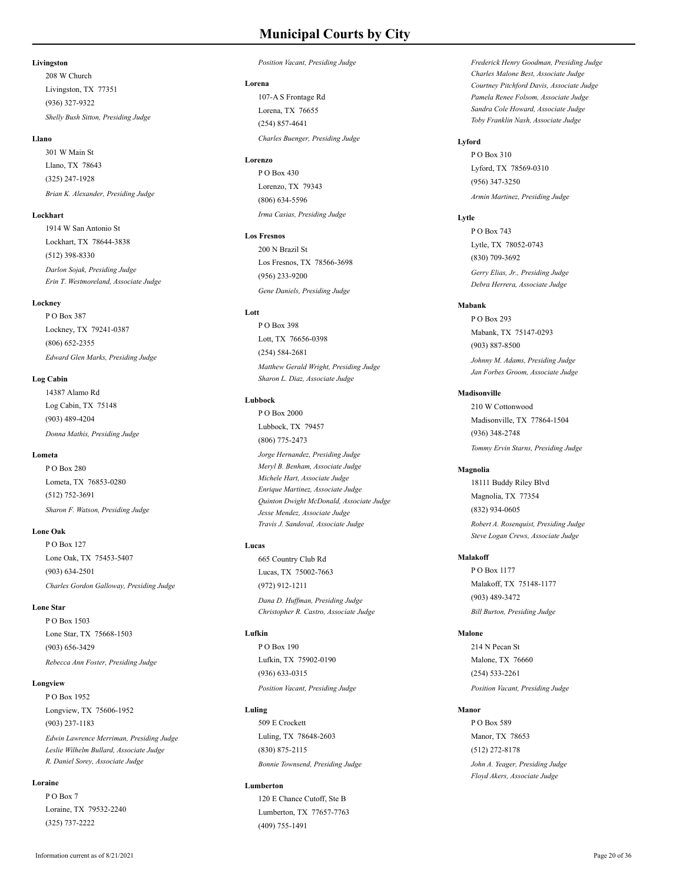# Municipal Courts by City

**Livingston**

208 W Church
Livingston, TX 77351
(936) 327-9322
*Shelly Bush Sitton, Presiding Judge*

**Llano**

301 W Main St
Llano, TX 78643
(325) 247-1928
*Brian K. Alexander, Presiding Judge*

**Lockhart**

1914 W San Antonio St
Lockhart, TX 78644-3838
(512) 398-8330
*Darlon Sojak, Presiding Judge*
*Erin T. Westmoreland, Associate Judge*

**Lockney**

P O Box 387
Lockney, TX 79241-0387
(806) 652-2355
*Edward Glen Marks, Presiding Judge*

**Log Cabin**

14387 Alamo Rd
Log Cabin, TX 75148
(903) 489-4204
*Donna Mathis, Presiding Judge*

**Lometa**

P O Box 280
Lometa, TX 76853-0280
(512) 752-3691
*Sharon F. Watson, Presiding Judge*

**Lone Oak**

P O Box 127
Lone Oak, TX 75453-5407
(903) 634-2501
*Charles Gordon Galloway, Presiding Judge*

**Lone Star**

P O Box 1503
Lone Star, TX 75668-1503
(903) 656-3429
*Rebecca Ann Foster, Presiding Judge*

**Longview**

P O Box 1952
Longview, TX 75606-1952
(903) 237-1183
*Edwin Lawrence Merriman, Presiding Judge*
*Leslie Wilhelm Bullard, Associate Judge*
*R. Daniel Sorey, Associate Judge*

**Loraine**

P O Box 7
Loraine, TX 79532-2240
(325) 737-2222
*Position Vacant, Presiding Judge*

**Lorena**

107-A S Frontage Rd
Lorena, TX 76655
(254) 857-4641
*Charles Buenger, Presiding Judge*

**Lorenzo**

P O Box 430
Lorenzo, TX 79343
(806) 634-5596
*Irma Casias, Presiding Judge*

**Los Fresnos**

200 N Brazil St
Los Fresnos, TX 78566-3698
(956) 233-9200
*Gene Daniels, Presiding Judge*

**Lott**

P O Box 398
Lott, TX 76656-0398
(254) 584-2681
*Matthew Gerald Wright, Presiding Judge*
*Sharon L. Diaz, Associate Judge*

**Lubbock**

P O Box 2000
Lubbock, TX 79457
(806) 775-2473
*Jorge Hernandez, Presiding Judge*
*Meryl B. Benham, Associate Judge*
*Michele Hart, Associate Judge*
*Enrique Martinez, Associate Judge*
*Quinton Dwight McDonald, Associate Judge*
*Jesse Mendez, Associate Judge*
*Travis J. Sandoval, Associate Judge*

**Lucas**

665 Country Club Rd
Lucas, TX 75002-7663
(972) 912-1211
*Dana D. Huffman, Presiding Judge*
*Christopher R. Castro, Associate Judge*

**Lufkin**

P O Box 190
Lufkin, TX 75902-0190
(936) 633-0315
*Position Vacant, Presiding Judge*

**Luling**

509 E Crockett
Luling, TX 78648-2603
(830) 875-2115
*Bonnie Townsend, Presiding Judge*

**Lumberton**

120 E Chance Cutoff, Ste B
Lumberton, TX 77657-7763
(409) 755-1491
*Frederick Henry Goodman, Presiding Judge*
*Charles Malone Best, Associate Judge*
*Courtney Pitchford Davis, Associate Judge*
*Pamela Renee Folsom, Associate Judge*
*Sandra Cole Howard, Associate Judge*
*Toby Franklin Nash, Associate Judge*

**Lyford**

P O Box 310
Lyford, TX 78569-0310
(956) 347-3250
*Armin Martinez, Presiding Judge*

**Lytle**

P O Box 743
Lytle, TX 78052-0743
(830) 709-3692
*Gerry Elias, Jr., Presiding Judge*
*Debra Herrera, Associate Judge*

**Mabank**

P O Box 293
Mabank, TX 75147-0293
(903) 887-8500
*Johnny M. Adams, Presiding Judge*
*Jan Forbes Groom, Associate Judge*

**Madisonville**

210 W Cottonwood
Madisonville, TX 77864-1504
(936) 348-2748
*Tommy Ervin Starns, Presiding Judge*

**Magnolia**

18111 Buddy Riley Blvd
Magnolia, TX 77354
(832) 934-0605
*Robert A. Rosenquist, Presiding Judge*
*Steve Logan Crews, Associate Judge*

**Malakoff**

P O Box 1177
Malakoff, TX 75148-1177
(903) 489-3472
*Bill Burton, Presiding Judge*

**Malone**

214 N Pecan St
Malone, TX 76660
(254) 533-2261
*Position Vacant, Presiding Judge*

**Manor**

P O Box 589
Manor, TX 78653
(512) 272-8178
*John A. Yeager, Presiding Judge*
*Floyd Akers, Associate Judge*

Information current as of 8/21/2021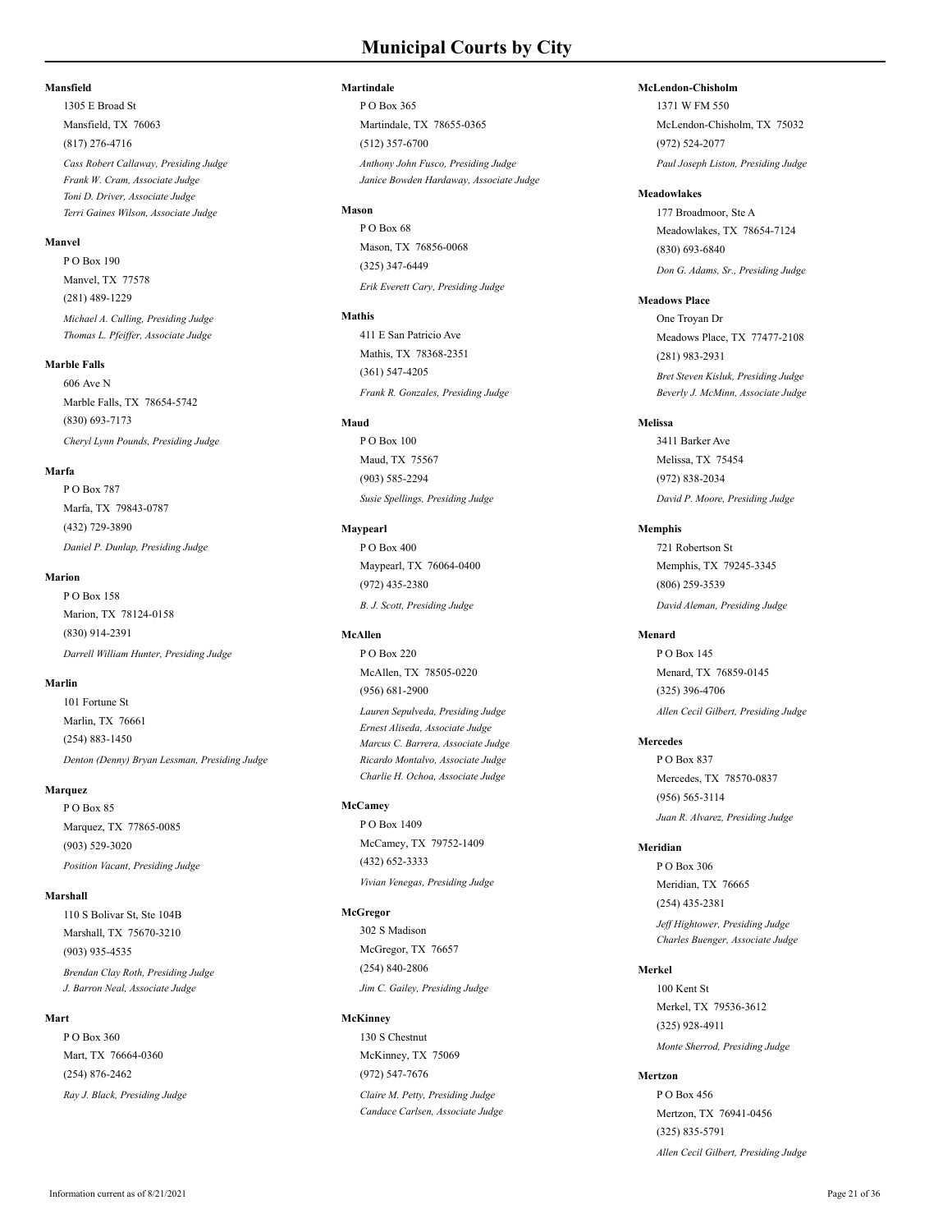# Municipal Courts by City

**Mansfield**

1305 E Broad St
Mansfield, TX 76063
(817) 276-4716

*Cass Robert Callaway, Presiding Judge*
*Frank W. Cram, Associate Judge*
*Toni D. Driver, Associate Judge*
*Terri Gaines Wilson, Associate Judge*

**Manvel**

P O Box 190
Manvel, TX 77578
(281) 489-1229

*Michael A. Culling, Presiding Judge*
*Thomas L. Pfeiffer, Associate Judge*

**Marble Falls**

606 Ave N
Marble Falls, TX 78654-5742
(830) 693-7173

*Cheryl Lynn Pounds, Presiding Judge*

**Marfa**

P O Box 787
Marfa, TX 79843-0787
(432) 729-3890

*Daniel P. Dunlap, Presiding Judge*

**Marion**

P O Box 158
Marion, TX 78124-0158
(830) 914-2391

*Darrell William Hunter, Presiding Judge*

**Marlin**

101 Fortune St
Marlin, TX 76661
(254) 883-1450

*Denton (Denny) Bryan Lessman, Presiding Judge*

**Marquez**

P O Box 85
Marquez, TX 77865-0085
(903) 529-3020

*Position Vacant, Presiding Judge*

**Marshall**

110 S Bolivar St, Ste 104B
Marshall, TX 75670-3210
(903) 935-4535

*Brendan Clay Roth, Presiding Judge*
*J. Barron Neal, Associate Judge*

**Mart**

P O Box 360
Mart, TX 76664-0360
(254) 876-2462

*Ray J. Black, Presiding Judge*

**Martindale**

P O Box 365
Martindale, TX 78655-0365
(512) 357-6700

*Anthony John Fusco, Presiding Judge*
*Janice Bowden Hardaway, Associate Judge*

**Mason**

P O Box 68
Mason, TX 76856-0068
(325) 347-6449

*Erik Everett Cary, Presiding Judge*

**Mathis**

411 E San Patricio Ave
Mathis, TX 78368-2351
(361) 547-4205

*Frank R. Gonzales, Presiding Judge*

**Maud**

P O Box 100
Maud, TX 75567
(903) 585-2294

*Susie Spellings, Presiding Judge*

**Maypearl**

P O Box 400
Maypearl, TX 76064-0400
(972) 435-2380

*B. J. Scott, Presiding Judge*

**McAllen**

P O Box 220
McAllen, TX 78505-0220
(956) 681-2900

*Lauren Sepulveda, Presiding Judge*
*Ernest Aliseda, Associate Judge*
*Marcus C. Barrera, Associate Judge*
*Ricardo Montalvo, Associate Judge*
*Charlie H. Ochoa, Associate Judge*

**McCamey**

P O Box 1409
McCamey, TX 79752-1409
(432) 652-3333

*Vivian Venegas, Presiding Judge*

**McGregor**

302 S Madison
McGregor, TX 76657
(254) 840-2806

*Jim C. Gailey, Presiding Judge*

**McKinney**

130 S Chestnut
McKinney, TX 75069
(972) 547-7676

*Claire M. Petty, Presiding Judge*
*Candace Carlsen, Associate Judge*

**McLendon-Chisholm**

1371 W FM 550
McLendon-Chisholm, TX 75032
(972) 524-2077

*Paul Joseph Liston, Presiding Judge*

**Meadowlakes**

177 Broadmoor, Ste A
Meadowlakes, TX 78654-7124
(830) 693-6840

*Don G. Adams, Sr., Presiding Judge*

**Meadows Place**

One Troyan Dr
Meadows Place, TX 77477-2108
(281) 983-2931

*Bret Steven Kisluk, Presiding Judge*
*Beverly J. McMinn, Associate Judge*

**Melissa**

3411 Barker Ave
Melissa, TX 75454
(972) 838-2034

*David P. Moore, Presiding Judge*

**Memphis**

721 Robertson St
Memphis, TX 79245-3345
(806) 259-3539

*David Aleman, Presiding Judge*

**Menard**

P O Box 145
Menard, TX 76859-0145
(325) 396-4706

*Allen Cecil Gilbert, Presiding Judge*

**Mercedes**

P O Box 837
Mercedes, TX 78570-0837
(956) 565-3114

*Juan R. Alvarez, Presiding Judge*

**Meridian**

P O Box 306
Meridian, TX 76665
(254) 435-2381

*Jeff Hightower, Presiding Judge*
*Charles Buenger, Associate Judge*

**Merkel**

100 Kent St
Merkel, TX 79536-3612
(325) 928-4911

*Monte Sherrod, Presiding Judge*

**Mertzon**

P O Box 456
Mertzon, TX 76941-0456
(325) 835-5791

*Allen Cecil Gilbert, Presiding Judge*

Information current as of 8/21/2021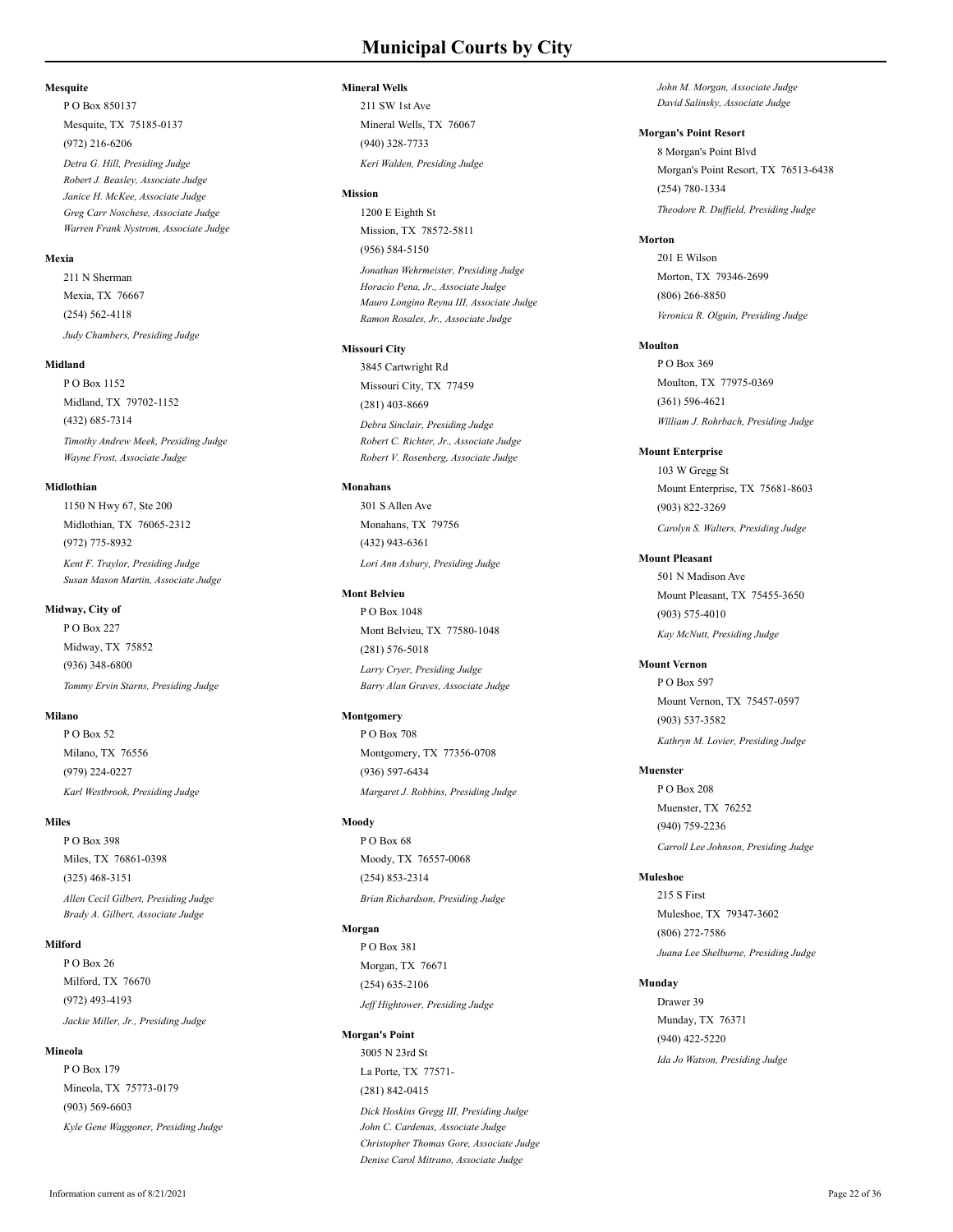# Municipal Courts by City

**Mesquite**

P O Box 850137
Mesquite, TX 75185-0137
(972) 216-6206

*Detra G. Hill, Presiding Judge*
*Robert J. Beasley, Associate Judge*
*Janice H. McKee, Associate Judge*
*Greg Carr Noschese, Associate Judge*
*Warren Frank Nystrom, Associate Judge*

**Mexia**

211 N Sherman
Mexia, TX 76667
(254) 562-4118

*Judy Chambers, Presiding Judge*

**Midland**

P O Box 1152
Midland, TX 79702-1152
(432) 685-7314

*Timothy Andrew Meek, Presiding Judge*
*Wayne Frost, Associate Judge*

**Midlothian**

1150 N Hwy 67, Ste 200
Midlothian, TX 76065-2312
(972) 775-8932

*Kent F. Traylor, Presiding Judge*
*Susan Mason Martin, Associate Judge*

**Midway, City of**

P O Box 227
Midway, TX 75852
(936) 348-6800

*Tommy Ervin Starns, Presiding Judge*

**Milano**

P O Box 52
Milano, TX 76556
(979) 224-0227

*Karl Westbrook, Presiding Judge*

**Miles**

P O Box 398
Miles, TX 76861-0398
(325) 468-3151

*Allen Cecil Gilbert, Presiding Judge*
*Brady A. Gilbert, Associate Judge*

**Milford**

P O Box 26
Milford, TX 76670
(972) 493-4193

*Jackie Miller, Jr., Presiding Judge*

**Mineola**

P O Box 179
Mineola, TX 75773-0179
(903) 569-6603

*Kyle Gene Waggoner, Presiding Judge*

**Mineral Wells**

211 SW 1st Ave
Mineral Wells, TX 76067
(940) 328-7733

*Keri Walden, Presiding Judge*

**Mission**

1200 E Eighth St
Mission, TX 78572-5811
(956) 584-5150

*Jonathan Wehrmeister, Presiding Judge*
*Horacio Pena, Jr., Associate Judge*
*Mauro Longino Reyna III, Associate Judge*
*Ramon Rosales, Jr., Associate Judge*

**Missouri City**

3845 Cartwright Rd
Missouri City, TX 77459
(281) 403-8669

*Debra Sinclair, Presiding Judge*
*Robert C. Richter, Jr., Associate Judge*
*Robert V. Rosenberg, Associate Judge*

**Monahans**

301 S Allen Ave
Monahans, TX 79756
(432) 943-6361

*Lori Ann Asbury, Presiding Judge*

**Mont Belvieu**

P O Box 1048
Mont Belvieu, TX 77580-1048
(281) 576-5018

*Larry Cryer, Presiding Judge*
*Barry Alan Graves, Associate Judge*

**Montgomery**

P O Box 708
Montgomery, TX 77356-0708
(936) 597-6434

*Margaret J. Robbins, Presiding Judge*

**Moody**

P O Box 68
Moody, TX 76557-0068
(254) 853-2314

*Brian Richardson, Presiding Judge*

**Morgan**

P O Box 381
Morgan, TX 76671
(254) 635-2106

*Jeff Hightower, Presiding Judge*

**Morgan's Point**

3005 N 23rd St
La Porte, TX 77571-
(281) 842-0415

*Dick Hoskins Gregg III, Presiding Judge*
*John C. Cardenas, Associate Judge*
*Christopher Thomas Gore, Associate Judge*
*Denise Carol Mitrano, Associate Judge*
*John M. Morgan, Associate Judge*
*David Salinsky, Associate Judge*

**Morgan's Point Resort**

8 Morgan's Point Blvd
Morgan's Point Resort, TX 76513-6438
(254) 780-1334

*Theodore R. Duffield, Presiding Judge*

**Morton**

201 E Wilson
Morton, TX 79346-2699
(806) 266-8850

*Veronica R. Olguin, Presiding Judge*

**Moulton**

P O Box 369
Moulton, TX 77975-0369
(361) 596-4621

*William J. Rohrbach, Presiding Judge*

**Mount Enterprise**

103 W Gregg St
Mount Enterprise, TX 75681-8603
(903) 822-3269

*Carolyn S. Walters, Presiding Judge*

**Mount Pleasant**

501 N Madison Ave
Mount Pleasant, TX 75455-3650
(903) 575-4010

*Kay McNutt, Presiding Judge*

**Mount Vernon**

P O Box 597
Mount Vernon, TX 75457-0597
(903) 537-3582

*Kathryn M. Lovier, Presiding Judge*

**Muenster**

P O Box 208
Muenster, TX 76252
(940) 759-2236

*Carroll Lee Johnson, Presiding Judge*

**Muleshoe**

215 S First
Muleshoe, TX 79347-3602
(806) 272-7586

*Juana Lee Shelburne, Presiding Judge*

**Munday**

Drawer 39
Munday, TX 76371
(940) 422-5220

*Ida Jo Watson, Presiding Judge*

Information current as of 8/21/2021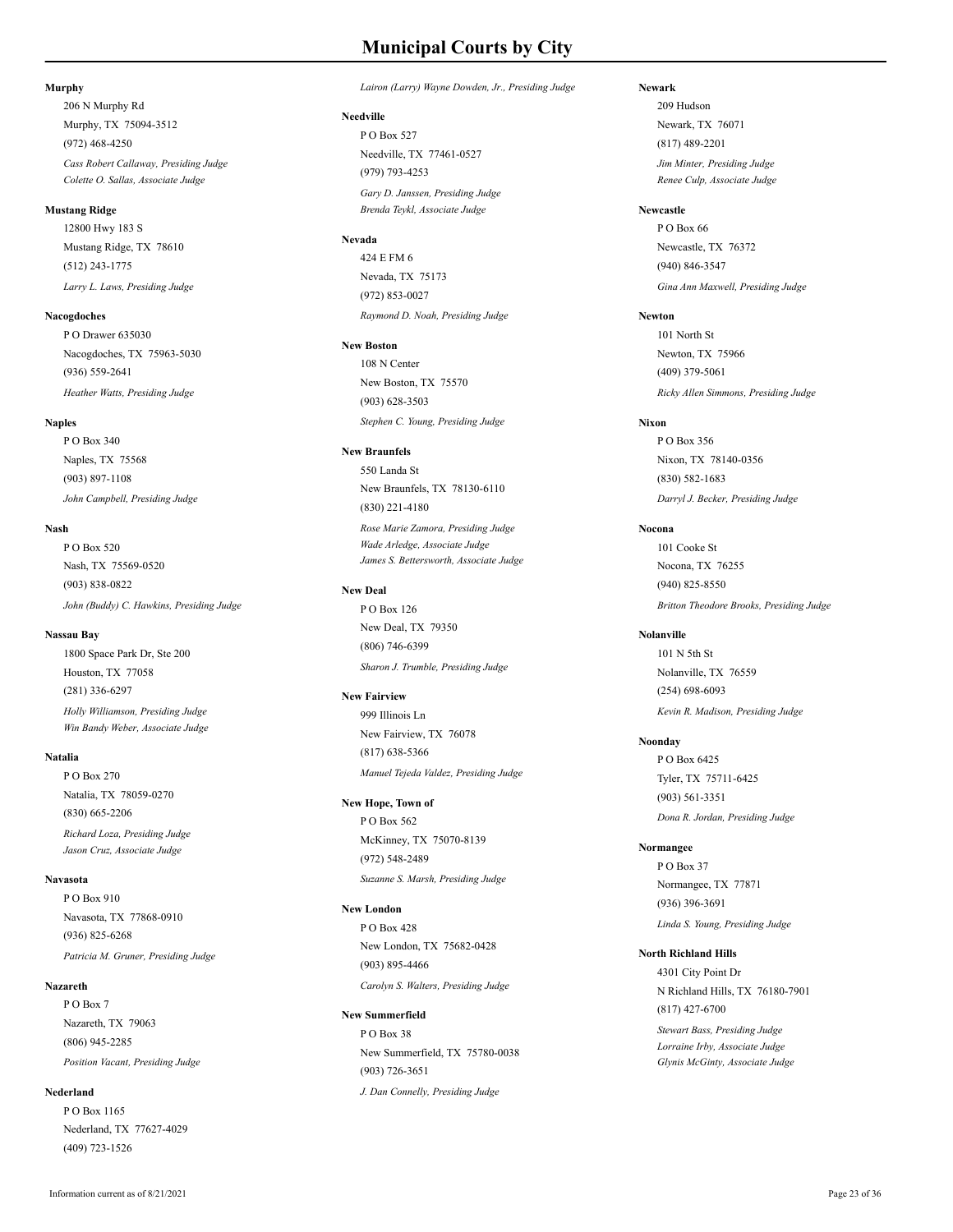# Municipal Courts by City

**Murphy**

206 N Murphy Rd
Murphy, TX 75094-3512
(972) 468-4250

*Cass Robert Callaway, Presiding Judge*
*Colette O. Sallas, Associate Judge*

**Mustang Ridge**

12800 Hwy 183 S
Mustang Ridge, TX 78610
(512) 243-1775

*Larry L. Laws, Presiding Judge*

**Nacogdoches**

P O Drawer 635030
Nacogdoches, TX 75963-5030
(936) 559-2641

*Heather Watts, Presiding Judge*

**Naples**

P O Box 340
Naples, TX 75568
(903) 897-1108

*John Campbell, Presiding Judge*

**Nash**

P O Box 520
Nash, TX 75569-0520
(903) 838-0822

*John (Buddy) C. Hawkins, Presiding Judge*

**Nassau Bay**

1800 Space Park Dr, Ste 200
Houston, TX 77058
(281) 336-6297

*Holly Williamson, Presiding Judge*
*Win Bandy Weber, Associate Judge*

**Natalia**

P O Box 270
Natalia, TX 78059-0270
(830) 665-2206

*Richard Loza, Presiding Judge*
*Jason Cruz, Associate Judge*

**Navasota**

P O Box 910
Navasota, TX 77868-0910
(936) 825-6268

*Patricia M. Gruner, Presiding Judge*

**Nazareth**

P O Box 7
Nazareth, TX 79063
(806) 945-2285

*Position Vacant, Presiding Judge*

**Nederland**

P O Box 1165
Nederland, TX 77627-4029
(409) 723-1526

*Lairon (Larry) Wayne Dowden, Jr., Presiding Judge*

**Needville**

P O Box 527
Needville, TX 77461-0527
(979) 793-4253

*Gary D. Janssen, Presiding Judge*
*Brenda Teykl, Associate Judge*

**Nevada**

424 E FM 6
Nevada, TX 75173
(972) 853-0027

*Raymond D. Noah, Presiding Judge*

**New Boston**

108 N Center
New Boston, TX 75570
(903) 628-3503

*Stephen C. Young, Presiding Judge*

**New Braunfels**

550 Landa St
New Braunfels, TX 78130-6110
(830) 221-4180

*Rose Marie Zamora, Presiding Judge*
*Wade Arledge, Associate Judge*
*James S. Bettersworth, Associate Judge*

**New Deal**

P O Box 126
New Deal, TX 79350
(806) 746-6399

*Sharon J. Trumble, Presiding Judge*

**New Fairview**

999 Illinois Ln
New Fairview, TX 76078
(817) 638-5366

*Manuel Tejeda Valdez, Presiding Judge*

**New Hope, Town of**

P O Box 562
McKinney, TX 75070-8139
(972) 548-2489

*Suzanne S. Marsh, Presiding Judge*

**New London**

P O Box 428
New London, TX 75682-0428
(903) 895-4466

*Carolyn S. Walters, Presiding Judge*

**New Summerfield**

P O Box 38
New Summerfield, TX 75780-0038
(903) 726-3651

*J. Dan Connelly, Presiding Judge*

**Newark**

209 Hudson
Newark, TX 76071
(817) 489-2201

*Jim Minter, Presiding Judge*
*Renee Culp, Associate Judge*

**Newcastle**

P O Box 66
Newcastle, TX 76372
(940) 846-3547

*Gina Ann Maxwell, Presiding Judge*

**Newton**

101 North St
Newton, TX 75966
(409) 379-5061

*Ricky Allen Simmons, Presiding Judge*

**Nixon**

P O Box 356
Nixon, TX 78140-0356
(830) 582-1683

*Darryl J. Becker, Presiding Judge*

**Nocona**

101 Cooke St
Nocona, TX 76255
(940) 825-8550

*Britton Theodore Brooks, Presiding Judge*

**Nolanville**

101 N 5th St
Nolanville, TX 76559
(254) 698-6093

*Kevin R. Madison, Presiding Judge*

**Noonday**

P O Box 6425
Tyler, TX 75711-6425
(903) 561-3351

*Dona R. Jordan, Presiding Judge*

**Normangee**

P O Box 37
Normangee, TX 77871
(936) 396-3691

*Linda S. Young, Presiding Judge*

**North Richland Hills**

4301 City Point Dr
N Richland Hills, TX 76180-7901
(817) 427-6700

*Stewart Bass, Presiding Judge*
*Lorraine Irby, Associate Judge*
*Glynis McGinty, Associate Judge*

Information current as of 8/21/2021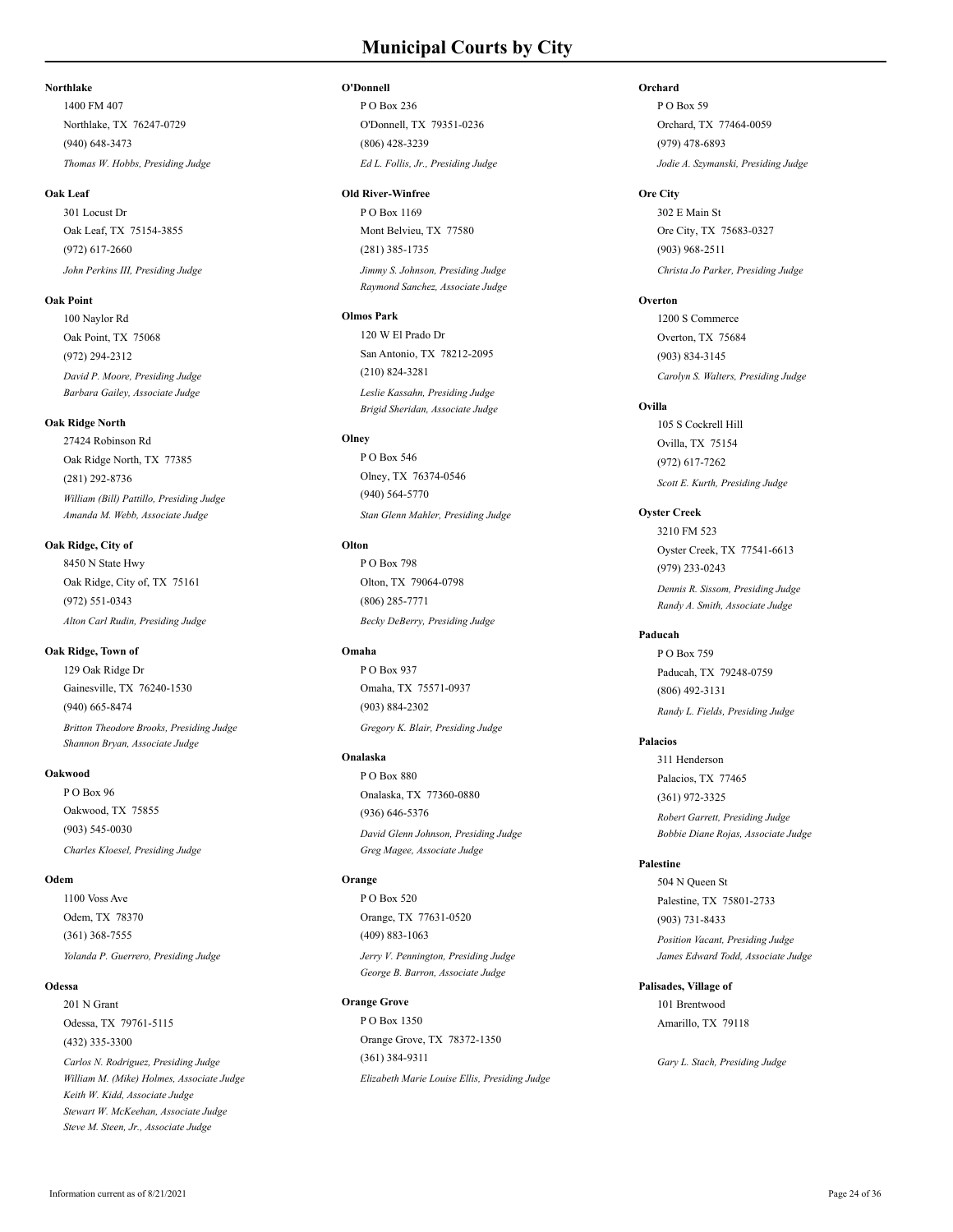# Municipal Courts by City

**Northlake**

1400 FM 407
Northlake, TX 76247-0729
(940) 648-3473
*Thomas W. Hobbs, Presiding Judge*

**Oak Leaf**

301 Locust Dr
Oak Leaf, TX 75154-3855
(972) 617-2660
*John Perkins III, Presiding Judge*

**Oak Point**

100 Naylor Rd
Oak Point, TX 75068
(972) 294-2312
*David P. Moore, Presiding Judge*
*Barbara Gailey, Associate Judge*

**Oak Ridge North**

27424 Robinson Rd
Oak Ridge North, TX 77385
(281) 292-8736
*William (Bill) Pattillo, Presiding Judge*
*Amanda M. Webb, Associate Judge*

**Oak Ridge, City of**

8450 N State Hwy
Oak Ridge, City of, TX 75161
(972) 551-0343
*Alton Carl Rudin, Presiding Judge*

**Oak Ridge, Town of**

129 Oak Ridge Dr
Gainesville, TX 76240-1530
(940) 665-8474
*Britton Theodore Brooks, Presiding Judge*
*Shannon Bryan, Associate Judge*

**Oakwood**

P O Box 96
Oakwood, TX 75855
(903) 545-0030
*Charles Kloesel, Presiding Judge*

**Odem**

1100 Voss Ave
Odem, TX 78370
(361) 368-7555
*Yolanda P. Guerrero, Presiding Judge*

**Odessa**

201 N Grant
Odessa, TX 79761-5115
(432) 335-3300
*Carlos N. Rodriguez, Presiding Judge*
*William M. (Mike) Holmes, Associate Judge*
*Keith W. Kidd, Associate Judge*
*Stewart W. McKeehan, Associate Judge*
*Steve M. Steen, Jr., Associate Judge*

**O'Donnell**

P O Box 236
O'Donnell, TX 79351-0236
(806) 428-3239
*Ed L. Follis, Jr., Presiding Judge*

**Old River-Winfree**

P O Box 1169
Mont Belvieu, TX 77580
(281) 385-1735
*Jimmy S. Johnson, Presiding Judge*
*Raymond Sanchez, Associate Judge*

**Olmos Park**

120 W El Prado Dr
San Antonio, TX 78212-2095
(210) 824-3281
*Leslie Kassahn, Presiding Judge*
*Brigid Sheridan, Associate Judge*

**Olney**

P O Box 546
Olney, TX 76374-0546
(940) 564-5770
*Stan Glenn Mahler, Presiding Judge*

**Olton**

P O Box 798
Olton, TX 79064-0798
(806) 285-7771
*Becky DeBerry, Presiding Judge*

**Omaha**

P O Box 937
Omaha, TX 75571-0937
(903) 884-2302
*Gregory K. Blair, Presiding Judge*

**Onalaska**

P O Box 880
Onalaska, TX 77360-0880
(936) 646-5376
*David Glenn Johnson, Presiding Judge*
*Greg Magee, Associate Judge*

**Orange**

P O Box 520
Orange, TX 77631-0520
(409) 883-1063
*Jerry V. Pennington, Presiding Judge*
*George B. Barron, Associate Judge*

**Orange Grove**

P O Box 1350
Orange Grove, TX 78372-1350
(361) 384-9311
*Elizabeth Marie Louise Ellis, Presiding Judge*

**Orchard**

P O Box 59
Orchard, TX 77464-0059
(979) 478-6893
*Jodie A. Szymanski, Presiding Judge*

**Ore City**

302 E Main St
Ore City, TX 75683-0327
(903) 968-2511
*Christa Jo Parker, Presiding Judge*

**Overton**

1200 S Commerce
Overton, TX 75684
(903) 834-3145
*Carolyn S. Walters, Presiding Judge*

**Ovilla**

105 S Cockrell Hill
Ovilla, TX 75154
(972) 617-7262
*Scott E. Kurth, Presiding Judge*

**Oyster Creek**

3210 FM 523
Oyster Creek, TX 77541-6613
(979) 233-0243
*Dennis R. Sissom, Presiding Judge*
*Randy A. Smith, Associate Judge*

**Paducah**

P O Box 759
Paducah, TX 79248-0759
(806) 492-3131
*Randy L. Fields, Presiding Judge*

**Palacios**

311 Henderson
Palacios, TX 77465
(361) 972-3325
*Robert Garrett, Presiding Judge*
*Bobbie Diane Rojas, Associate Judge*

**Palestine**

504 N Queen St
Palestine, TX 75801-2733
(903) 731-8433
*Position Vacant, Presiding Judge*
*James Edward Todd, Associate Judge*

**Palisades, Village of**

101 Brentwood
Amarillo, TX 79118

*Gary L. Stach, Presiding Judge*

Information current as of 8/21/2021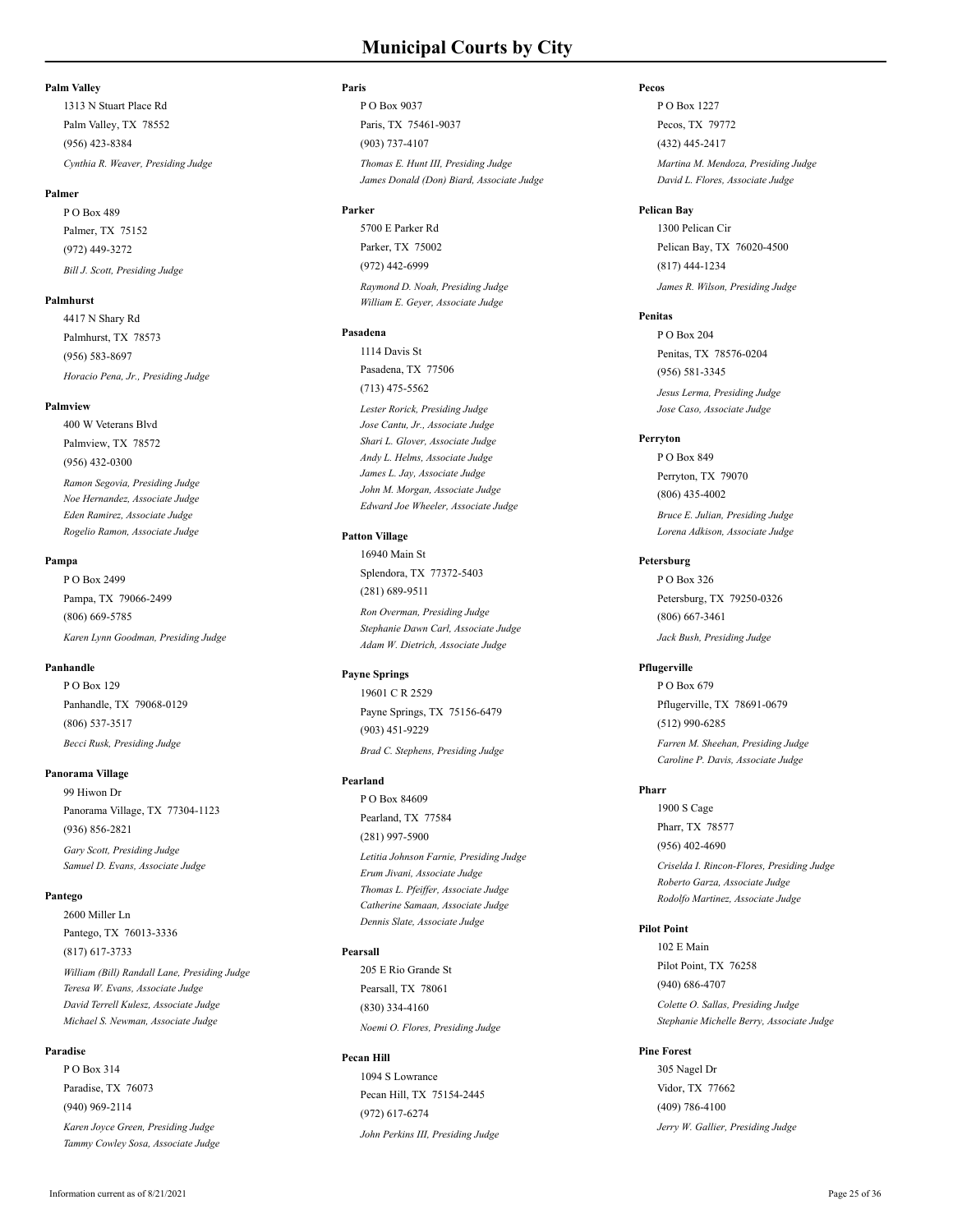# Municipal Courts by City

**Palm Valley**

1313 N Stuart Place Rd
Palm Valley, TX 78552
(956) 423-8384

*Cynthia R. Weaver, Presiding Judge*

**Palmer**

P O Box 489
Palmer, TX 75152
(972) 449-3272

*Bill J. Scott, Presiding Judge*

**Palmhurst**

4417 N Shary Rd
Palmhurst, TX 78573
(956) 583-8697

*Horacio Pena, Jr., Presiding Judge*

**Palmview**

400 W Veterans Blvd
Palmview, TX 78572
(956) 432-0300

*Ramon Segovia, Presiding Judge*
*Noe Hernandez, Associate Judge*
*Eden Ramirez, Associate Judge*
*Rogelio Ramon, Associate Judge*

**Pampa**

P O Box 2499
Pampa, TX 79066-2499
(806) 669-5785

*Karen Lynn Goodman, Presiding Judge*

**Panhandle**

P O Box 129
Panhandle, TX 79068-0129
(806) 537-3517

*Becci Rusk, Presiding Judge*

**Panorama Village**

99 Hiwon Dr
Panorama Village, TX 77304-1123
(936) 856-2821

*Gary Scott, Presiding Judge*
*Samuel D. Evans, Associate Judge*

**Pantego**

2600 Miller Ln
Pantego, TX 76013-3336
(817) 617-3733

*William (Bill) Randall Lane, Presiding Judge*
*Teresa W. Evans, Associate Judge*
*David Terrell Kulesz, Associate Judge*
*Michael S. Newman, Associate Judge*

**Paradise**

P O Box 314
Paradise, TX 76073
(940) 969-2114

*Karen Joyce Green, Presiding Judge*
*Tammy Cowley Sosa, Associate Judge*

**Paris**

P O Box 9037
Paris, TX 75461-9037
(903) 737-4107

*Thomas E. Hunt III, Presiding Judge*
*James Donald (Don) Biard, Associate Judge*

**Parker**

5700 E Parker Rd
Parker, TX 75002
(972) 442-6999

*Raymond D. Noah, Presiding Judge*
*William E. Geyer, Associate Judge*

**Pasadena**

1114 Davis St
Pasadena, TX 77506
(713) 475-5562

*Lester Rorick, Presiding Judge*
*Jose Cantu, Jr., Associate Judge*
*Shari L. Glover, Associate Judge*
*Andy L. Helms, Associate Judge*
*James L. Jay, Associate Judge*
*John M. Morgan, Associate Judge*
*Edward Joe Wheeler, Associate Judge*

**Patton Village**

16940 Main St
Splendora, TX 77372-5403
(281) 689-9511

*Ron Overman, Presiding Judge*
*Stephanie Dawn Carl, Associate Judge*
*Adam W. Dietrich, Associate Judge*

**Payne Springs**

19601 C R 2529
Payne Springs, TX 75156-6479
(903) 451-9229

*Brad C. Stephens, Presiding Judge*

**Pearland**

P O Box 84609
Pearland, TX 77584
(281) 997-5900

*Letitia Johnson Farnie, Presiding Judge*
*Erum Jivani, Associate Judge*
*Thomas L. Pfeiffer, Associate Judge*
*Catherine Samaan, Associate Judge*
*Dennis Slate, Associate Judge*

**Pearsall**

205 E Rio Grande St
Pearsall, TX 78061
(830) 334-4160

*Noemi O. Flores, Presiding Judge*

**Pecan Hill**

1094 S Lowrance
Pecan Hill, TX 75154-2445
(972) 617-6274

*John Perkins III, Presiding Judge*

**Pecos**

P O Box 1227
Pecos, TX 79772
(432) 445-2417

*Martina M. Mendoza, Presiding Judge*
*David L. Flores, Associate Judge*

**Pelican Bay**

1300 Pelican Cir
Pelican Bay, TX 76020-4500
(817) 444-1234

*James R. Wilson, Presiding Judge*

**Penitas**

P O Box 204
Penitas, TX 78576-0204
(956) 581-3345

*Jesus Lerma, Presiding Judge*
*Jose Caso, Associate Judge*

**Perryton**

P O Box 849
Perryton, TX 79070
(806) 435-4002

*Bruce E. Julian, Presiding Judge*
*Lorena Adkison, Associate Judge*

**Petersburg**

P O Box 326
Petersburg, TX 79250-0326
(806) 667-3461

*Jack Bush, Presiding Judge*

**Pflugerville**

P O Box 679
Pflugerville, TX 78691-0679
(512) 990-6285

*Farren M. Sheehan, Presiding Judge*
*Caroline P. Davis, Associate Judge*

**Pharr**

1900 S Cage
Pharr, TX 78577
(956) 402-4690

*Criselda I. Rincon-Flores, Presiding Judge*
*Roberto Garza, Associate Judge*
*Rodolfo Martinez, Associate Judge*

**Pilot Point**

102 E Main
Pilot Point, TX 76258
(940) 686-4707

*Colette O. Sallas, Presiding Judge*
*Stephanie Michelle Berry, Associate Judge*

**Pine Forest**

305 Nagel Dr
Vidor, TX 77662
(409) 786-4100

*Jerry W. Gallier, Presiding Judge*

Information current as of 8/21/2021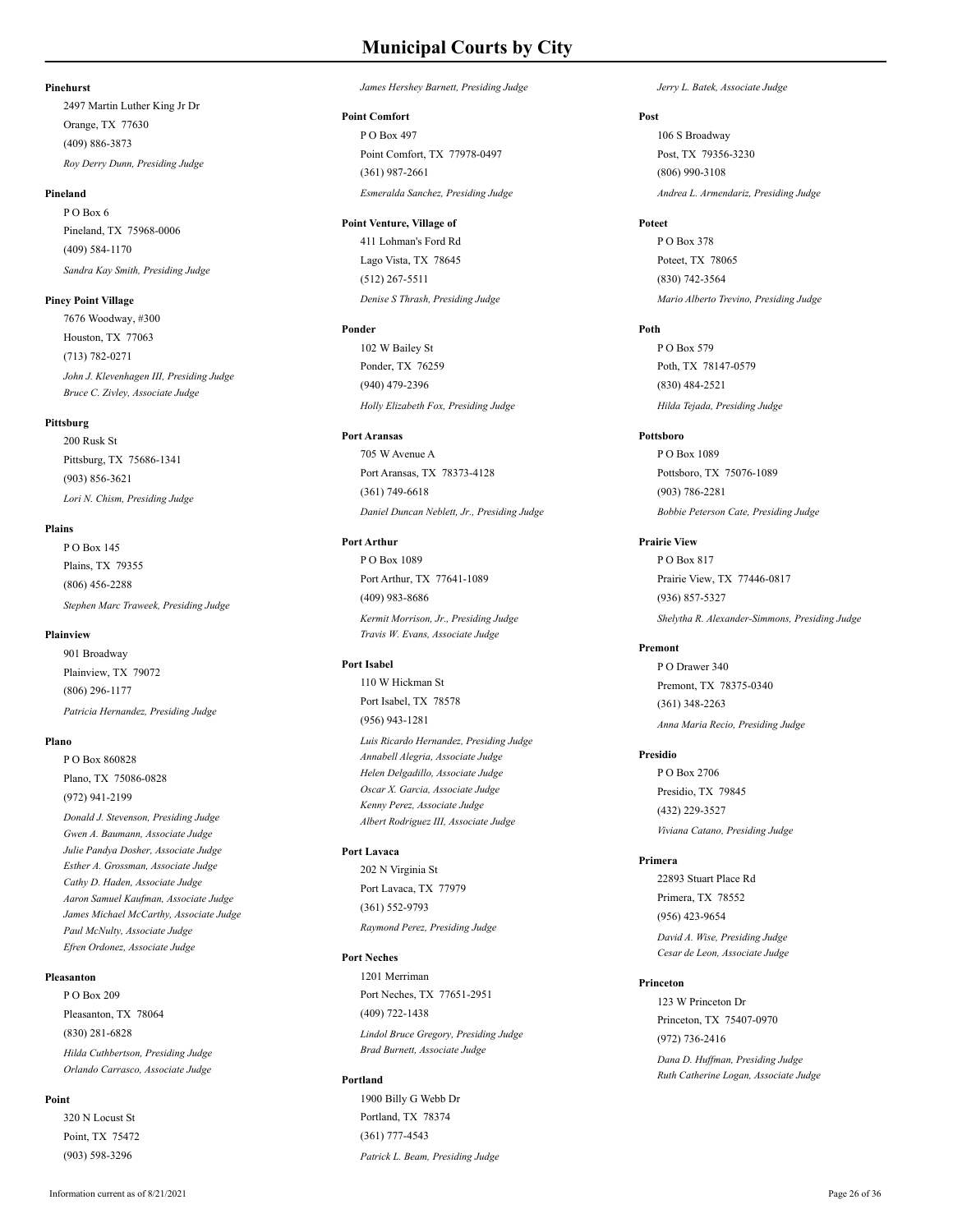# Municipal Courts by City

**Pinehurst**

2497 Martin Luther King Jr Dr
Orange, TX 77630
(409) 886-3873
*Roy Derry Dunn, Presiding Judge*

**Pineland**

P O Box 6
Pineland, TX 75968-0006
(409) 584-1170
*Sandra Kay Smith, Presiding Judge*

**Piney Point Village**

7676 Woodway, #300
Houston, TX 77063
(713) 782-0271
*John J. Klevenhagen III, Presiding Judge*
*Bruce C. Zivley, Associate Judge*

**Pittsburg**

200 Rusk St
Pittsburg, TX 75686-1341
(903) 856-3621
*Lori N. Chism, Presiding Judge*

**Plains**

P O Box 145
Plains, TX 79355
(806) 456-2288
*Stephen Marc Traweek, Presiding Judge*

**Plainview**

901 Broadway
Plainview, TX 79072
(806) 296-1177
*Patricia Hernandez, Presiding Judge*

**Plano**

P O Box 860828
Plano, TX 75086-0828
(972) 941-2199
*Donald J. Stevenson, Presiding Judge*
*Gwen A. Baumann, Associate Judge*
*Julie Pandya Dosher, Associate Judge*
*Esther A. Grossman, Associate Judge*
*Cathy D. Haden, Associate Judge*
*Aaron Samuel Kaufman, Associate Judge*
*James Michael McCarthy, Associate Judge*
*Paul McNulty, Associate Judge*
*Efren Ordonez, Associate Judge*

**Pleasanton**

P O Box 209
Pleasanton, TX 78064
(830) 281-6828
*Hilda Cuthbertson, Presiding Judge*
*Orlando Carrasco, Associate Judge*

**Point**

320 N Locust St
Point, TX 75472
(903) 598-3296
*James Hershey Barnett, Presiding Judge*

**Point Comfort**

P O Box 497
Point Comfort, TX 77978-0497
(361) 987-2661
*Esmeralda Sanchez, Presiding Judge*

**Point Venture, Village of**

411 Lohman's Ford Rd
Lago Vista, TX 78645
(512) 267-5511
*Denise S Thrash, Presiding Judge*

**Ponder**

102 W Bailey St
Ponder, TX 76259
(940) 479-2396
*Holly Elizabeth Fox, Presiding Judge*

**Port Aransas**

705 W Avenue A
Port Aransas, TX 78373-4128
(361) 749-6618
*Daniel Duncan Neblett, Jr., Presiding Judge*

**Port Arthur**

P O Box 1089
Port Arthur, TX 77641-1089
(409) 983-8686
*Kermit Morrison, Jr., Presiding Judge*
*Travis W. Evans, Associate Judge*

**Port Isabel**

110 W Hickman St
Port Isabel, TX 78578
(956) 943-1281
*Luis Ricardo Hernandez, Presiding Judge*
*Annabell Alegria, Associate Judge*
*Helen Delgadillo, Associate Judge*
*Oscar X. Garcia, Associate Judge*
*Kenny Perez, Associate Judge*
*Albert Rodriguez III, Associate Judge*

**Port Lavaca**

202 N Virginia St
Port Lavaca, TX 77979
(361) 552-9793
*Raymond Perez, Presiding Judge*

**Port Neches**

1201 Merriman
Port Neches, TX 77651-2951
(409) 722-1438
*Lindol Bruce Gregory, Presiding Judge*
*Brad Burnett, Associate Judge*

**Portland**

1900 Billy G Webb Dr
Portland, TX 78374
(361) 777-4543
*Patrick L. Beam, Presiding Judge*
*Jerry L. Batek, Associate Judge*

**Post**

106 S Broadway
Post, TX 79356-3230
(806) 990-3108
*Andrea L. Armendariz, Presiding Judge*

**Poteet**

P O Box 378
Poteet, TX 78065
(830) 742-3564
*Mario Alberto Trevino, Presiding Judge*

**Poth**

P O Box 579
Poth, TX 78147-0579
(830) 484-2521
*Hilda Tejada, Presiding Judge*

**Pottsboro**

P O Box 1089
Pottsboro, TX 75076-1089
(903) 786-2281
*Bobbie Peterson Cate, Presiding Judge*

**Prairie View**

P O Box 817
Prairie View, TX 77446-0817
(936) 857-5327
*Shelytha R. Alexander-Simmons, Presiding Judge*

**Premont**

P O Drawer 340
Premont, TX 78375-0340
(361) 348-2263
*Anna Maria Recio, Presiding Judge*

**Presidio**

P O Box 2706
Presidio, TX 79845
(432) 229-3527
*Viviana Catano, Presiding Judge*

**Primera**

22893 Stuart Place Rd
Primera, TX 78552
(956) 423-9654
*David A. Wise, Presiding Judge*
*Cesar de Leon, Associate Judge*

**Princeton**

123 W Princeton Dr
Princeton, TX 75407-0970
(972) 736-2416
*Dana D. Huffman, Presiding Judge*
*Ruth Catherine Logan, Associate Judge*

Information current as of 8/21/2021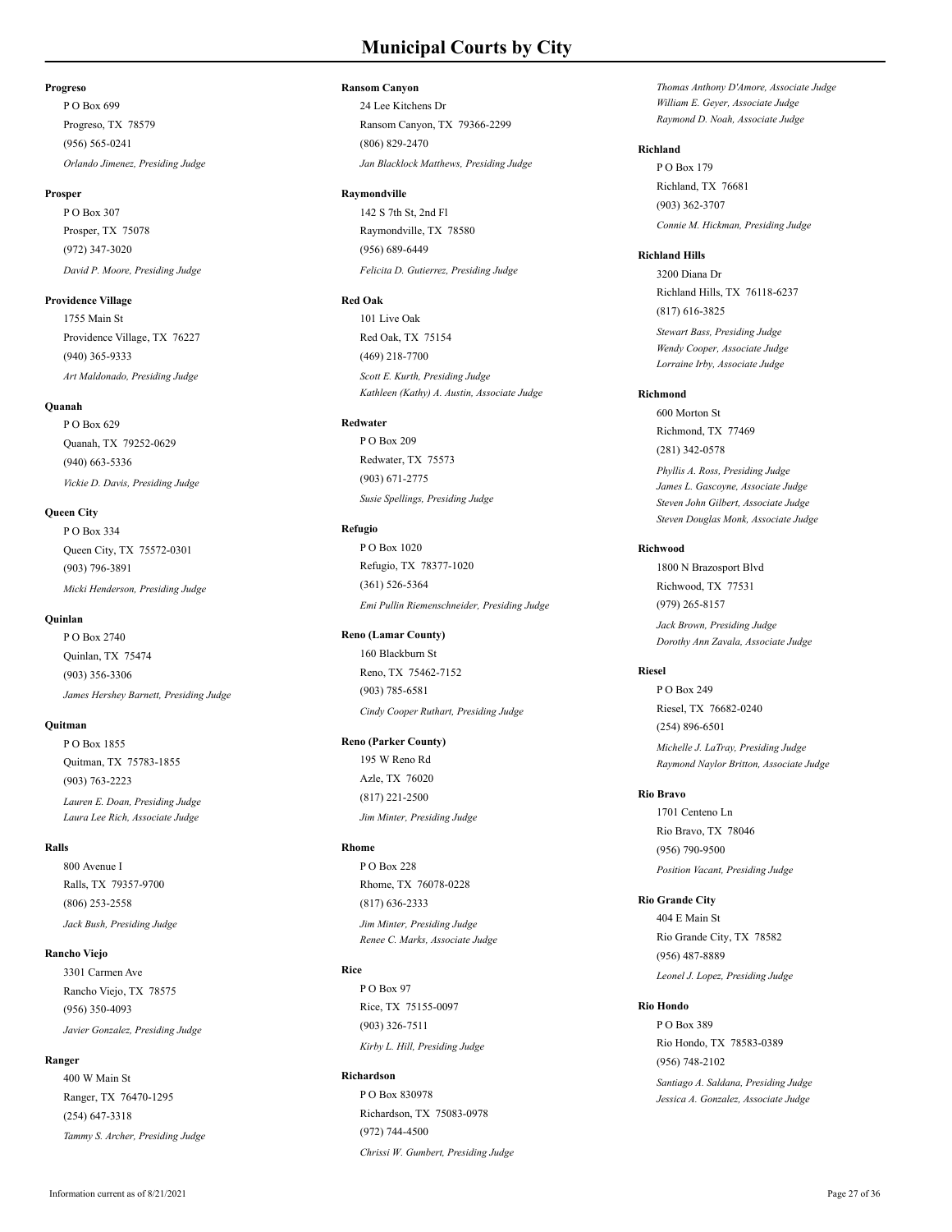# Municipal Courts by City

**Progreso**

P O Box 699
Progreso, TX 78579
(956) 565-0241
*Orlando Jimenez, Presiding Judge*

**Prosper**

P O Box 307
Prosper, TX 75078
(972) 347-3020
*David P. Moore, Presiding Judge*

**Providence Village**

1755 Main St
Providence Village, TX 76227
(940) 365-9333
*Art Maldonado, Presiding Judge*

**Quanah**

P O Box 629
Quanah, TX 79252-0629
(940) 663-5336
*Vickie D. Davis, Presiding Judge*

**Queen City**

P O Box 334
Queen City, TX 75572-0301
(903) 796-3891
*Micki Henderson, Presiding Judge*

**Quinlan**

P O Box 2740
Quinlan, TX 75474
(903) 356-3306
*James Hershey Barnett, Presiding Judge*

**Quitman**

P O Box 1855
Quitman, TX 75783-1855
(903) 763-2223
*Lauren E. Doan, Presiding Judge*
*Laura Lee Rich, Associate Judge*

**Ralls**

800 Avenue I
Ralls, TX 79357-9700
(806) 253-2558
*Jack Bush, Presiding Judge*

**Rancho Viejo**

3301 Carmen Ave
Rancho Viejo, TX 78575
(956) 350-4093
*Javier Gonzalez, Presiding Judge*

**Ranger**

400 W Main St
Ranger, TX 76470-1295
(254) 647-3318
*Tammy S. Archer, Presiding Judge*

**Ransom Canyon**

24 Lee Kitchens Dr
Ransom Canyon, TX 79366-2299
(806) 829-2470
*Jan Blacklock Matthews, Presiding Judge*

**Raymondville**

142 S 7th St, 2nd Fl
Raymondville, TX 78580
(956) 689-6449
*Felicita D. Gutierrez, Presiding Judge*

**Red Oak**

101 Live Oak
Red Oak, TX 75154
(469) 218-7700
*Scott E. Kurth, Presiding Judge*
*Kathleen (Kathy) A. Austin, Associate Judge*

**Redwater**

P O Box 209
Redwater, TX 75573
(903) 671-2775
*Susie Spellings, Presiding Judge*

**Refugio**

P O Box 1020
Refugio, TX 78377-1020
(361) 526-5364
*Emi Pullin Riemenschneider, Presiding Judge*

**Reno (Lamar County)**

160 Blackburn St
Reno, TX 75462-7152
(903) 785-6581
*Cindy Cooper Ruthart, Presiding Judge*

**Reno (Parker County)**

195 W Reno Rd
Azle, TX 76020
(817) 221-2500
*Jim Minter, Presiding Judge*

**Rhome**

P O Box 228
Rhome, TX 76078-0228
(817) 636-2333
*Jim Minter, Presiding Judge*
*Renee C. Marks, Associate Judge*

**Rice**

P O Box 97
Rice, TX 75155-0097
(903) 326-7511
*Kirby L. Hill, Presiding Judge*

**Richardson**

P O Box 830978
Richardson, TX 75083-0978
(972) 744-4500
*Chrissi W. Gumbert, Presiding Judge*
*Thomas Anthony D'Amore, Associate Judge*
*William E. Geyer, Associate Judge*
*Raymond D. Noah, Associate Judge*

**Richland**

P O Box 179
Richland, TX 76681
(903) 362-3707
*Connie M. Hickman, Presiding Judge*

**Richland Hills**

3200 Diana Dr
Richland Hills, TX 76118-6237
(817) 616-3825
*Stewart Bass, Presiding Judge*
*Wendy Cooper, Associate Judge*
*Lorraine Irby, Associate Judge*

**Richmond**

600 Morton St
Richmond, TX 77469
(281) 342-0578
*Phyllis A. Ross, Presiding Judge*
*James L. Gascoyne, Associate Judge*
*Steven John Gilbert, Associate Judge*
*Steven Douglas Monk, Associate Judge*

**Richwood**

1800 N Brazosport Blvd
Richwood, TX 77531
(979) 265-8157
*Jack Brown, Presiding Judge*
*Dorothy Ann Zavala, Associate Judge*

**Riesel**

P O Box 249
Riesel, TX 76682-0240
(254) 896-6501
*Michelle J. LaTray, Presiding Judge*
*Raymond Naylor Britton, Associate Judge*

**Rio Bravo**

1701 Centeno Ln
Rio Bravo, TX 78046
(956) 790-9500
*Position Vacant, Presiding Judge*

**Rio Grande City**

404 E Main St
Rio Grande City, TX 78582
(956) 487-8889
*Leonel J. Lopez, Presiding Judge*

**Rio Hondo**

P O Box 389
Rio Hondo, TX 78583-0389
(956) 748-2102
*Santiago A. Saldana, Presiding Judge*
*Jessica A. Gonzalez, Associate Judge*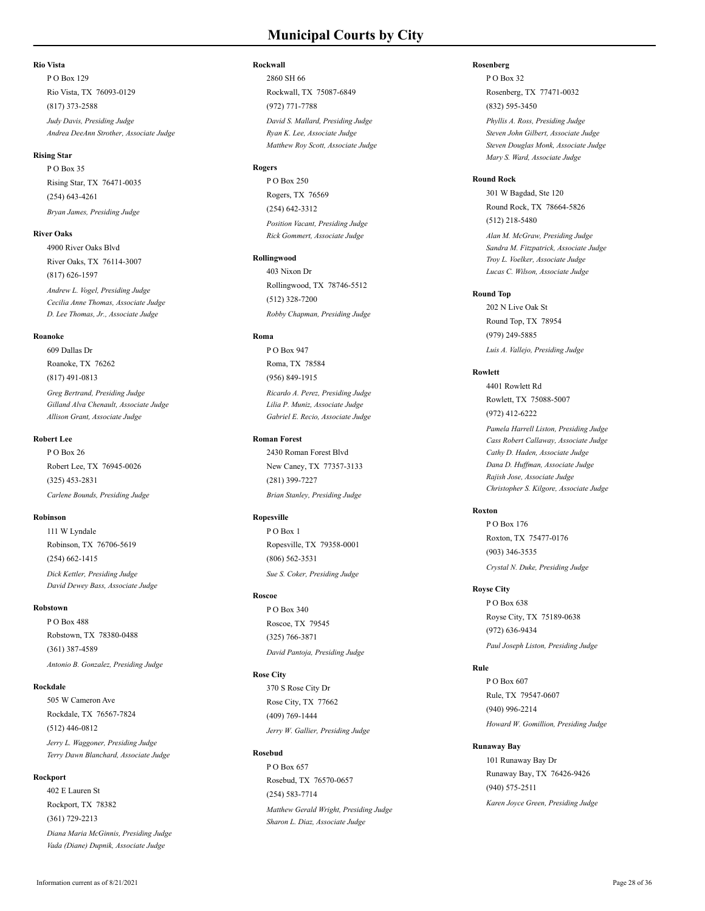# Municipal Courts by City

**Rio Vista**

P O Box 129
Rio Vista, TX 76093-0129
(817) 373-2588

*Judy Davis, Presiding Judge*
*Andrea DeeAnn Strother, Associate Judge*

**Rising Star**

P O Box 35
Rising Star, TX 76471-0035
(254) 643-4261

*Bryan James, Presiding Judge*

**River Oaks**

4900 River Oaks Blvd
River Oaks, TX 76114-3007
(817) 626-1597

*Andrew L. Vogel, Presiding Judge*
*Cecilia Anne Thomas, Associate Judge*
*D. Lee Thomas, Jr., Associate Judge*

**Roanoke**

609 Dallas Dr
Roanoke, TX 76262
(817) 491-0813

*Greg Bertrand, Presiding Judge*
*Gilland Alva Chenault, Associate Judge*
*Allison Grant, Associate Judge*

**Robert Lee**

P O Box 26
Robert Lee, TX 76945-0026
(325) 453-2831

*Carlene Bounds, Presiding Judge*

**Robinson**

111 W Lyndale
Robinson, TX 76706-5619
(254) 662-1415

*Dick Kettler, Presiding Judge*
*David Dewey Bass, Associate Judge*

**Robstown**

P O Box 488
Robstown, TX 78380-0488
(361) 387-4589

*Antonio B. Gonzalez, Presiding Judge*

**Rockdale**

505 W Cameron Ave
Rockdale, TX 76567-7824
(512) 446-0812

*Jerry L. Waggoner, Presiding Judge*
*Terry Dawn Blanchard, Associate Judge*

**Rockport**

402 E Lauren St
Rockport, TX 78382
(361) 729-2213

*Diana Maria McGinnis, Presiding Judge*
*Vada (Diane) Dupnik, Associate Judge*

**Rockwall**

2860 SH 66
Rockwall, TX 75087-6849
(972) 771-7788

*David S. Mallard, Presiding Judge*
*Ryan K. Lee, Associate Judge*
*Matthew Roy Scott, Associate Judge*

**Rogers**

P O Box 250
Rogers, TX 76569
(254) 642-3312

*Position Vacant, Presiding Judge*
*Rick Gommert, Associate Judge*

**Rollingwood**

403 Nixon Dr
Rollingwood, TX 78746-5512
(512) 328-7200

*Robby Chapman, Presiding Judge*

**Roma**

P O Box 947
Roma, TX 78584
(956) 849-1915

*Ricardo A. Perez, Presiding Judge*
*Lilia P. Muniz, Associate Judge*
*Gabriel E. Recio, Associate Judge*

**Roman Forest**

2430 Roman Forest Blvd
New Caney, TX 77357-3133
(281) 399-7227

*Brian Stanley, Presiding Judge*

**Ropesville**

P O Box 1
Ropesville, TX 79358-0001
(806) 562-3531

*Sue S. Coker, Presiding Judge*

**Roscoe**

P O Box 340
Roscoe, TX 79545
(325) 766-3871

*David Pantoja, Presiding Judge*

**Rose City**

370 S Rose City Dr
Rose City, TX 77662
(409) 769-1444

*Jerry W. Gallier, Presiding Judge*

**Rosebud**

P O Box 657
Rosebud, TX 76570-0657
(254) 583-7714

*Matthew Gerald Wright, Presiding Judge*
*Sharon L. Diaz, Associate Judge*

**Rosenberg**

P O Box 32
Rosenberg, TX 77471-0032
(832) 595-3450

*Phyllis A. Ross, Presiding Judge*
*Steven John Gilbert, Associate Judge*
*Steven Douglas Monk, Associate Judge*
*Mary S. Ward, Associate Judge*

**Round Rock**

301 W Bagdad, Ste 120
Round Rock, TX 78664-5826
(512) 218-5480

*Alan M. McGraw, Presiding Judge*
*Sandra M. Fitzpatrick, Associate Judge*
*Troy L. Voelker, Associate Judge*
*Lucas C. Wilson, Associate Judge*

**Round Top**

202 N Live Oak St
Round Top, TX 78954
(979) 249-5885

*Luis A. Vallejo, Presiding Judge*

**Rowlett**

4401 Rowlett Rd
Rowlett, TX 75088-5007
(972) 412-6222

*Pamela Harrell Liston, Presiding Judge*
*Cass Robert Callaway, Associate Judge*
*Cathy D. Haden, Associate Judge*
*Dana D. Huffman, Associate Judge*
*Rajish Jose, Associate Judge*
*Christopher S. Kilgore, Associate Judge*

**Roxton**

P O Box 176
Roxton, TX 75477-0176
(903) 346-3535

*Crystal N. Duke, Presiding Judge*

**Royse City**

P O Box 638
Royse City, TX 75189-0638
(972) 636-9434

*Paul Joseph Liston, Presiding Judge*

**Rule**

P O Box 607
Rule, TX 79547-0607
(940) 996-2214

*Howard W. Gomillion, Presiding Judge*

**Runaway Bay**

101 Runaway Bay Dr
Runaway Bay, TX 76426-9426
(940) 575-2511

*Karen Joyce Green, Presiding Judge*

Information current as of 8/21/2021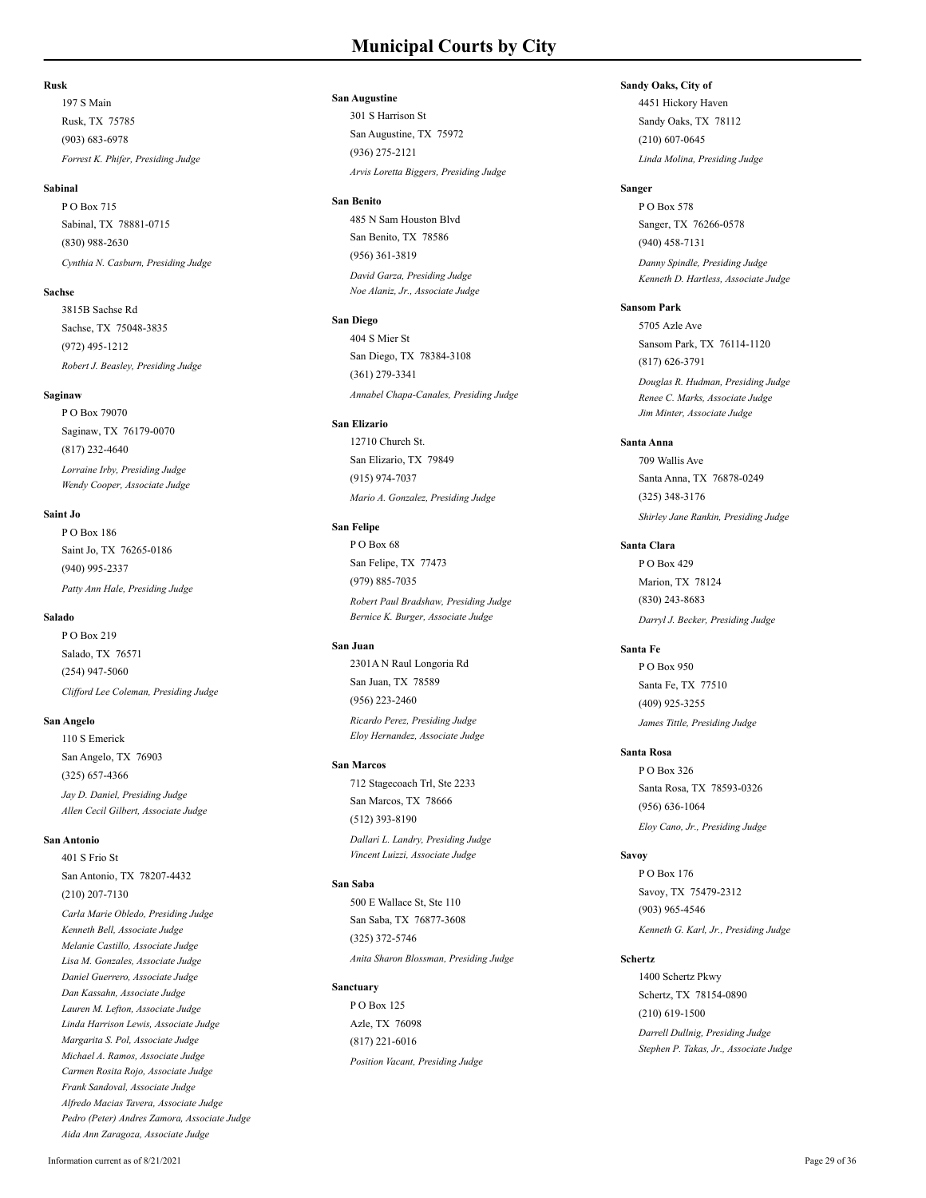# Municipal Courts by City

**Rusk**

197 S Main
Rusk, TX 75785
(903) 683-6978
*Forrest K. Phifer, Presiding Judge*

**Sabinal**

P O Box 715
Sabinal, TX 78881-0715
(830) 988-2630
*Cynthia N. Casburn, Presiding Judge*

**Sachse**

3815B Sachse Rd
Sachse, TX 75048-3835
(972) 495-1212
*Robert J. Beasley, Presiding Judge*

**Saginaw**

P O Box 79070
Saginaw, TX 76179-0070
(817) 232-4640
*Lorraine Irby, Presiding Judge*
*Wendy Cooper, Associate Judge*

**Saint Jo**

P O Box 186
Saint Jo, TX 76265-0186
(940) 995-2337
*Patty Ann Hale, Presiding Judge*

**Salado**

P O Box 219
Salado, TX 76571
(254) 947-5060
*Clifford Lee Coleman, Presiding Judge*

**San Angelo**

110 S Emerick
San Angelo, TX 76903
(325) 657-4366
*Jay D. Daniel, Presiding Judge*
*Allen Cecil Gilbert, Associate Judge*

**San Antonio**

401 S Frio St
San Antonio, TX 78207-4432
(210) 207-7130
*Carla Marie Obledo, Presiding Judge*
*Kenneth Bell, Associate Judge*
*Melanie Castillo, Associate Judge*
*Lisa M. Gonzales, Associate Judge*
*Daniel Guerrero, Associate Judge*
*Dan Kassahn, Associate Judge*
*Lauren M. Lefton, Associate Judge*
*Linda Harrison Lewis, Associate Judge*
*Margarita S. Pol, Associate Judge*
*Michael A. Ramos, Associate Judge*
*Carmen Rosita Rojo, Associate Judge*
*Frank Sandoval, Associate Judge*
*Alfredo Macias Tavera, Associate Judge*
*Pedro (Peter) Andres Zamora, Associate Judge*
*Aida Ann Zaragoza, Associate Judge*

**San Augustine**

301 S Harrison St
San Augustine, TX 75972
(936) 275-2121
*Arvis Loretta Biggers, Presiding Judge*

**San Benito**

485 N Sam Houston Blvd
San Benito, TX 78586
(956) 361-3819
*David Garza, Presiding Judge*
*Noe Alaniz, Jr., Associate Judge*

**San Diego**

404 S Mier St
San Diego, TX 78384-3108
(361) 279-3341
*Annabel Chapa-Canales, Presiding Judge*

**San Elizario**

12710 Church St.
San Elizario, TX 79849
(915) 974-7037
*Mario A. Gonzalez, Presiding Judge*

**San Felipe**

P O Box 68
San Felipe, TX 77473
(979) 885-7035
*Robert Paul Bradshaw, Presiding Judge*
*Bernice K. Burger, Associate Judge*

**San Juan**

2301A N Raul Longoria Rd
San Juan, TX 78589
(956) 223-2460
*Ricardo Perez, Presiding Judge*
*Eloy Hernandez, Associate Judge*

**San Marcos**

712 Stagecoach Trl, Ste 2233
San Marcos, TX 78666
(512) 393-8190
*Dallari L. Landry, Presiding Judge*
*Vincent Luizzi, Associate Judge*

**San Saba**

500 E Wallace St, Ste 110
San Saba, TX 76877-3608
(325) 372-5746
*Anita Sharon Blossman, Presiding Judge*

**Sanctuary**

P O Box 125
Azle, TX 76098
(817) 221-6016
*Position Vacant, Presiding Judge*

**Sandy Oaks, City of**

4451 Hickory Haven
Sandy Oaks, TX 78112
(210) 607-0645
*Linda Molina, Presiding Judge*

**Sanger**

P O Box 578
Sanger, TX 76266-0578
(940) 458-7131
*Danny Spindle, Presiding Judge*
*Kenneth D. Hartless, Associate Judge*

**Sansom Park**

5705 Azle Ave
Sansom Park, TX 76114-1120
(817) 626-3791
*Douglas R. Hudman, Presiding Judge*
*Renee C. Marks, Associate Judge*
*Jim Minter, Associate Judge*

**Santa Anna**

709 Wallis Ave
Santa Anna, TX 76878-0249
(325) 348-3176
*Shirley Jane Rankin, Presiding Judge*

**Santa Clara**

P O Box 429
Marion, TX 78124
(830) 243-8683
*Darryl J. Becker, Presiding Judge*

**Santa Fe**

P O Box 950
Santa Fe, TX 77510
(409) 925-3255
*James Tittle, Presiding Judge*

**Santa Rosa**

P O Box 326
Santa Rosa, TX 78593-0326
(956) 636-1064
*Eloy Cano, Jr., Presiding Judge*

**Savoy**

P O Box 176
Savoy, TX 75479-2312
(903) 965-4546
*Kenneth G. Karl, Jr., Presiding Judge*

**Schertz**

1400 Schertz Pkwy
Schertz, TX 78154-0890
(210) 619-1500
*Darrell Dullnig, Presiding Judge*
*Stephen P. Takas, Jr., Associate Judge*

Information current as of 8/21/2021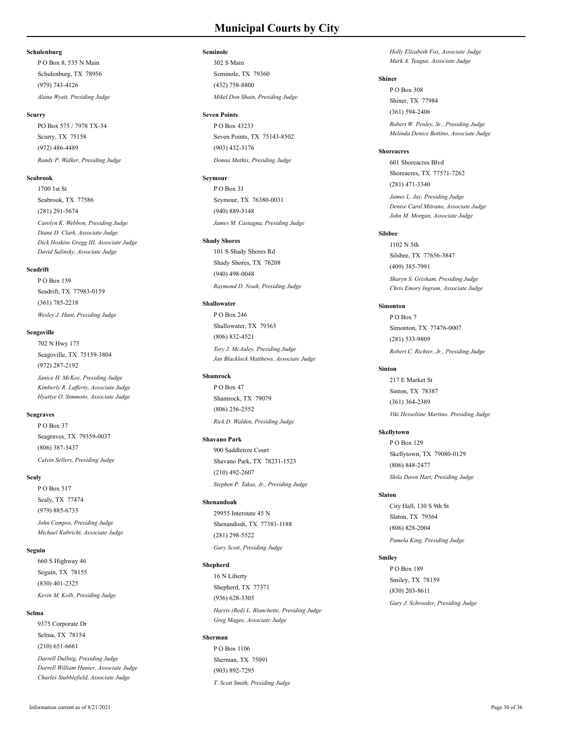# Municipal Courts by City

**Schulenburg**

P O Box 8, 535 N Main
Schulenburg, TX 78956
(979) 743-4126

*Alana Wyatt, Presiding Judge*

**Scurry**

PO Box 575 / 7978 TX-34
Scurry, TX 75158
(972) 486-4489

*Randy P. Walker, Presiding Judge*

**Seabrook**

1700 1st St
Seabrook, TX 77586
(281) 291-5674

*Carolyn K. Webbon, Presiding Judge*
*Diane D. Clark, Associate Judge*
*Dick Hoskins Gregg III, Associate Judge*
*David Salinsky, Associate Judge*

**Seadrift**

P O Box 159
Seadrift, TX 77983-0159
(361) 785-2218

*Wesley J. Hunt, Presiding Judge*

**Seagoville**

702 N Hwy 175
Seagoville, TX 75159-3804
(972) 287-2192

*Janice H. McKee, Presiding Judge*
*Kimberly R. Lafferty, Associate Judge*
*Hyattye O. Simmons, Associate Judge*

**Seagraves**

P O Box 37
Seagraves, TX 79359-0037
(806) 387-3437

*Calvin Sellers, Presiding Judge*

**Sealy**

P O Box 517
Sealy, TX 77474
(979) 885-6733

*John Campos, Presiding Judge*
*Michael Kubricht, Associate Judge*

**Seguin**

660 S Highway 46
Seguin, TX 78155
(830) 401-2325

*Kevin M. Kolb, Presiding Judge*

**Selma**

9375 Corporate Dr
Selma, TX 78154
(210) 651-6661

*Darrell Dullnig, Presiding Judge*
*Darrell William Hunter, Associate Judge*
*Charles Stubblefield, Associate Judge*

**Seminole**

302 S Main
Seminole, TX 79360
(432) 758-8800

*Mikel Don Shain, Presiding Judge*

**Seven Points**

P O Box 43233
Seven Points, TX 75143-8502
(903) 432-3176

*Donna Mathis, Presiding Judge*

**Seymour**

P O Box 31
Seymour, TX 76380-0031
(940) 889-3148

*James M. Castagna, Presiding Judge*

**Shady Shores**

101 S Shady Shores Rd
Shady Shores, TX 76208
(940) 498-0048

*Raymond D. Noah, Presiding Judge*

**Shallowater**

P O Box 246
Shallowater, TX 79363
(806) 832-4521

*Tory J. McAuley, Presiding Judge*
*Jan Blacklock Matthews, Associate Judge*

**Shamrock**

P O Box 47
Shamrock, TX 79079
(806) 256-2552

*Rick D. Walden, Presiding Judge*

**Shavano Park**

900 Saddletree Court
Shavano Park, TX 78231-1523
(210) 492-2607

*Stephen P. Takas, Jr., Presiding Judge*

**Shenandoah**

29955 Interstate 45 N
Shenandoah, TX 77381-1188
(281) 298-5522

*Gary Scott, Presiding Judge*

**Shepherd**

16 N Liberty
Shepherd, TX 77371
(936) 628-3305

*Harris (Red) L. Blanchette, Presiding Judge*
*Greg Magee, Associate Judge*

**Sherman**

P O Box 1106
Sherman, TX 75091
(903) 892-7295

*T. Scott Smith, Presiding Judge*
*Holly Elizabeth Fox, Associate Judge*
*Mark A. Teague, Associate Judge*

**Shiner**

P O Box 308
Shiner, TX 77984
(361) 594-2406

*Robert W. Penley, Sr., Presiding Judge*
*Melinda Denice Bottino, Associate Judge*

**Shoreacres**

601 Shoreacres Blvd
Shoreacres, TX 77571-7262
(281) 471-3340

*James L. Jay, Presiding Judge*
*Denise Carol Mitrano, Associate Judge*
*John M. Morgan, Associate Judge*

**Silsbee**

1102 N 5th
Silsbee, TX 77656-3847
(409) 385-7991

*Sharyn S. Grisham, Presiding Judge*
*Chris Emory Ingram, Associate Judge*

**Simonton**

P O Box 7
Simonton, TX 77476-0007
(281) 533-9809

*Robert C. Richter, Jr., Presiding Judge*

**Sinton**

217 E Market St
Sinton, TX 78387
(361) 364-2389

*Viki Hesseltine Martino, Presiding Judge*

**Skellytown**

P O Box 129
Skellytown, TX 79080-0129
(806) 848-2477

*Shila Dawn Hart, Presiding Judge*

**Slaton**

City Hall, 130 S 9th St
Slaton, TX 79364
(806) 828-2004

*Pamela King, Presiding Judge*

**Smiley**

P O Box 189
Smiley, TX 78159
(830) 203-8611

*Gary J. Schroeder, Presiding Judge*

Information current as of 8/21/2021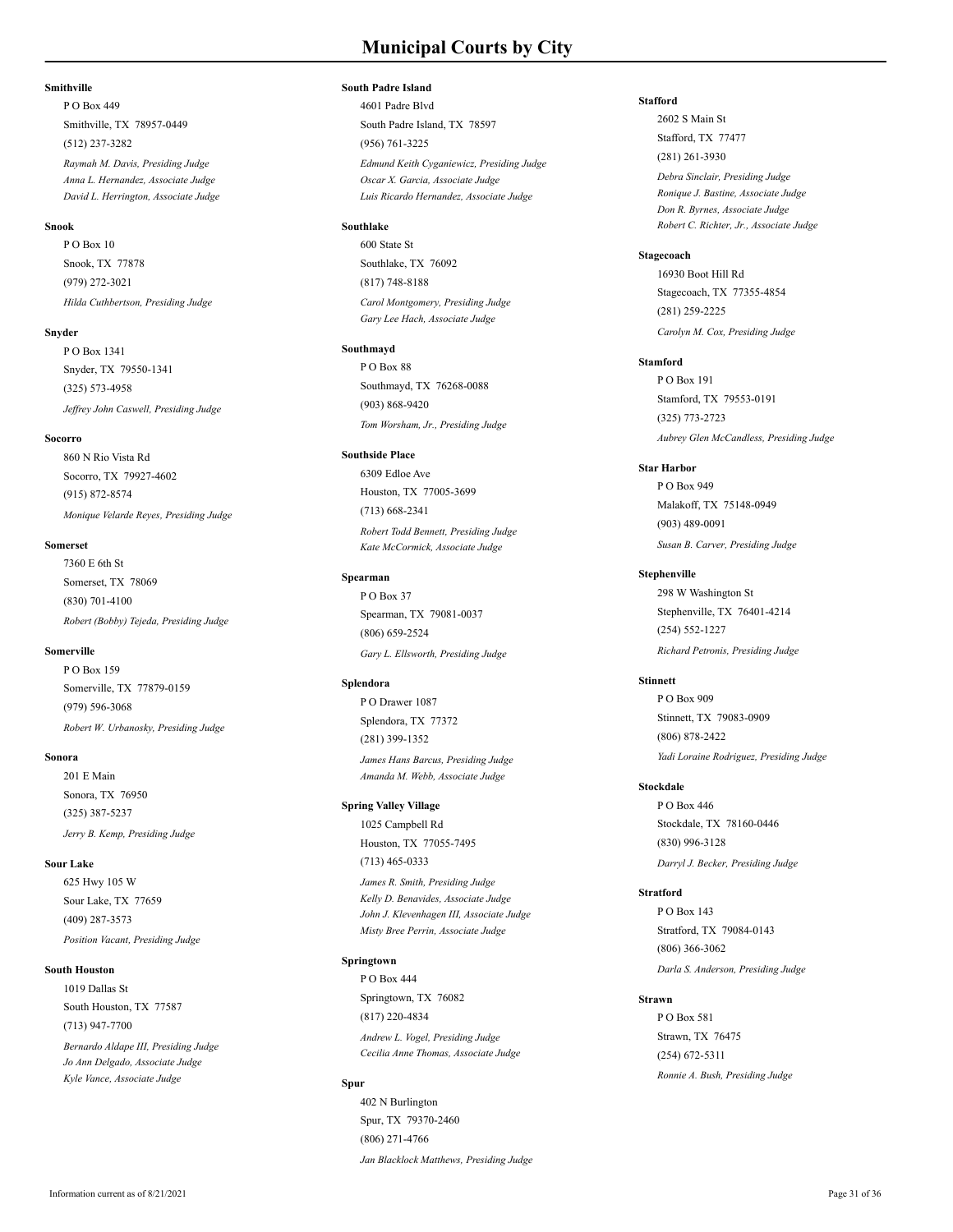# Municipal Courts by City

**Smithville**

P O Box 449
Smithville, TX 78957-0449
(512) 237-3282

*Raymah M. Davis, Presiding Judge*
*Anna L. Hernandez, Associate Judge*
*David L. Herrington, Associate Judge*

**Snook**

P O Box 10
Snook, TX 77878
(979) 272-3021

*Hilda Cuthbertson, Presiding Judge*

**Snyder**

P O Box 1341
Snyder, TX 79550-1341
(325) 573-4958

*Jeffrey John Caswell, Presiding Judge*

**Socorro**

860 N Rio Vista Rd
Socorro, TX 79927-4602
(915) 872-8574

*Monique Velarde Reyes, Presiding Judge*

**Somerset**

7360 E 6th St
Somerset, TX 78069
(830) 701-4100

*Robert (Bobby) Tejeda, Presiding Judge*

**Somerville**

P O Box 159
Somerville, TX 77879-0159
(979) 596-3068

*Robert W. Urbanosky, Presiding Judge*

**Sonora**

201 E Main
Sonora, TX 76950
(325) 387-5237

*Jerry B. Kemp, Presiding Judge*

**Sour Lake**

625 Hwy 105 W
Sour Lake, TX 77659
(409) 287-3573

*Position Vacant, Presiding Judge*

**South Houston**

1019 Dallas St
South Houston, TX 77587
(713) 947-7700

*Bernardo Aldape III, Presiding Judge*
*Jo Ann Delgado, Associate Judge*
*Kyle Vance, Associate Judge*

**South Padre Island**

4601 Padre Blvd
South Padre Island, TX 78597
(956) 761-3225

*Edmund Keith Cyganiewicz, Presiding Judge*
*Oscar X. Garcia, Associate Judge*
*Luis Ricardo Hernandez, Associate Judge*

**Southlake**

600 State St
Southlake, TX 76092
(817) 748-8188

*Carol Montgomery, Presiding Judge*
*Gary Lee Hach, Associate Judge*

**Southmayd**

P O Box 88
Southmayd, TX 76268-0088
(903) 868-9420

*Tom Worsham, Jr., Presiding Judge*

**Southside Place**

6309 Edloe Ave
Houston, TX 77005-3699
(713) 668-2341

*Robert Todd Bennett, Presiding Judge*
*Kate McCormick, Associate Judge*

**Spearman**

P O Box 37
Spearman, TX 79081-0037
(806) 659-2524

*Gary L. Ellsworth, Presiding Judge*

**Splendora**

P O Drawer 1087
Splendora, TX 77372
(281) 399-1352

*James Hans Barcus, Presiding Judge*
*Amanda M. Webb, Associate Judge*

**Spring Valley Village**

1025 Campbell Rd
Houston, TX 77055-7495
(713) 465-0333

*James R. Smith, Presiding Judge*
*Kelly D. Benavides, Associate Judge*
*John J. Klevenhagen III, Associate Judge*
*Misty Bree Perrin, Associate Judge*

**Springtown**

P O Box 444
Springtown, TX 76082
(817) 220-4834

*Andrew L. Vogel, Presiding Judge*
*Cecilia Anne Thomas, Associate Judge*

**Spur**

402 N Burlington
Spur, TX 79370-2460
(806) 271-4766

*Jan Blacklock Matthews, Presiding Judge*

**Stafford**

2602 S Main St
Stafford, TX 77477
(281) 261-3930

*Debra Sinclair, Presiding Judge*
*Ronique J. Bastine, Associate Judge*
*Don R. Byrnes, Associate Judge*
*Robert C. Richter, Jr., Associate Judge*

**Stagecoach**

16930 Boot Hill Rd
Stagecoach, TX 77355-4854
(281) 259-2225

*Carolyn M. Cox, Presiding Judge*

**Stamford**

P O Box 191
Stamford, TX 79553-0191
(325) 773-2723

*Aubrey Glen McCandless, Presiding Judge*

**Star Harbor**

P O Box 949
Malakoff, TX 75148-0949
(903) 489-0091

*Susan B. Carver, Presiding Judge*

**Stephenville**

298 W Washington St
Stephenville, TX 76401-4214
(254) 552-1227

*Richard Petronis, Presiding Judge*

**Stinnett**

P O Box 909
Stinnett, TX 79083-0909
(806) 878-2422

*Yadi Loraine Rodriguez, Presiding Judge*

**Stockdale**

P O Box 446
Stockdale, TX 78160-0446
(830) 996-3128

*Darryl J. Becker, Presiding Judge*

**Stratford**

P O Box 143
Stratford, TX 79084-0143
(806) 366-3062

*Darla S. Anderson, Presiding Judge*

**Strawn**

P O Box 581
Strawn, TX 76475
(254) 672-5311

*Ronnie A. Bush, Presiding Judge*

Information current as of 8/21/2021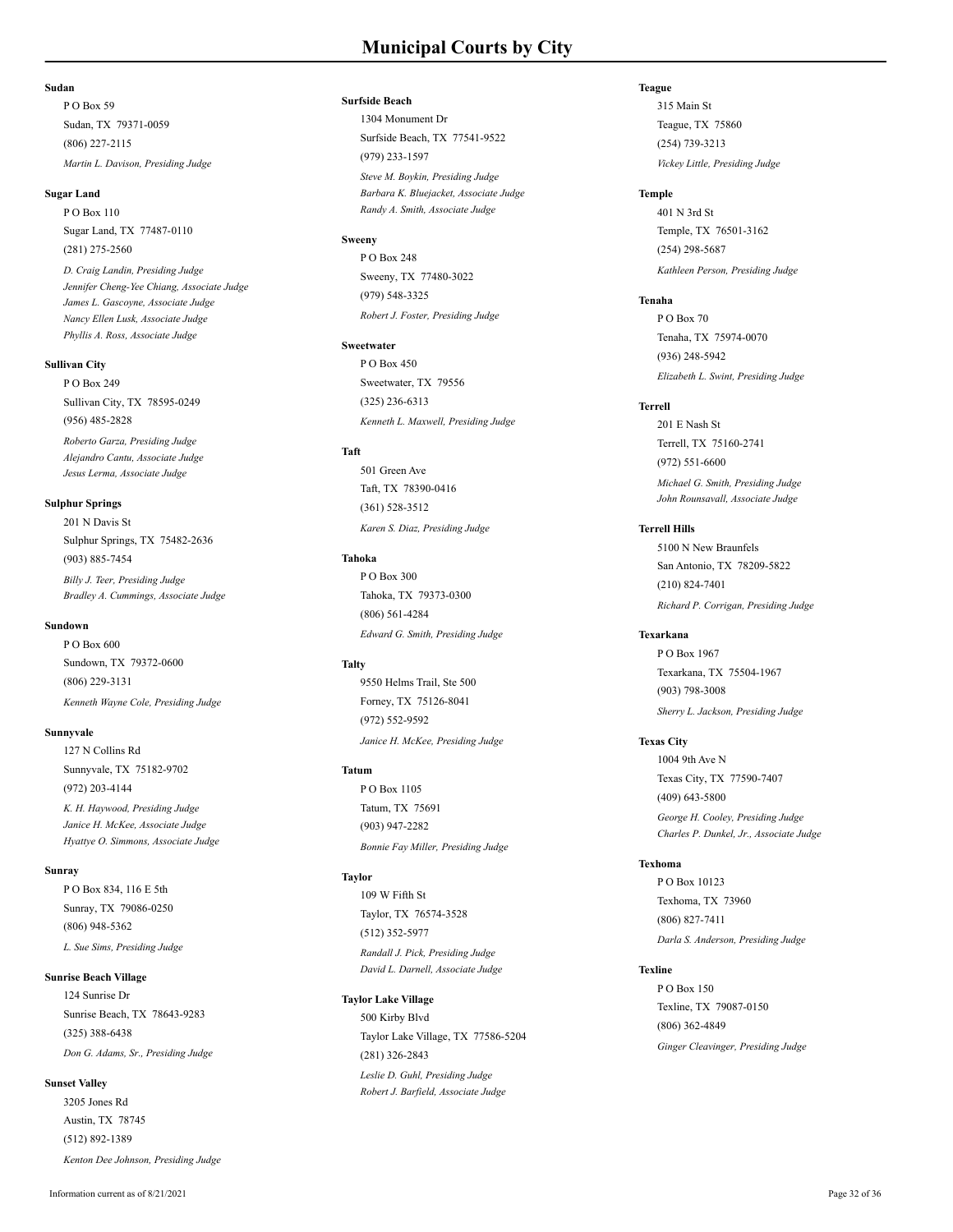# Municipal Courts by City

**Sudan**
P O Box 59
Sudan, TX 79371-0059
(806) 227-2115
*Martin L. Davison, Presiding Judge*

**Sugar Land**
P O Box 110
Sugar Land, TX 77487-0110
(281) 275-2560
*D. Craig Landin, Presiding Judge*
*Jennifer Cheng-Yee Chiang, Associate Judge*
*James L. Gascoyne, Associate Judge*
*Nancy Ellen Lusk, Associate Judge*
*Phyllis A. Ross, Associate Judge*

**Sullivan City**
P O Box 249
Sullivan City, TX 78595-0249
(956) 485-2828
*Roberto Garza, Presiding Judge*
*Alejandro Cantu, Associate Judge*
*Jesus Lerma, Associate Judge*

**Sulphur Springs**
201 N Davis St
Sulphur Springs, TX 75482-2636
(903) 885-7454
*Billy J. Teer, Presiding Judge*
*Bradley A. Cummings, Associate Judge*

**Sundown**
P O Box 600
Sundown, TX 79372-0600
(806) 229-3131
*Kenneth Wayne Cole, Presiding Judge*

**Sunnyvale**
127 N Collins Rd
Sunnyvale, TX 75182-9702
(972) 203-4144
*K. H. Haywood, Presiding Judge*
*Janice H. McKee, Associate Judge*
*Hyattye O. Simmons, Associate Judge*

**Sunray**
P O Box 834, 116 E 5th
Sunray, TX 79086-0250
(806) 948-5362
*L. Sue Sims, Presiding Judge*

**Sunrise Beach Village**
124 Sunrise Dr
Sunrise Beach, TX 78643-9283
(325) 388-6438
*Don G. Adams, Sr., Presiding Judge*

**Sunset Valley**
3205 Jones Rd
Austin, TX 78745
(512) 892-1389
*Kenton Dee Johnson, Presiding Judge*

**Surfside Beach**
1304 Monument Dr
Surfside Beach, TX 77541-9522
(979) 233-1597
*Steve M. Boykin, Presiding Judge*
*Barbara K. Bluejacket, Associate Judge*
*Randy A. Smith, Associate Judge*

**Sweeny**
P O Box 248
Sweeny, TX 77480-3022
(979) 548-3325
*Robert J. Foster, Presiding Judge*

**Sweetwater**
P O Box 450
Sweetwater, TX 79556
(325) 236-6313
*Kenneth L. Maxwell, Presiding Judge*

**Taft**
501 Green Ave
Taft, TX 78390-0416
(361) 528-3512
*Karen S. Diaz, Presiding Judge*

**Tahoka**
P O Box 300
Tahoka, TX 79373-0300
(806) 561-4284
*Edward G. Smith, Presiding Judge*

**Talty**
9550 Helms Trail, Ste 500
Forney, TX 75126-8041
(972) 552-9592
*Janice H. McKee, Presiding Judge*

**Tatum**
P O Box 1105
Tatum, TX 75691
(903) 947-2282
*Bonnie Fay Miller, Presiding Judge*

**Taylor**
109 W Fifth St
Taylor, TX 76574-3528
(512) 352-5977
*Randall J. Pick, Presiding Judge*
*David L. Darnell, Associate Judge*

**Taylor Lake Village**
500 Kirby Blvd
Taylor Lake Village, TX 77586-5204
(281) 326-2843
*Leslie D. Guhl, Presiding Judge*
*Robert J. Barfield, Associate Judge*

**Teague**
315 Main St
Teague, TX 75860
(254) 739-3213
*Vickey Little, Presiding Judge*

**Temple**
401 N 3rd St
Temple, TX 76501-3162
(254) 298-5687
*Kathleen Person, Presiding Judge*

**Tenaha**
P O Box 70
Tenaha, TX 75974-0070
(936) 248-5942
*Elizabeth L. Swint, Presiding Judge*

**Terrell**
201 E Nash St
Terrell, TX 75160-2741
(972) 551-6600
*Michael G. Smith, Presiding Judge*
*John Rounsavall, Associate Judge*

**Terrell Hills**
5100 N New Braunfels
San Antonio, TX 78209-5822
(210) 824-7401
*Richard P. Corrigan, Presiding Judge*

**Texarkana**
P O Box 1967
Texarkana, TX 75504-1967
(903) 798-3008
*Sherry L. Jackson, Presiding Judge*

**Texas City**
1004 9th Ave N
Texas City, TX 77590-7407
(409) 643-5800
*George H. Cooley, Presiding Judge*
*Charles P. Dunkel, Jr., Associate Judge*

**Texhoma**
P O Box 10123
Texhoma, TX 73960
(806) 827-7411
*Darla S. Anderson, Presiding Judge*

**Texline**
P O Box 150
Texline, TX 79087-0150
(806) 362-4849
*Ginger Cleavinger, Presiding Judge*

Information current as of 8/21/2021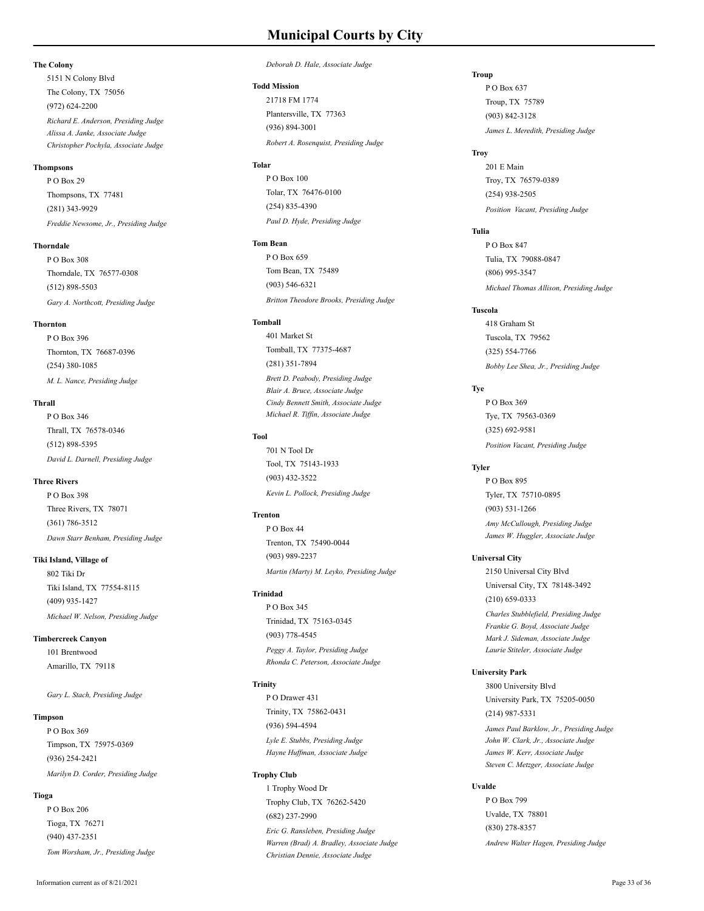# Municipal Courts by City

**The Colony**
5151 N Colony Blvd
The Colony, TX 75056
(972) 624-2200
*Richard E. Anderson, Presiding Judge*
*Alissa A. Janke, Associate Judge*
*Christopher Pochyla, Associate Judge*

**Thompsons**
P O Box 29
Thompsons, TX 77481
(281) 343-9929
*Freddie Newsome, Jr., Presiding Judge*

**Thorndale**
P O Box 308
Thorndale, TX 76577-0308
(512) 898-5503
*Gary A. Northcott, Presiding Judge*

**Thornton**
P O Box 396
Thornton, TX 76687-0396
(254) 380-1085
*M. L. Nance, Presiding Judge*

**Thrall**
P O Box 346
Thrall, TX 76578-0346
(512) 898-5395
*David L. Darnell, Presiding Judge*

**Three Rivers**
P O Box 398
Three Rivers, TX 78071
(361) 786-3512
*Dawn Starr Benham, Presiding Judge*

**Tiki Island, Village of**
802 Tiki Dr
Tiki Island, TX 77554-8115
(409) 935-1427
*Michael W. Nelson, Presiding Judge*

**Timbercreek Canyon**
101 Brentwood
Amarillo, TX 79118

*Gary L. Stach, Presiding Judge*

**Timpson**
P O Box 369
Timpson, TX 75975-0369
(936) 254-2421
*Marilyn D. Corder, Presiding Judge*

**Tioga**
P O Box 206
Tioga, TX 76271
(940) 437-2351
*Tom Worsham, Jr., Presiding Judge*

*Deborah D. Hale, Associate Judge*

**Todd Mission**
21718 FM 1774
Plantersville, TX 77363
(936) 894-3001
*Robert A. Rosenquist, Presiding Judge*

**Tolar**
P O Box 100
Tolar, TX 76476-0100
(254) 835-4390
*Paul D. Hyde, Presiding Judge*

**Tom Bean**
P O Box 659
Tom Bean, TX 75489
(903) 546-6321
*Britton Theodore Brooks, Presiding Judge*

**Tomball**
401 Market St
Tomball, TX 77375-4687
(281) 351-7894
*Brett D. Peabody, Presiding Judge*
*Blair A. Bruce, Associate Judge*
*Cindy Bennett Smith, Associate Judge*
*Michael R. Tiffin, Associate Judge*

**Tool**
701 N Tool Dr
Tool, TX 75143-1933
(903) 432-3522
*Kevin L. Pollock, Presiding Judge*

**Trenton**
P O Box 44
Trenton, TX 75490-0044
(903) 989-2237
*Martin (Marty) M. Leyko, Presiding Judge*

**Trinidad**
P O Box 345
Trinidad, TX 75163-0345
(903) 778-4545
*Peggy A. Taylor, Presiding Judge*
*Rhonda C. Peterson, Associate Judge*

**Trinity**
P O Drawer 431
Trinity, TX 75862-0431
(936) 594-4594
*Lyle E. Stubbs, Presiding Judge*
*Hayne Huffman, Associate Judge*

**Trophy Club**
1 Trophy Wood Dr
Trophy Club, TX 76262-5420
(682) 237-2990
*Eric G. Ransleben, Presiding Judge*
*Warren (Brad) A. Bradley, Associate Judge*
*Christian Dennie, Associate Judge*

**Troup**
P O Box 637
Troup, TX 75789
(903) 842-3128
*James L. Meredith, Presiding Judge*

**Troy**
201 E Main
Troy, TX 76579-0389
(254) 938-2505
*Position Vacant, Presiding Judge*

**Tulia**
P O Box 847
Tulia, TX 79088-0847
(806) 995-3547
*Michael Thomas Allison, Presiding Judge*

**Tuscola**
418 Graham St
Tuscola, TX 79562
(325) 554-7766
*Bobby Lee Shea, Jr., Presiding Judge*

**Tye**
P O Box 369
Tye, TX 79563-0369
(325) 692-9581
*Position Vacant, Presiding Judge*

**Tyler**
P O Box 895
Tyler, TX 75710-0895
(903) 531-1266
*Amy McCullough, Presiding Judge*
*James W. Huggler, Associate Judge*

**Universal City**
2150 Universal City Blvd
Universal City, TX 78148-3492
(210) 659-0333
*Charles Stubblefield, Presiding Judge*
*Frankie G. Boyd, Associate Judge*
*Mark J. Sideman, Associate Judge*
*Laurie Stiteler, Associate Judge*

**University Park**
3800 University Blvd
University Park, TX 75205-0050
(214) 987-5331
*James Paul Barklow, Jr., Presiding Judge*
*John W. Clark, Jr., Associate Judge*
*James W. Kerr, Associate Judge*
*Steven C. Metzger, Associate Judge*

**Uvalde**
P O Box 799
Uvalde, TX 78801
(830) 278-8357
*Andrew Walter Hagen, Presiding Judge*

Information current as of 8/21/2021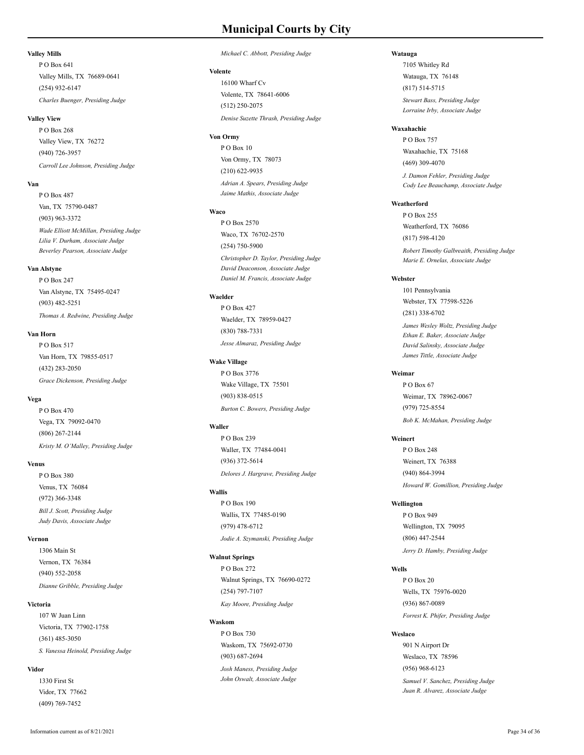# Municipal Courts by City

**Valley Mills**

P O Box 641
Valley Mills, TX 76689-0641
(254) 932-6147
*Charles Buenger, Presiding Judge*

**Valley View**

P O Box 268
Valley View, TX 76272
(940) 726-3957
*Carroll Lee Johnson, Presiding Judge*

**Van**

P O Box 487
Van, TX 75790-0487
(903) 963-3372
*Wade Elliott McMillan, Presiding Judge*
*Lilia V. Durham, Associate Judge*
*Beverley Pearson, Associate Judge*

**Van Alstyne**

P O Box 247
Van Alstyne, TX 75495-0247
(903) 482-5251
*Thomas A. Redwine, Presiding Judge*

**Van Horn**

P O Box 517
Van Horn, TX 79855-0517
(432) 283-2050
*Grace Dickenson, Presiding Judge*

**Vega**

P O Box 470
Vega, TX 79092-0470
(806) 267-2144
*Kristy M. O'Malley, Presiding Judge*

**Venus**

P O Box 380
Venus, TX 76084
(972) 366-3348
*Bill J. Scott, Presiding Judge*
*Judy Davis, Associate Judge*

**Vernon**

1306 Main St
Vernon, TX 76384
(940) 552-2058
*Dianne Gribble, Presiding Judge*

**Victoria**

107 W Juan Linn
Victoria, TX 77902-1758
(361) 485-3050
*S. Vanessa Heinold, Presiding Judge*

**Vidor**

1330 First St
Vidor, TX 77662
(409) 769-7452
*Michael C. Abbott, Presiding Judge*

**Volente**

16100 Wharf Cv
Volente, TX 78641-6006
(512) 250-2075
*Denise Suzette Thrash, Presiding Judge*

**Von Ormy**

P O Box 10
Von Ormy, TX 78073
(210) 622-9935
*Adrian A. Spears, Presiding Judge*
*Jaime Mathis, Associate Judge*

**Waco**

P O Box 2570
Waco, TX 76702-2570
(254) 750-5900
*Christopher D. Taylor, Presiding Judge*
*David Deaconson, Associate Judge*
*Daniel M. Francis, Associate Judge*

**Waelder**

P O Box 427
Waelder, TX 78959-0427
(830) 788-7331
*Jesse Almaraz, Presiding Judge*

**Wake Village**

P O Box 3776
Wake Village, TX 75501
(903) 838-0515
*Burton C. Bowers, Presiding Judge*

**Waller**

P O Box 239
Waller, TX 77484-0041
(936) 372-5614
*Delores J. Hargrave, Presiding Judge*

**Wallis**

P O Box 190
Wallis, TX 77485-0190
(979) 478-6712
*Jodie A. Szymanski, Presiding Judge*

**Walnut Springs**

P O Box 272
Walnut Springs, TX 76690-0272
(254) 797-7107
*Kay Moore, Presiding Judge*

**Waskom**

P O Box 730
Waskom, TX 75692-0730
(903) 687-2694
*Josh Maness, Presiding Judge*
*John Oswalt, Associate Judge*

**Watauga**

7105 Whitley Rd
Watauga, TX 76148
(817) 514-5715
*Stewart Bass, Presiding Judge*
*Lorraine Irby, Associate Judge*

**Waxahachie**

P O Box 757
Waxahachie, TX 75168
(469) 309-4070
*J. Damon Fehler, Presiding Judge*
*Cody Lee Beauchamp, Associate Judge*

**Weatherford**

P O Box 255
Weatherford, TX 76086
(817) 598-4120
*Robert Timothy Galbreaith, Presiding Judge*
*Marie E. Ornelas, Associate Judge*

**Webster**

101 Pennsylvania
Webster, TX 77598-5226
(281) 338-6702
*James Wesley Woltz, Presiding Judge*
*Ethan E. Baker, Associate Judge*
*David Salinsky, Associate Judge*
*James Tittle, Associate Judge*

**Weimar**

P O Box 67
Weimar, TX 78962-0067
(979) 725-8554
*Bob K. McMahan, Presiding Judge*

**Weinert**

P O Box 248
Weinert, TX 76388
(940) 864-3994
*Howard W. Gomillion, Presiding Judge*

**Wellington**

P O Box 949
Wellington, TX 79095
(806) 447-2544
*Jerry D. Hamby, Presiding Judge*

**Wells**

P O Box 20
Wells, TX 75976-0020
(936) 867-0089
*Forrest K. Phifer, Presiding Judge*

**Weslaco**

901 N Airport Dr
Weslaco, TX 78596
(956) 968-6123
*Samuel V. Sanchez, Presiding Judge*
*Juan R. Alvarez, Associate Judge*

Information current as of 8/21/2021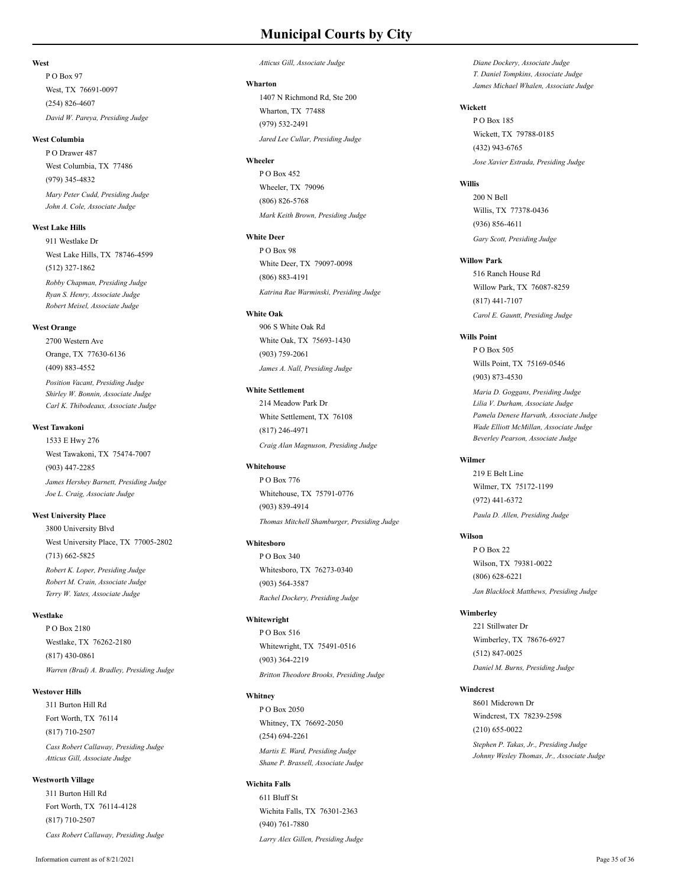# Municipal Courts by City

**West**
P O Box 97
West, TX 76691-0097
(254) 826-4607
*David W. Pareya, Presiding Judge*

**West Columbia**
P O Drawer 487
West Columbia, TX 77486
(979) 345-4832
*Mary Peter Cudd, Presiding Judge*
*John A. Cole, Associate Judge*

**West Lake Hills**
911 Westlake Dr
West Lake Hills, TX 78746-4599
(512) 327-1862
*Robby Chapman, Presiding Judge*
*Ryan S. Henry, Associate Judge*
*Robert Meisel, Associate Judge*

**West Orange**
2700 Western Ave
Orange, TX 77630-6136
(409) 883-4552
*Position Vacant, Presiding Judge*
*Shirley W. Bonnin, Associate Judge*
*Carl K. Thibodeaux, Associate Judge*

**West Tawakoni**
1533 E Hwy 276
West Tawakoni, TX 75474-7007
(903) 447-2285
*James Hershey Barnett, Presiding Judge*
*Joe L. Craig, Associate Judge*

**West University Place**
3800 University Blvd
West University Place, TX 77005-2802
(713) 662-5825
*Robert K. Loper, Presiding Judge*
*Robert M. Crain, Associate Judge*
*Terry W. Yates, Associate Judge*

**Westlake**
P O Box 2180
Westlake, TX 76262-2180
(817) 430-0861
*Warren (Brad) A. Bradley, Presiding Judge*

**Westover Hills**
311 Burton Hill Rd
Fort Worth, TX 76114
(817) 710-2507
*Cass Robert Callaway, Presiding Judge*
*Atticus Gill, Associate Judge*

**Westworth Village**
311 Burton Hill Rd
Fort Worth, TX 76114-4128
(817) 710-2507
*Cass Robert Callaway, Presiding Judge*
*Atticus Gill, Associate Judge*

**Wharton**
1407 N Richmond Rd, Ste 200
Wharton, TX 77488
(979) 532-2491
*Jared Lee Cullar, Presiding Judge*

**Wheeler**
P O Box 452
Wheeler, TX 79096
(806) 826-5768
*Mark Keith Brown, Presiding Judge*

**White Deer**
P O Box 98
White Deer, TX 79097-0098
(806) 883-4191
*Katrina Rae Warminski, Presiding Judge*

**White Oak**
906 S White Oak Rd
White Oak, TX 75693-1430
(903) 759-2061
*James A. Nall, Presiding Judge*

**White Settlement**
214 Meadow Park Dr
White Settlement, TX 76108
(817) 246-4971
*Craig Alan Magnuson, Presiding Judge*

**Whitehouse**
P O Box 776
Whitehouse, TX 75791-0776
(903) 839-4914
*Thomas Mitchell Shamburger, Presiding Judge*

**Whitesboro**
P O Box 340
Whitesboro, TX 76273-0340
(903) 564-3587
*Rachel Dockery, Presiding Judge*

**Whitewright**
P O Box 516
Whitewright, TX 75491-0516
(903) 364-2219
*Britton Theodore Brooks, Presiding Judge*

**Whitney**
P O Box 2050
Whitney, TX 76692-2050
(254) 694-2261
*Martis E. Ward, Presiding Judge*
*Shane P. Brassell, Associate Judge*

**Wichita Falls**
611 Bluff St
Wichita Falls, TX 76301-2363
(940) 761-7880
*Larry Alex Gillen, Presiding Judge*
*Diane Dockery, Associate Judge*
*T. Daniel Tompkins, Associate Judge*
*James Michael Whalen, Associate Judge*

**Wickett**
P O Box 185
Wickett, TX 79788-0185
(432) 943-6765
*Jose Xavier Estrada, Presiding Judge*

**Willis**
200 N Bell
Willis, TX 77378-0436
(936) 856-4611
*Gary Scott, Presiding Judge*

**Willow Park**
516 Ranch House Rd
Willow Park, TX 76087-8259
(817) 441-7107
*Carol E. Gauntt, Presiding Judge*

**Wills Point**
P O Box 505
Wills Point, TX 75169-0546
(903) 873-4530
*Maria D. Goggans, Presiding Judge*
*Lilia V. Durham, Associate Judge*
*Pamela Denese Harvath, Associate Judge*
*Wade Elliott McMillan, Associate Judge*
*Beverley Pearson, Associate Judge*

**Wilmer**
219 E Belt Line
Wilmer, TX 75172-1199
(972) 441-6372
*Paula D. Allen, Presiding Judge*

**Wilson**
P O Box 22
Wilson, TX 79381-0022
(806) 628-6221
*Jan Blacklock Matthews, Presiding Judge*

**Wimberley**
221 Stillwater Dr
Wimberley, TX 78676-6927
(512) 847-0025
*Daniel M. Burns, Presiding Judge*

**Windcrest**
8601 Midcrown Dr
Windcrest, TX 78239-2598
(210) 655-0022
*Stephen P. Takas, Jr., Presiding Judge*
*Johnny Wesley Thomas, Jr., Associate Judge*

Information current as of 8/21/2021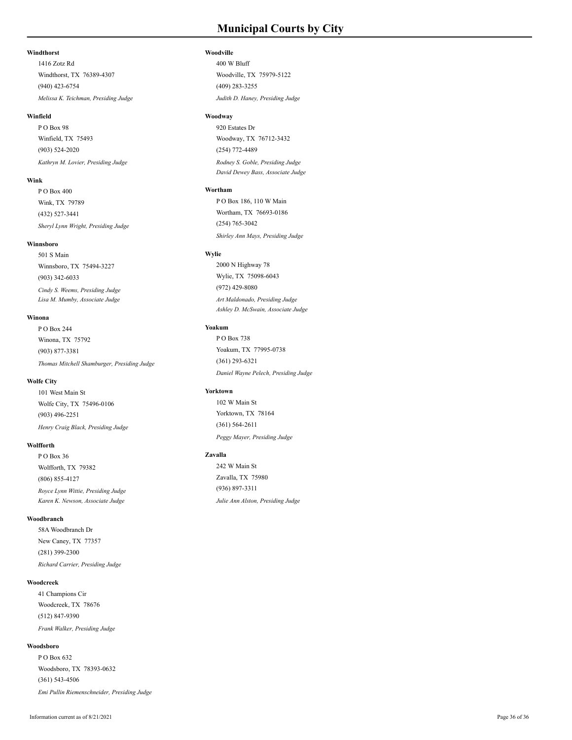# Municipal Courts by City

**Windthorst**

1416 Zotz Rd
Windthorst, TX 76389-4307
(940) 423-6754
*Melissa K. Teichman, Presiding Judge*

**Winfield**

P O Box 98
Winfield, TX 75493
(903) 524-2020
*Kathryn M. Lovier, Presiding Judge*

**Wink**

P O Box 400
Wink, TX 79789
(432) 527-3441
*Sheryl Lynn Wright, Presiding Judge*

**Winnsboro**

501 S Main
Winnsboro, TX 75494-3227
(903) 342-6033
*Cindy S. Weems, Presiding Judge*
*Lisa M. Mumby, Associate Judge*

**Winona**

P O Box 244
Winona, TX 75792
(903) 877-3381
*Thomas Mitchell Shamburger, Presiding Judge*

**Wolfe City**

101 West Main St
Wolfe City, TX 75496-0106
(903) 496-2251
*Henry Craig Black, Presiding Judge*

**Wolfforth**

P O Box 36
Wolfforth, TX 79382
(806) 855-4127
*Royce Lynn Wittie, Presiding Judge*
*Karen K. Newson, Associate Judge*

**Woodbranch**

58A Woodbranch Dr
New Caney, TX 77357
(281) 399-2300
*Richard Carrier, Presiding Judge*

**Woodcreek**

41 Champions Cir
Woodcreek, TX 78676
(512) 847-9390
*Frank Walker, Presiding Judge*

**Woodsboro**

P O Box 632
Woodsboro, TX 78393-0632
(361) 543-4506
*Emi Pullin Riemenschneider, Presiding Judge*

**Woodville**

400 W Bluff
Woodville, TX 75979-5122
(409) 283-3255
*Judith D. Haney, Presiding Judge*

**Woodway**

920 Estates Dr
Woodway, TX 76712-3432
(254) 772-4489
*Rodney S. Goble, Presiding Judge*
*David Dewey Bass, Associate Judge*

**Wortham**

P O Box 186, 110 W Main
Wortham, TX 76693-0186
(254) 765-3042
*Shirley Ann Mays, Presiding Judge*

**Wylie**

2000 N Highway 78
Wylie, TX 75098-6043
(972) 429-8080
*Art Maldonado, Presiding Judge*
*Ashley D. McSwain, Associate Judge*

**Yoakum**

P O Box 738
Yoakum, TX 77995-0738
(361) 293-6321
*Daniel Wayne Pelech, Presiding Judge*

**Yorktown**

102 W Main St
Yorktown, TX 78164
(361) 564-2611
*Peggy Mayer, Presiding Judge*

**Zavalla**

242 W Main St
Zavalla, TX 75980
(936) 897-3311
*Julie Ann Alston, Presiding Judge*

Information current as of 8/21/2021